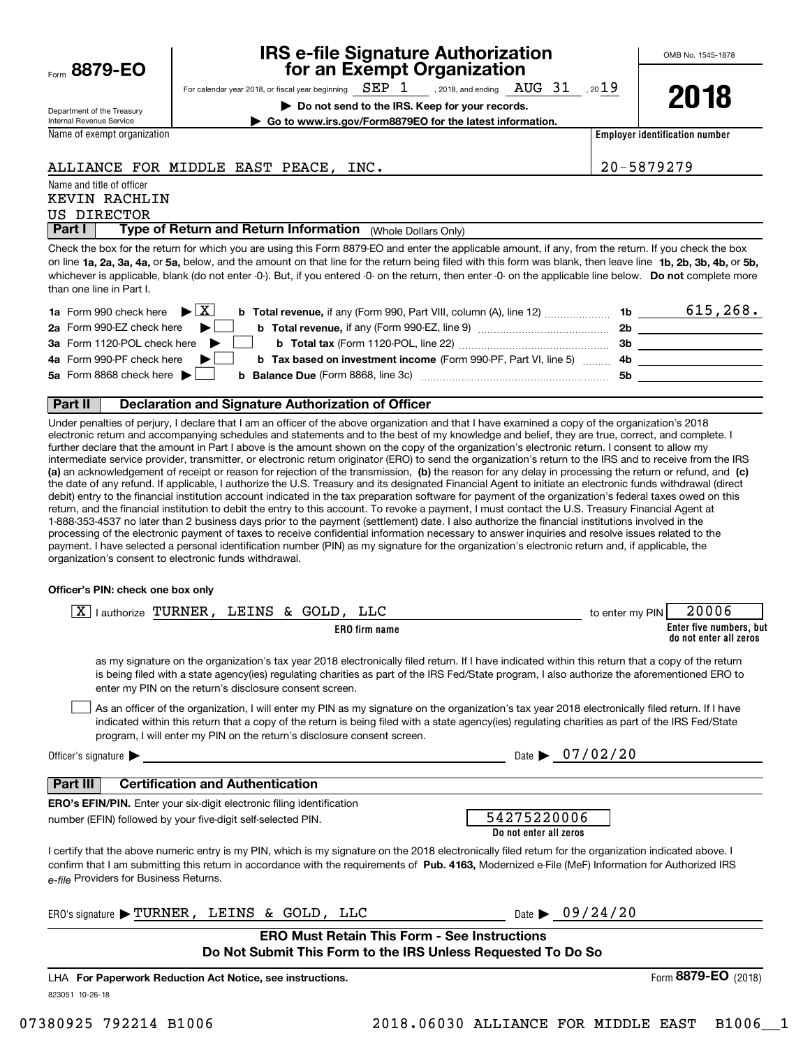Form **8879-EO**

# IRS e-file Signature Authorization for an Exempt Organization

OMB No. 1545-1878

For calendar year 2018, or fiscal year beginning SEP 1, 2018, and ending AUG 31, 2019

**2018**

Department of the Treasury
Internal Revenue Service

▶ **Do not send to the IRS. Keep for your records.**

▶ **Go to www.irs.gov/Form8879EO for the latest information.**

| Name of exempt organization | Employer identification number |
|---|---|
| ALLIANCE FOR MIDDLE EAST PEACE, INC. | 20-5879279 |

Name and title of officer
KEVIN RACHLIN
US DIRECTOR

## Part I — Type of Return and Return Information (Whole Dollars Only)

Check the box for the return for which you are using this Form 8879-EO and enter the applicable amount, if any, from the return. If you check the box on line **1a, 2a, 3a, 4a,** or **5a,** below, and the amount on that line for the return being filed with this form was blank, then leave line **1b, 2b, 3b, 4b,** or **5b,** whichever is applicable, blank (do not enter -0-). But, if you entered -0- on the return, then enter -0- on the applicable line below. **Do not** complete more than one line in Part I.

| | | | |
|---|---|---|---|
| **1a** Form 990 check here ▶ [X] | **b Total revenue,** if any (Form 990, Part VIII, column (A), line 12) | 1b | 615,268. |
| **2a** Form 990-EZ check here ▶ [ ] | **b Total revenue,** if any (Form 990-EZ, line 9) | 2b | |
| **3a** Form 1120-POL check here ▶ [ ] | **b Total tax** (Form 1120-POL, line 22) | 3b | |
| **4a** Form 990-PF check here ▶ [ ] | **b Tax based on investment income** (Form 990-PF, Part VI, line 5) | 4b | |
| **5a** Form 8868 check here ▶ [ ] | **b Balance Due** (Form 8868, line 3c) | 5b | |

## Part II — Declaration and Signature Authorization of Officer

Under penalties of perjury, I declare that I am an officer of the above organization and that I have examined a copy of the organization's 2018 electronic return and accompanying schedules and statements and to the best of my knowledge and belief, they are true, correct, and complete. I further declare that the amount in Part I above is the amount shown on the copy of the organization's electronic return. I consent to allow my intermediate service provider, transmitter, or electronic return originator (ERO) to send the organization's return to the IRS and to receive from the IRS **(a)** an acknowledgement of receipt or reason for rejection of the transmission, **(b)** the reason for any delay in processing the return or refund, and **(c)** the date of any refund. If applicable, I authorize the U.S. Treasury and its designated Financial Agent to initiate an electronic funds withdrawal (direct debit) entry to the financial institution account indicated in the tax preparation software for payment of the organization's federal taxes owed on this return, and the financial institution to debit the entry to this account. To revoke a payment, I must contact the U.S. Treasury Financial Agent at 1-888-353-4537 no later than 2 business days prior to the payment (settlement) date. I also authorize the financial institutions involved in the processing of the electronic payment of taxes to receive confidential information necessary to answer inquiries and resolve issues related to the payment. I have selected a personal identification number (PIN) as my signature for the organization's electronic return and, if applicable, the organization's consent to electronic funds withdrawal.

**Officer's PIN: check one box only**

[X] I authorize TURNER, LEINS & GOLD, LLC (**ERO firm name**) to enter my PIN 20006 (**Enter five numbers, but do not enter all zeros**)

as my signature on the organization's tax year 2018 electronically filed return. If I have indicated within this return that a copy of the return is being filed with a state agency(ies) regulating charities as part of the IRS Fed/State program, I also authorize the aforementioned ERO to enter my PIN on the return's disclosure consent screen.

[ ] As an officer of the organization, I will enter my PIN as my signature on the organization's tax year 2018 electronically filed return. If I have indicated within this return that a copy of the return is being filed with a state agency(ies) regulating charities as part of the IRS Fed/State program, I will enter my PIN on the return's disclosure consent screen.

Officer's signature ▶ ______________________ Date ▶ 07/02/20

## Part III — Certification and Authentication

**ERO's EFIN/PIN.** Enter your six-digit electronic filing identification number (EFIN) followed by your five-digit self-selected PIN.

54275220006
**Do not enter all zeros**

I certify that the above numeric entry is my PIN, which is my signature on the 2018 electronically filed return for the organization indicated above. I confirm that I am submitting this return in accordance with the requirements of **Pub. 4163,** Modernized e-File (MeF) Information for Authorized IRS *e-file* Providers for Business Returns.

ERO's signature ▶ TURNER, LEINS & GOLD, LLC Date ▶ 09/24/20

**ERO Must Retain This Form - See Instructions**
**Do Not Submit This Form to the IRS Unless Requested To Do So**

LHA **For Paperwork Reduction Act Notice, see instructions.** Form **8879-EO** (2018)

823051 10-26-18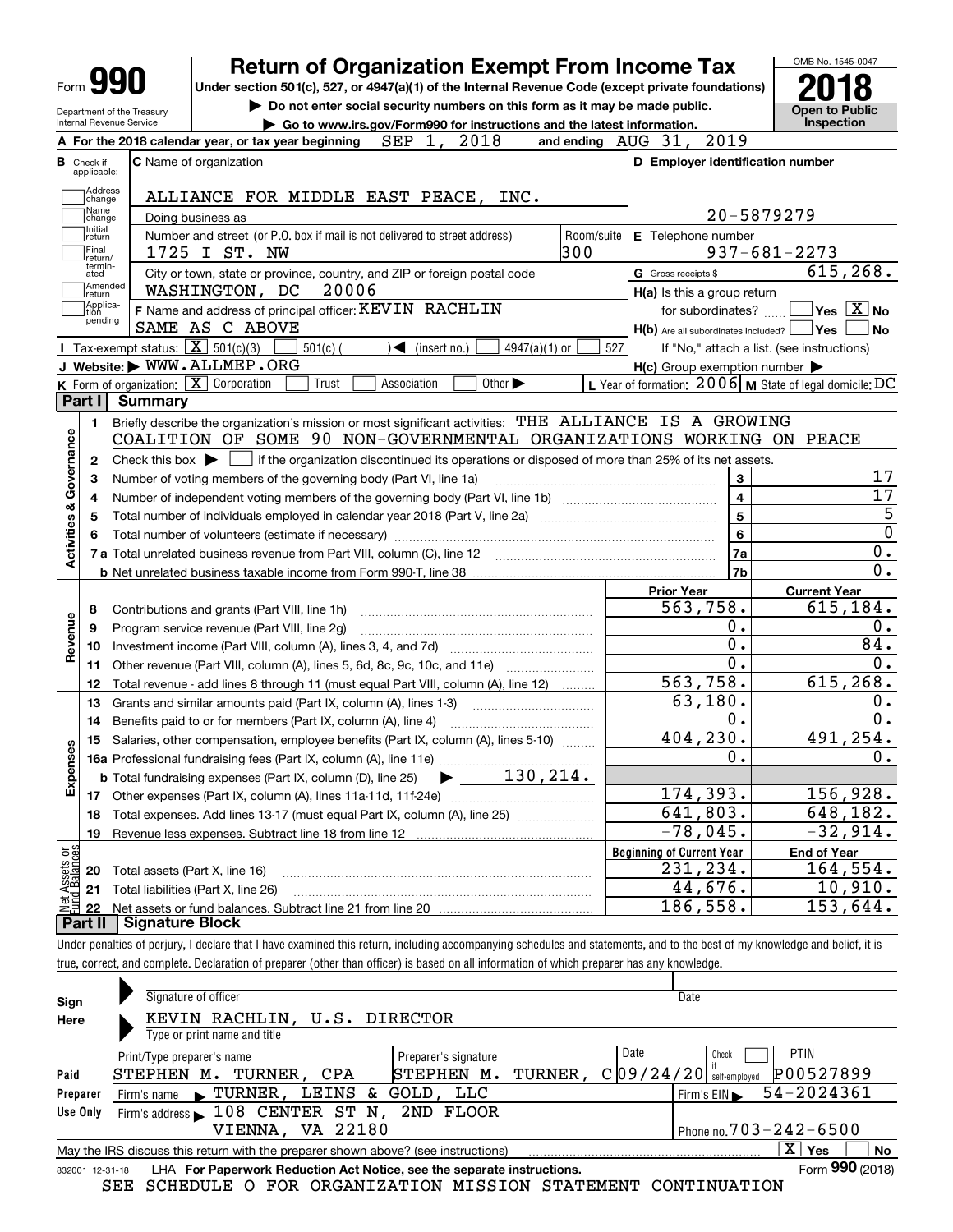# Form 990 — Return of Organization Exempt From Income Tax — 2018

Under section 501(c), 527, or 4947(a)(1) of the Internal Revenue Code (except private foundations)

▶ Do not enter social security numbers on this form as it may be made public.

▶ Go to www.irs.gov/Form990 for instructions and the latest information.

Department of the Treasury, Internal Revenue Service

OMB No. 1545-0047 — **Open to Public Inspection**

**A** For the 2018 calendar year, or tax year beginning SEP 1, 2018 and ending AUG 31, 2019

**B** Check if applicable: Address change / Name change / Initial return / Final return/terminated / Amended return / Application pending

**C** Name of organization: ALLIANCE FOR MIDDLE EAST PEACE, INC.

Doing business as

Number and street (or P.O. box if mail is not delivered to street address): 1725 I ST. NW — Room/suite: 300

City or town, state or province, country, and ZIP or foreign postal code: WASHINGTON, DC 20006

**D** Employer identification number: 20-5879279

**E** Telephone number: 937-681-2273

**G** Gross receipts $ 615,268.

**F** Name and address of principal officer: KEVIN RACHLIN, SAME AS C ABOVE

**H(a)** Is this a group return for subordinates? Yes [ ] No [X]

**H(b)** Are all subordinates included? Yes [ ] No [ ] — If "No," attach a list. (see instructions)

**H(c)** Group exemption number ▶

**I** Tax-exempt status: [X] 501(c)(3) [ ] 501(c) ( ) ◀ (insert no.) [ ] 4947(a)(1) or [ ] 527

**J** Website: ▶ WWW.ALLMEP.ORG

**K** Form of organization: [X] Corporation [ ] Trust [ ] Association [ ] Other ▶

**L** Year of formation: 2006 **M** State of legal domicile: DC

## Part I Summary

**Activities & Governance**

1. Briefly describe the organization's mission or most significant activities: THE ALLIANCE IS A GROWING COALITION OF SOME 90 NON-GOVERNMENTAL ORGANIZATIONS WORKING ON PEACE
2. Check this box ▶ [ ] if the organization discontinued its operations or disposed of more than 25% of its net assets.

| Line | Description | | Value |
|---|---|---|---|
| 3 | Number of voting members of the governing body (Part VI, line 1a) | 3 | 17 |
| 4 | Number of independent voting members of the governing body (Part VI, line 1b) | 4 | 17 |
| 5 | Total number of individuals employed in calendar year 2018 (Part V, line 2a) | 5 | 5 |
| 6 | Total number of volunteers (estimate if necessary) | 6 | 0 |
| 7a | Total unrelated business revenue from Part VIII, column (C), line 12 | 7a | 0. |
| 7b | Net unrelated business taxable income from Form 990-T, line 38 | 7b | 0. |

| Line | Description | Prior Year | Current Year |
|---|---|---|---|
| **Revenue** | | | |
| 8 | Contributions and grants (Part VIII, line 1h) | 563,758. | 615,184. |
| 9 | Program service revenue (Part VIII, line 2g) | 0. | 0. |
| 10 | Investment income (Part VIII, column (A), lines 3, 4, and 7d) | 0. | 84. |
| 11 | Other revenue (Part VIII, column (A), lines 5, 6d, 8c, 9c, 10c, and 11e) | 0. | 0. |
| 12 | Total revenue - add lines 8 through 11 (must equal Part VIII, column (A), line 12) | 563,758. | 615,268. |
| **Expenses** | | | |
| 13 | Grants and similar amounts paid (Part IX, column (A), lines 1-3) | 63,180. | 0. |
| 14 | Benefits paid to or for members (Part IX, column (A), line 4) | 0. | 0. |
| 15 | Salaries, other compensation, employee benefits (Part IX, column (A), lines 5-10) | 404,230. | 491,254. |
| 16a | Professional fundraising fees (Part IX, column (A), line 11e) | 0. | 0. |
| b | Total fundraising expenses (Part IX, column (D), line 25) ▶ 130,214. | | |
| 17 | Other expenses (Part IX, column (A), lines 11a-11d, 11f-24e) | 174,393. | 156,928. |
| 18 | Total expenses. Add lines 13-17 (must equal Part IX, column (A), line 25) | 641,803. | 648,182. |
| 19 | Revenue less expenses. Subtract line 18 from line 12 | -78,045. | -32,914. |

| Line | Net Assets or Fund Balances | Beginning of Current Year | End of Year |
|---|---|---|---|
| 20 | Total assets (Part X, line 16) | 231,234. | 164,554. |
| 21 | Total liabilities (Part X, line 26) | 44,676. | 10,910. |
| 22 | Net assets or fund balances. Subtract line 21 from line 20 | 186,558. | 153,644. |

## Part II Signature Block

Under penalties of perjury, I declare that I have examined this return, including accompanying schedules and statements, and to the best of my knowledge and belief, it is true, correct, and complete. Declaration of preparer (other than officer) is based on all information of which preparer has any knowledge.

**Sign Here**

Signature of officer — Date

KEVIN RACHLIN, U.S. DIRECTOR

Type or print name and title

**Paid Preparer Use Only**

| Print/Type preparer's name | Preparer's signature | Date | Check if self-employed | PTIN |
|---|---|---|---|---|
| STEPHEN M. TURNER, CPA | STEPHEN M. TURNER, C | 09/24/20 | [ ] | P00527899 |

Firm's name ▶ TURNER, LEINS & GOLD, LLC — Firm's EIN ▶ 54-2024361

Firm's address ▶ 108 CENTER ST N, 2ND FLOOR, VIENNA, VA 22180 — Phone no. 703-242-6500

May the IRS discuss this return with the preparer shown above? (see instructions) [X] Yes [ ] No

832001 12-31-18 LHA For Paperwork Reduction Act Notice, see the separate instructions. Form **990** (2018)

SEE SCHEDULE O FOR ORGANIZATION MISSION STATEMENT CONTINUATION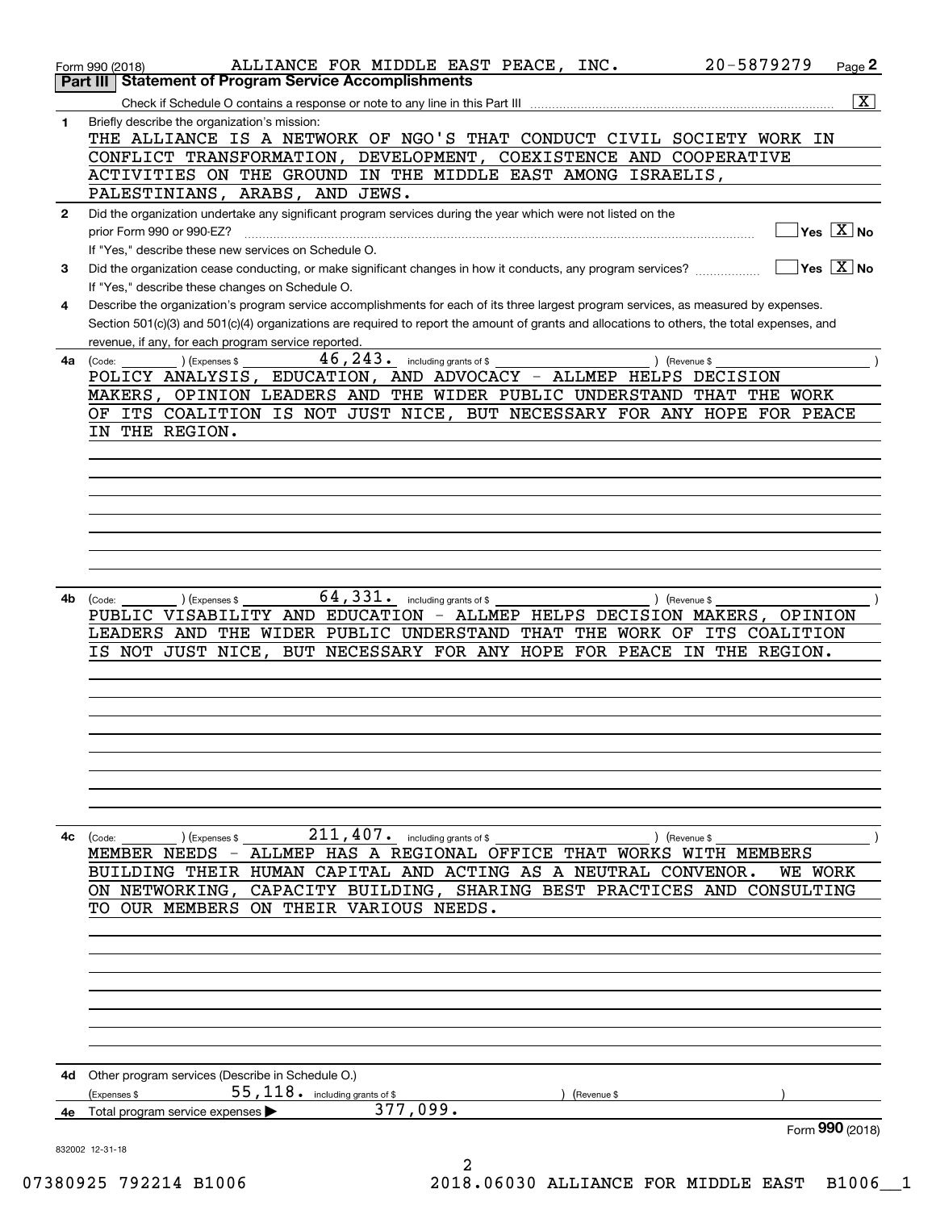Form 990 (2018) ALLIANCE FOR MIDDLE EAST PEACE, INC. 20-5879279 Page **2**

## Part III Statement of Program Service Accomplishments

Check if Schedule O contains a response or note to any line in this Part III .................... [X]

**1** Briefly describe the organization's mission:

THE ALLIANCE IS A NETWORK OF NGO'S THAT CONDUCT CIVIL SOCIETY WORK IN CONFLICT TRANSFORMATION, DEVELOPMENT, COEXISTENCE AND COOPERATIVE ACTIVITIES ON THE GROUND IN THE MIDDLE EAST AMONG ISRAELIS, PALESTINIANS, ARABS, AND JEWS.

**2** Did the organization undertake any significant program services during the year which were not listed on the prior Form 990 or 990-EZ? .................... [ ] Yes [X] No

If "Yes," describe these new services on Schedule O.

**3** Did the organization cease conducting, or make significant changes in how it conducts, any program services? .................... [ ] Yes [X] No

If "Yes," describe these changes on Schedule O.

**4** Describe the organization's program service accomplishments for each of its three largest program services, as measured by expenses. Section 501(c)(3) and 501(c)(4) organizations are required to report the amount of grants and allocations to others, the total expenses, and revenue, if any, for each program service reported.

**4a** (Code: ) (Expenses $ 46,243. including grants of $ ) (Revenue $ )

POLICY ANALYSIS, EDUCATION, AND ADVOCACY - ALLMEP HELPS DECISION MAKERS, OPINION LEADERS AND THE WIDER PUBLIC UNDERSTAND THAT THE WORK OF ITS COALITION IS NOT JUST NICE, BUT NECESSARY FOR ANY HOPE FOR PEACE IN THE REGION.

**4b** (Code: ) (Expenses $ 64,331. including grants of $ ) (Revenue $ )

PUBLIC VISABILITY AND EDUCATION - ALLMEP HELPS DECISION MAKERS, OPINION LEADERS AND THE WIDER PUBLIC UNDERSTAND THAT THE WORK OF ITS COALITION IS NOT JUST NICE, BUT NECESSARY FOR ANY HOPE FOR PEACE IN THE REGION.

**4c** (Code: ) (Expenses $ 211,407. including grants of $ ) (Revenue $ )

MEMBER NEEDS - ALLMEP HAS A REGIONAL OFFICE THAT WORKS WITH MEMBERS BUILDING THEIR HUMAN CAPITAL AND ACTING AS A NEUTRAL CONVENOR. WE WORK ON NETWORKING, CAPACITY BUILDING, SHARING BEST PRACTICES AND CONSULTING TO OUR MEMBERS ON THEIR VARIOUS NEEDS.

**4d** Other program services (Describe in Schedule O.)

(Expenses $ 55,118. including grants of $ ) (Revenue $ )

**4e** Total program service expenses ▶ 377,099.

Form **990** (2018)

832002 12-31-18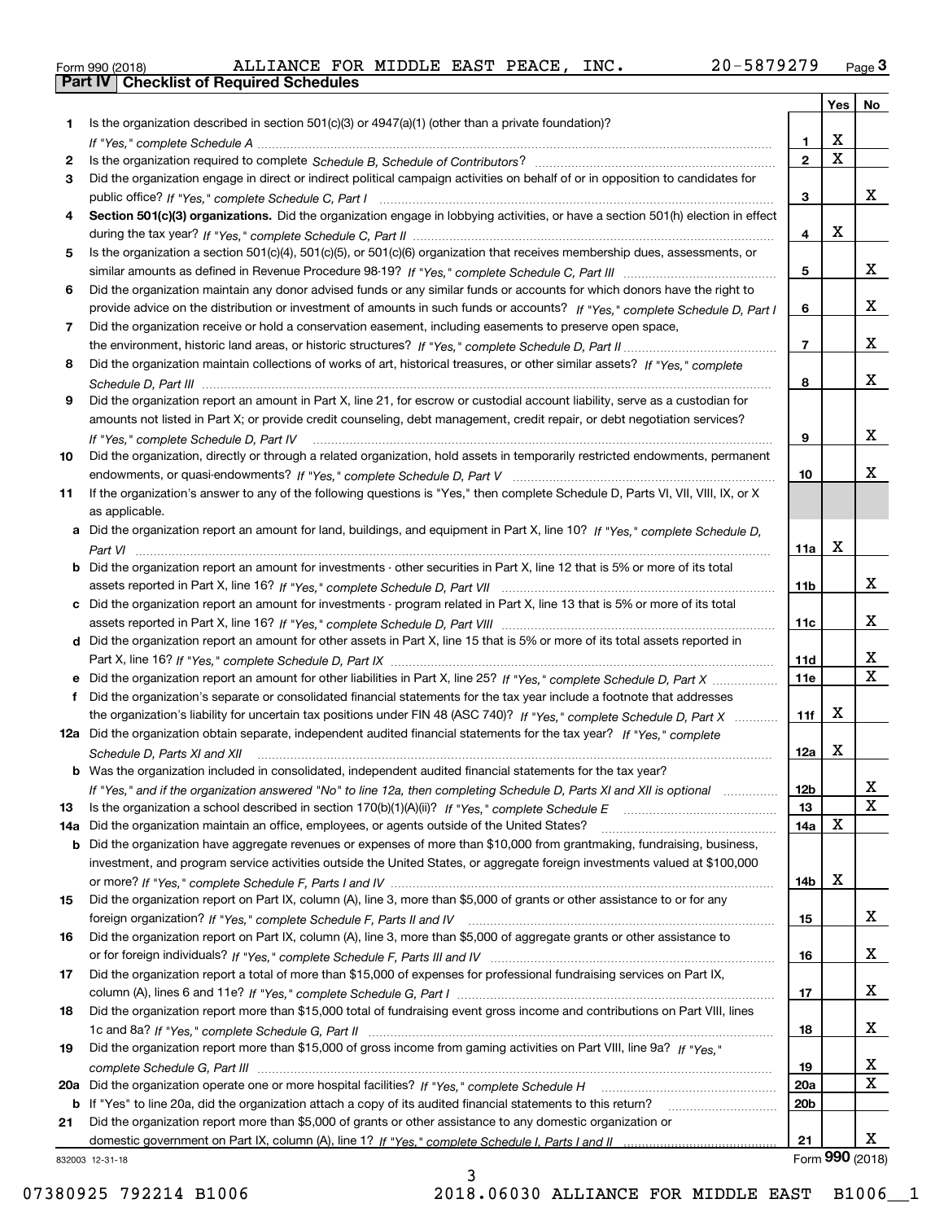Form 990 (2018) ALLIANCE FOR MIDDLE EAST PEACE, INC. 20-5879279

## Part IV Checklist of Required Schedules

| | | | Yes | No |
|---|---|---|---|---|
| 1 | Is the organization described in section 501(c)(3) or 4947(a)(1) (other than a private foundation)? *If "Yes," complete Schedule A* | 1 | X | |
| 2 | Is the organization required to complete *Schedule B, Schedule of Contributors*? | 2 | X | |
| 3 | Did the organization engage in direct or indirect political campaign activities on behalf of or in opposition to candidates for public office? *If "Yes," complete Schedule C, Part I* | 3 | | X |
| 4 | **Section 501(c)(3) organizations.** Did the organization engage in lobbying activities, or have a section 501(h) election in effect during the tax year? *If "Yes," complete Schedule C, Part II* | 4 | X | |
| 5 | Is the organization a section 501(c)(4), 501(c)(5), or 501(c)(6) organization that receives membership dues, assessments, or similar amounts as defined in Revenue Procedure 98-19? *If "Yes," complete Schedule C, Part III* | 5 | | X |
| 6 | Did the organization maintain any donor advised funds or any similar funds or accounts for which donors have the right to provide advice on the distribution or investment of amounts in such funds or accounts? *If "Yes," complete Schedule D, Part I* | 6 | | X |
| 7 | Did the organization receive or hold a conservation easement, including easements to preserve open space, the environment, historic land areas, or historic structures? *If "Yes," complete Schedule D, Part II* | 7 | | X |
| 8 | Did the organization maintain collections of works of art, historical treasures, or other similar assets? *If "Yes," complete Schedule D, Part III* | 8 | | X |
| 9 | Did the organization report an amount in Part X, line 21, for escrow or custodial account liability, serve as a custodian for amounts not listed in Part X; or provide credit counseling, debt management, credit repair, or debt negotiation services? *If "Yes," complete Schedule D, Part IV* | 9 | | X |
| 10 | Did the organization, directly or through a related organization, hold assets in temporarily restricted endowments, permanent endowments, or quasi-endowments? *If "Yes," complete Schedule D, Part V* | 10 | | X |
| 11 | If the organization's answer to any of the following questions is "Yes," then complete Schedule D, Parts VI, VII, VIII, IX, or X as applicable. | | | |
| a | Did the organization report an amount for land, buildings, and equipment in Part X, line 10? *If "Yes," complete Schedule D, Part VI* | 11a | X | |
| b | Did the organization report an amount for investments - other securities in Part X, line 12 that is 5% or more of its total assets reported in Part X, line 16? *If "Yes," complete Schedule D, Part VII* | 11b | | X |
| c | Did the organization report an amount for investments - program related in Part X, line 13 that is 5% or more of its total assets reported in Part X, line 16? *If "Yes," complete Schedule D, Part VIII* | 11c | | X |
| d | Did the organization report an amount for other assets in Part X, line 15 that is 5% or more of its total assets reported in Part X, line 16? *If "Yes," complete Schedule D, Part IX* | 11d | | X |
| e | Did the organization report an amount for other liabilities in Part X, line 25? *If "Yes," complete Schedule D, Part X* | 11e | | X |
| f | Did the organization's separate or consolidated financial statements for the tax year include a footnote that addresses the organization's liability for uncertain tax positions under FIN 48 (ASC 740)? *If "Yes," complete Schedule D, Part X* | 11f | X | |
| 12a | Did the organization obtain separate, independent audited financial statements for the tax year? *If "Yes," complete Schedule D, Parts XI and XII* | 12a | X | |
| b | Was the organization included in consolidated, independent audited financial statements for the tax year? *If "Yes," and if the organization answered "No" to line 12a, then completing Schedule D, Parts XI and XII is optional* | 12b | | X |
| 13 | Is the organization a school described in section 170(b)(1)(A)(ii)? *If "Yes," complete Schedule E* | 13 | | X |
| 14a | Did the organization maintain an office, employees, or agents outside of the United States? | 14a | X | |
| b | Did the organization have aggregate revenues or expenses of more than $10,000 from grantmaking, fundraising, business, investment, and program service activities outside the United States, or aggregate foreign investments valued at $100,000 or more? *If "Yes," complete Schedule F, Parts I and IV* | 14b | X | |
| 15 | Did the organization report on Part IX, column (A), line 3, more than $5,000 of grants or other assistance to or for any foreign organization? *If "Yes," complete Schedule F, Parts II and IV* | 15 | | X |
| 16 | Did the organization report on Part IX, column (A), line 3, more than $5,000 of aggregate grants or other assistance to or for foreign individuals? *If "Yes," complete Schedule F, Parts III and IV* | 16 | | X |
| 17 | Did the organization report a total of more than $15,000 of expenses for professional fundraising services on Part IX, column (A), lines 6 and 11e? *If "Yes," complete Schedule G, Part I* | 17 | | X |
| 18 | Did the organization report more than $15,000 total of fundraising event gross income and contributions on Part VIII, lines 1c and 8a? *If "Yes," complete Schedule G, Part II* | 18 | | X |
| 19 | Did the organization report more than $15,000 of gross income from gaming activities on Part VIII, line 9a? *If "Yes," complete Schedule G, Part III* | 19 | | X |
| 20a | Did the organization operate one or more hospital facilities? *If "Yes," complete Schedule H* | 20a | | X |
| b | If "Yes" to line 20a, did the organization attach a copy of its audited financial statements to this return? | 20b | | |
| 21 | Did the organization report more than $5,000 of grants or other assistance to any domestic organization or domestic government on Part IX, column (A), line 1? *If "Yes," complete Schedule I, Parts I and II* | 21 | | X |

Form **990** (2018)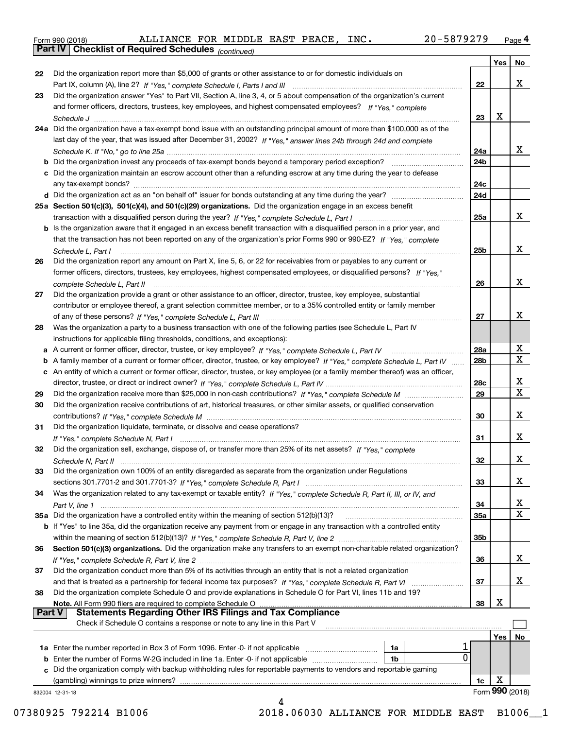Form 990 (2018) ALLIANCE FOR MIDDLE EAST PEACE, INC. 20-5879279

## Part IV Checklist of Required Schedules *(continued)*

| | | | Yes | No |
|---|---|---|---|---|
| 22 | Did the organization report more than $5,000 of grants or other assistance to or for domestic individuals on Part IX, column (A), line 2? *If "Yes," complete Schedule I, Parts I and III* | 22 | | X |
| 23 | Did the organization answer "Yes" to Part VII, Section A, line 3, 4, or 5 about compensation of the organization's current and former officers, directors, trustees, key employees, and highest compensated employees? *If "Yes," complete Schedule J* | 23 | X | |
| 24a | Did the organization have a tax-exempt bond issue with an outstanding principal amount of more than $100,000 as of the last day of the year, that was issued after December 31, 2002? *If "Yes," answer lines 24b through 24d and complete Schedule K. If "No," go to line 25a* | 24a | | X |
| b | Did the organization invest any proceeds of tax-exempt bonds beyond a temporary period exception? | 24b | | |
| c | Did the organization maintain an escrow account other than a refunding escrow at any time during the year to defease any tax-exempt bonds? | 24c | | |
| d | Did the organization act as an "on behalf of" issuer for bonds outstanding at any time during the year? | 24d | | |
| 25a | **Section 501(c)(3), 501(c)(4), and 501(c)(29) organizations.** Did the organization engage in an excess benefit transaction with a disqualified person during the year? *If "Yes," complete Schedule L, Part I* | 25a | | X |
| b | Is the organization aware that it engaged in an excess benefit transaction with a disqualified person in a prior year, and that the transaction has not been reported on any of the organization's prior Forms 990 or 990-EZ? *If "Yes," complete Schedule L, Part I* | 25b | | X |
| 26 | Did the organization report any amount on Part X, line 5, 6, or 22 for receivables from or payables to any current or former officers, directors, trustees, key employees, highest compensated employees, or disqualified persons? *If "Yes," complete Schedule L, Part II* | 26 | | X |
| 27 | Did the organization provide a grant or other assistance to an officer, director, trustee, key employee, substantial contributor or employee thereof, a grant selection committee member, or to a 35% controlled entity or family member of any of these persons? *If "Yes," complete Schedule L, Part III* | 27 | | X |
| 28 | Was the organization a party to a business transaction with one of the following parties (see Schedule L, Part IV instructions for applicable filing thresholds, conditions, and exceptions): | | | |
| a | A current or former officer, director, trustee, or key employee? *If "Yes," complete Schedule L, Part IV* | 28a | | X |
| b | A family member of a current or former officer, director, trustee, or key employee? *If "Yes," complete Schedule L, Part IV* | 28b | | X |
| c | An entity of which a current or former officer, director, trustee, or key employee (or a family member thereof) was an officer, director, trustee, or direct or indirect owner? *If "Yes," complete Schedule L, Part IV* | 28c | | X |
| 29 | Did the organization receive more than $25,000 in non-cash contributions? *If "Yes," complete Schedule M* | 29 | | X |
| 30 | Did the organization receive contributions of art, historical treasures, or other similar assets, or qualified conservation contributions? *If "Yes," complete Schedule M* | 30 | | X |
| 31 | Did the organization liquidate, terminate, or dissolve and cease operations? *If "Yes," complete Schedule N, Part I* | 31 | | X |
| 32 | Did the organization sell, exchange, dispose of, or transfer more than 25% of its net assets? *If "Yes," complete Schedule N, Part II* | 32 | | X |
| 33 | Did the organization own 100% of an entity disregarded as separate from the organization under Regulations sections 301.7701-2 and 301.7701-3? *If "Yes," complete Schedule R, Part I* | 33 | | X |
| 34 | Was the organization related to any tax-exempt or taxable entity? *If "Yes," complete Schedule R, Part II, III, or IV, and Part V, line 1* | 34 | | X |
| 35a | Did the organization have a controlled entity within the meaning of section 512(b)(13)? | 35a | | X |
| b | If "Yes" to line 35a, did the organization receive any payment from or engage in any transaction with a controlled entity within the meaning of section 512(b)(13)? *If "Yes," complete Schedule R, Part V, line 2* | 35b | | |
| 36 | **Section 501(c)(3) organizations.** Did the organization make any transfers to an exempt non-charitable related organization? *If "Yes," complete Schedule R, Part V, line 2* | 36 | | X |
| 37 | Did the organization conduct more than 5% of its activities through an entity that is not a related organization and that is treated as a partnership for federal income tax purposes? *If "Yes," complete Schedule R, Part VI* | 37 | | X |
| 38 | Did the organization complete Schedule O and provide explanations in Schedule O for Part VI, lines 11b and 19? **Note.** All Form 990 filers are required to complete Schedule O | 38 | X | |

## Part V Statements Regarding Other IRS Filings and Tax Compliance

Check if Schedule O contains a response or note to any line in this Part V ☐

| | | | | | Yes | No |
|---|---|---|---|---|---|---|
| 1a | Enter the number reported in Box 3 of Form 1096. Enter -0- if not applicable | 1a | 1 | | | |
| b | Enter the number of Forms W-2G included in line 1a. Enter -0- if not applicable | 1b | 0 | | | |
| c | Did the organization comply with backup withholding rules for reportable payments to vendors and reportable gaming (gambling) winnings to prize winners? | | | 1c | X | |

832004 12-31-18

Form **990** (2018)

07380925 792214 B1006 2018.06030 ALLIANCE FOR MIDDLE EAST B1006__1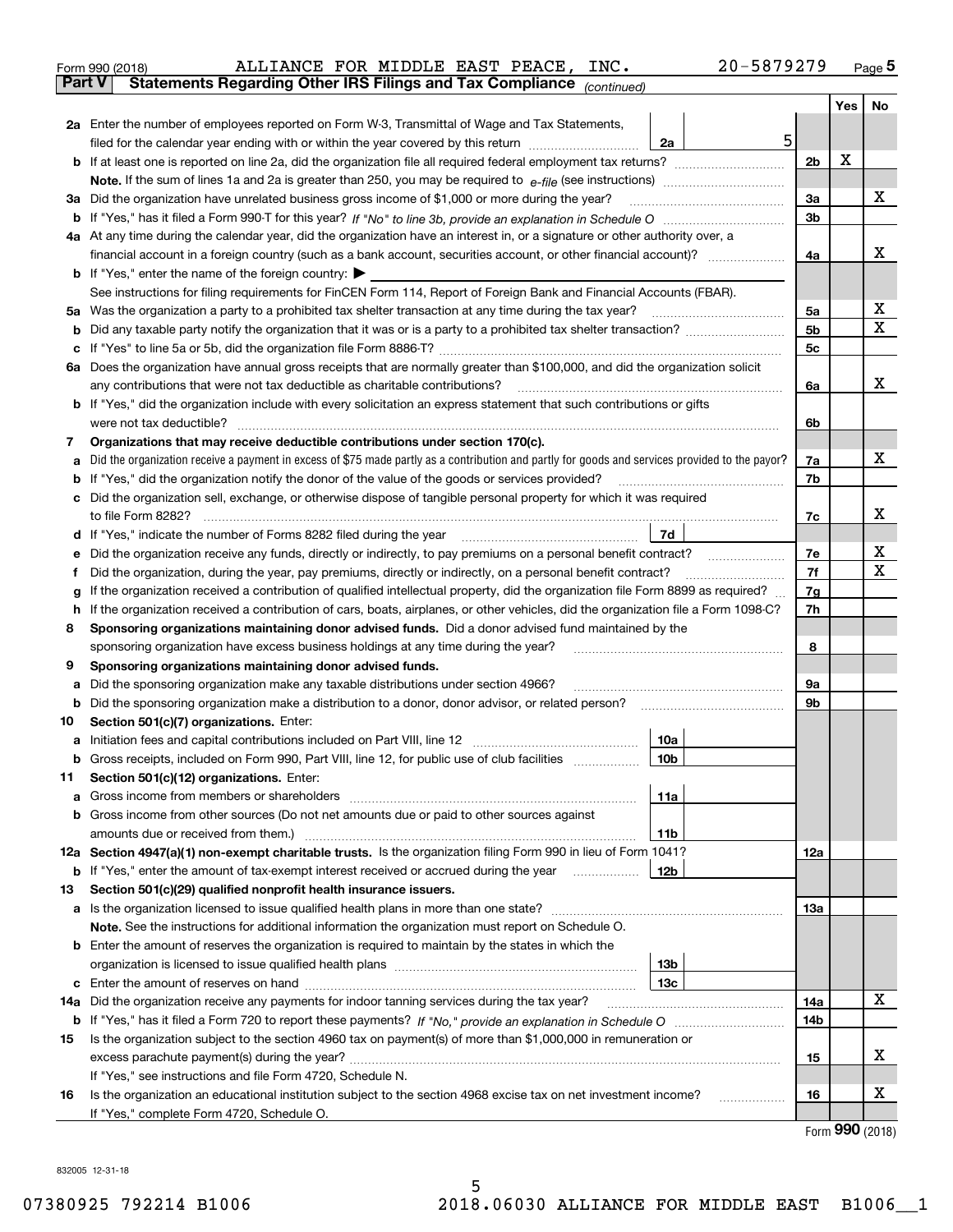Form 990 (2018) ALLIANCE FOR MIDDLE EAST PEACE, INC. 20-5879279 Page 5

## Part V Statements Regarding Other IRS Filings and Tax Compliance *(continued)*

| | | | | Yes | No |
|---|---|---|---|---|---|
| **2a** | Enter the number of employees reported on Form W-3, Transmittal of Wage and Tax Statements, filed for the calendar year ending with or within the year covered by this return | 2a | 5 | | |
| **b** | If at least one is reported on line 2a, did the organization file all required federal employment tax returns? | | 2b | X | |
| | **Note.** If the sum of lines 1a and 2a is greater than 250, you may be required to *e-file* (see instructions) | | | | |
| **3a** | Did the organization have unrelated business gross income of $1,000 or more during the year? | | 3a | | X |
| **b** | If "Yes," has it filed a Form 990-T for this year? *If "No" to line 3b, provide an explanation in Schedule O* | | 3b | | |
| **4a** | At any time during the calendar year, did the organization have an interest in, or a signature or other authority over, a financial account in a foreign country (such as a bank account, securities account, or other financial account)? | | 4a | | X |
| **b** | If "Yes," enter the name of the foreign country: ▶ | | | | |
| | See instructions for filing requirements for FinCEN Form 114, Report of Foreign Bank and Financial Accounts (FBAR). | | | | |
| **5a** | Was the organization a party to a prohibited tax shelter transaction at any time during the tax year? | | 5a | | X |
| **b** | Did any taxable party notify the organization that it was or is a party to a prohibited tax shelter transaction? | | 5b | | X |
| **c** | If "Yes" to line 5a or 5b, did the organization file Form 8886-T? | | 5c | | |
| **6a** | Does the organization have annual gross receipts that are normally greater than $100,000, and did the organization solicit any contributions that were not tax deductible as charitable contributions? | | 6a | | X |
| **b** | If "Yes," did the organization include with every solicitation an express statement that such contributions or gifts were not tax deductible? | | 6b | | |
| **7** | **Organizations that may receive deductible contributions under section 170(c).** | | | | |
| **a** | Did the organization receive a payment in excess of $75 made partly as a contribution and partly for goods and services provided to the payor? | | 7a | | X |
| **b** | If "Yes," did the organization notify the donor of the value of the goods or services provided? | | 7b | | |
| **c** | Did the organization sell, exchange, or otherwise dispose of tangible personal property for which it was required to file Form 8282? | | 7c | | X |
| **d** | If "Yes," indicate the number of Forms 8282 filed during the year | 7d | | | |
| **e** | Did the organization receive any funds, directly or indirectly, to pay premiums on a personal benefit contract? | | 7e | | X |
| **f** | Did the organization, during the year, pay premiums, directly or indirectly, on a personal benefit contract? | | 7f | | X |
| **g** | If the organization received a contribution of qualified intellectual property, did the organization file Form 8899 as required? | | 7g | | |
| **h** | If the organization received a contribution of cars, boats, airplanes, or other vehicles, did the organization file a Form 1098-C? | | 7h | | |
| **8** | **Sponsoring organizations maintaining donor advised funds.** Did a donor advised fund maintained by the sponsoring organization have excess business holdings at any time during the year? | | 8 | | |
| **9** | **Sponsoring organizations maintaining donor advised funds.** | | | | |
| **a** | Did the sponsoring organization make any taxable distributions under section 4966? | | 9a | | |
| **b** | Did the sponsoring organization make a distribution to a donor, donor advisor, or related person? | | 9b | | |
| **10** | **Section 501(c)(7) organizations.** Enter: | | | | |
| **a** | Initiation fees and capital contributions included on Part VIII, line 12 | 10a | | | |
| **b** | Gross receipts, included on Form 990, Part VIII, line 12, for public use of club facilities | 10b | | | |
| **11** | **Section 501(c)(12) organizations.** Enter: | | | | |
| **a** | Gross income from members or shareholders | 11a | | | |
| **b** | Gross income from other sources (Do not net amounts due or paid to other sources against amounts due or received from them.) | 11b | | | |
| **12a** | **Section 4947(a)(1) non-exempt charitable trusts.** Is the organization filing Form 990 in lieu of Form 1041? | | 12a | | |
| **b** | If "Yes," enter the amount of tax-exempt interest received or accrued during the year | 12b | | | |
| **13** | **Section 501(c)(29) qualified nonprofit health insurance issuers.** | | | | |
| **a** | Is the organization licensed to issue qualified health plans in more than one state? | | 13a | | |
| | **Note.** See the instructions for additional information the organization must report on Schedule O. | | | | |
| **b** | Enter the amount of reserves the organization is required to maintain by the states in which the organization is licensed to issue qualified health plans | 13b | | | |
| **c** | Enter the amount of reserves on hand | 13c | | | |
| **14a** | Did the organization receive any payments for indoor tanning services during the tax year? | | 14a | | X |
| **b** | If "Yes," has it filed a Form 720 to report these payments? *If "No," provide an explanation in Schedule O* | | 14b | | |
| **15** | Is the organization subject to the section 4960 tax on payment(s) of more than $1,000,000 in remuneration or excess parachute payment(s) during the year? | | 15 | | X |
| | If "Yes," see instructions and file Form 4720, Schedule N. | | | | |
| **16** | Is the organization an educational institution subject to the section 4968 excise tax on net investment income? | | 16 | | X |
| | If "Yes," complete Form 4720, Schedule O. | | | | |

Form **990** (2018)

832005 12-31-18

07380925 792214 B1006 2018.06030 ALLIANCE FOR MIDDLE EAST B1006__1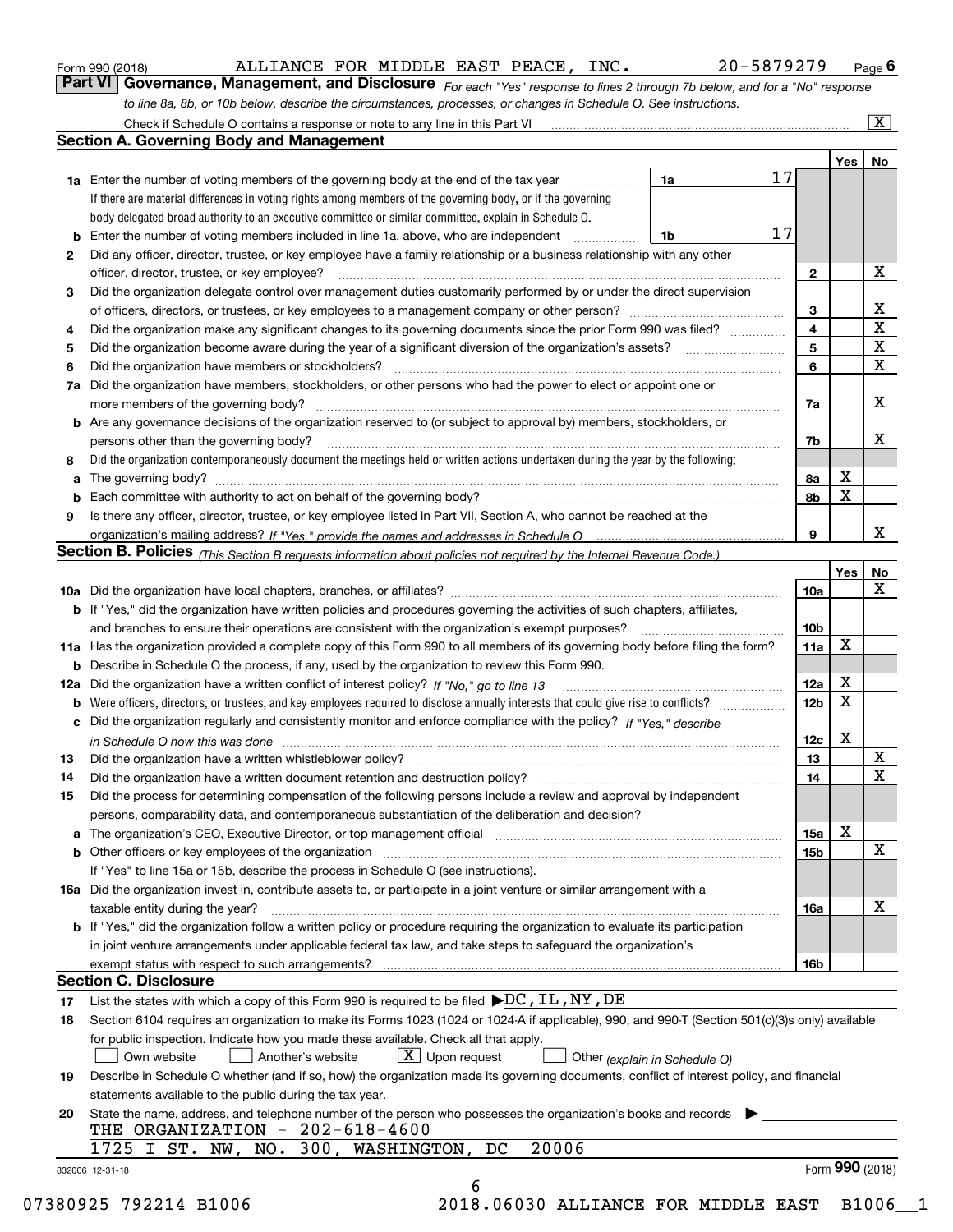Form 990 (2018) ALLIANCE FOR MIDDLE EAST PEACE, INC. 20-5879279 Page 6

## Part VI Governance, Management, and Disclosure

*For each "Yes" response to lines 2 through 7b below, and for a "No" response to line 8a, 8b, or 10b below, describe the circumstances, processes, or changes in Schedule O. See instructions.*

Check if Schedule O contains a response or note to any line in this Part VI ... [X]

### Section A. Governing Body and Management

| | | | | Yes | No |
|---|---|---|---|---|---|
| **1a** | Enter the number of voting members of the governing body at the end of the tax year ... **1a** 17 | | | | |
| | If there are material differences in voting rights among members of the governing body, or if the governing body delegated broad authority to an executive committee or similar committee, explain in Schedule O. | | | | |
| **b** | Enter the number of voting members included in line 1a, above, who are independent ... **1b** 17 | | | | |
| **2** | Did any officer, director, trustee, or key employee have a family relationship or a business relationship with any other officer, director, trustee, or key employee? | | **2** | | X |
| **3** | Did the organization delegate control over management duties customarily performed by or under the direct supervision of officers, directors, or trustees, or key employees to a management company or other person? | | **3** | | X |
| **4** | Did the organization make any significant changes to its governing documents since the prior Form 990 was filed? | | **4** | | X |
| **5** | Did the organization become aware during the year of a significant diversion of the organization's assets? | | **5** | | X |
| **6** | Did the organization have members or stockholders? | | **6** | | X |
| **7a** | Did the organization have members, stockholders, or other persons who had the power to elect or appoint one or more members of the governing body? | | **7a** | | X |
| **b** | Are any governance decisions of the organization reserved to (or subject to approval by) members, stockholders, or persons other than the governing body? | | **7b** | | X |
| **8** | Did the organization contemporaneously document the meetings held or written actions undertaken during the year by the following: | | | | |
| **a** | The governing body? | | **8a** | X | |
| **b** | Each committee with authority to act on behalf of the governing body? | | **8b** | X | |
| **9** | Is there any officer, director, trustee, or key employee listed in Part VII, Section A, who cannot be reached at the organization's mailing address? *If "Yes," provide the names and addresses in Schedule O* | | **9** | | X |

### Section B. Policies *(This Section B requests information about policies not required by the Internal Revenue Code.)*

| | | | Yes | No |
|---|---|---|---|---|
| **10a** | Did the organization have local chapters, branches, or affiliates? | **10a** | | X |
| **b** | If "Yes," did the organization have written policies and procedures governing the activities of such chapters, affiliates, and branches to ensure their operations are consistent with the organization's exempt purposes? | **10b** | | |
| **11a** | Has the organization provided a complete copy of this Form 990 to all members of its governing body before filing the form? | **11a** | X | |
| **b** | Describe in Schedule O the process, if any, used by the organization to review this Form 990. | | | |
| **12a** | Did the organization have a written conflict of interest policy? *If "No," go to line 13* | **12a** | X | |
| **b** | Were officers, directors, or trustees, and key employees required to disclose annually interests that could give rise to conflicts? | **12b** | X | |
| **c** | Did the organization regularly and consistently monitor and enforce compliance with the policy? *If "Yes," describe in Schedule O how this was done* | **12c** | X | |
| **13** | Did the organization have a written whistleblower policy? | **13** | | X |
| **14** | Did the organization have a written document retention and destruction policy? | **14** | | X |
| **15** | Did the process for determining compensation of the following persons include a review and approval by independent persons, comparability data, and contemporaneous substantiation of the deliberation and decision? | | | |
| **a** | The organization's CEO, Executive Director, or top management official | **15a** | X | |
| **b** | Other officers or key employees of the organization | **15b** | | X |
| | If "Yes" to line 15a or 15b, describe the process in Schedule O (see instructions). | | | |
| **16a** | Did the organization invest in, contribute assets to, or participate in a joint venture or similar arrangement with a taxable entity during the year? | **16a** | | X |
| **b** | If "Yes," did the organization follow a written policy or procedure requiring the organization to evaluate its participation in joint venture arrangements under applicable federal tax law, and take steps to safeguard the organization's exempt status with respect to such arrangements? | **16b** | | |

### Section C. Disclosure

**17** List the states with which a copy of this Form 990 is required to be filed ▶DC, IL, NY, DE

**18** Section 6104 requires an organization to make its Forms 1023 (1024 or 1024-A if applicable), 990, and 990-T (Section 501(c)(3)s only) available for public inspection. Indicate how you made these available. Check all that apply.

[ ] Own website [ ] Another's website [X] Upon request [ ] Other *(explain in Schedule O)*

**19** Describe in Schedule O whether (and if so, how) the organization made its governing documents, conflict of interest policy, and financial statements available to the public during the tax year.

**20** State the name, address, and telephone number of the person who possesses the organization's books and records ▶

THE ORGANIZATION - 202-618-4600
1725 I ST. NW, NO. 300, WASHINGTON, DC 20006

832006 12-31-18 Form **990** (2018)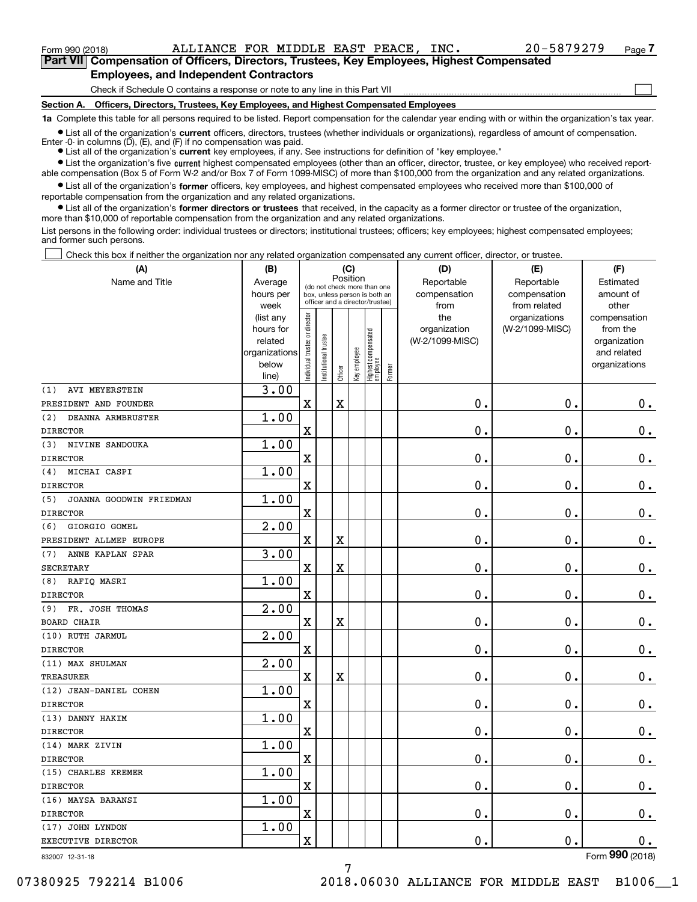Form 990 (2018) ALLIANCE FOR MIDDLE EAST PEACE, INC. 20-5879279 Page 7

**Part VII Compensation of Officers, Directors, Trustees, Key Employees, Highest Compensated Employees, and Independent Contractors**

Check if Schedule O contains a response or note to any line in this Part VII ☐

**Section A. Officers, Directors, Trustees, Key Employees, and Highest Compensated Employees**

**1a** Complete this table for all persons required to be listed. Report compensation for the calendar year ending with or within the organization's tax year.

- List all of the organization's **current** officers, directors, trustees (whether individuals or organizations), regardless of amount of compensation. Enter -0- in columns (D), (E), and (F) if no compensation was paid.
- List all of the organization's **current** key employees, if any. See instructions for definition of "key employee."
- List the organization's five **current** highest compensated employees (other than an officer, director, trustee, or key employee) who received reportable compensation (Box 5 of Form W-2 and/or Box 7 of Form 1099-MISC) of more than $100,000 from the organization and any related organizations.
- List all of the organization's **former** officers, key employees, and highest compensated employees who received more than $100,000 of reportable compensation from the organization and any related organizations.
- List all of the organization's **former directors or trustees** that received, in the capacity as a former director or trustee of the organization, more than $10,000 of reportable compensation from the organization and any related organizations.

List persons in the following order: individual trustees or directors; institutional trustees; officers; key employees; highest compensated employees; and former such persons.

☐ Check this box if neither the organization nor any related organization compensated any current officer, director, or trustee.

| (A) Name and Title | (B) Average hours per week (list any hours for related organizations below line) | (C) Position: Individual trustee or director | Institutional trustee | Officer | Key employee | Highest compensated employee | Former | (D) Reportable compensation from the organization (W-2/1099-MISC) | (E) Reportable compensation from related organizations (W-2/1099-MISC) | (F) Estimated amount of other compensation from the organization and related organizations |
|---|---|---|---|---|---|---|---|---|---|---|
| (1) AVI MEYERSTEIN<br>PRESIDENT AND FOUNDER | 3.00 | X | | X | | | | 0. | 0. | 0. |
| (2) DEANNA ARMBRUSTER<br>DIRECTOR | 1.00 | X | | | | | | 0. | 0. | 0. |
| (3) NIVINE SANDOUKA<br>DIRECTOR | 1.00 | X | | | | | | 0. | 0. | 0. |
| (4) MICHAI CASPI<br>DIRECTOR | 1.00 | X | | | | | | 0. | 0. | 0. |
| (5) JOANNA GOODWIN FRIEDMAN<br>DIRECTOR | 1.00 | X | | | | | | 0. | 0. | 0. |
| (6) GIORGIO GOMEL<br>PRESIDENT ALLMEP EUROPE | 2.00 | X | | X | | | | 0. | 0. | 0. |
| (7) ANNE KAPLAN SPAR<br>SECRETARY | 3.00 | X | | X | | | | 0. | 0. | 0. |
| (8) RAFIQ MASRI<br>DIRECTOR | 1.00 | X | | | | | | 0. | 0. | 0. |
| (9) FR. JOSH THOMAS<br>BOARD CHAIR | 2.00 | X | | X | | | | 0. | 0. | 0. |
| (10) RUTH JARMUL<br>DIRECTOR | 2.00 | X | | | | | | 0. | 0. | 0. |
| (11) MAX SHULMAN<br>TREASURER | 2.00 | X | | X | | | | 0. | 0. | 0. |
| (12) JEAN-DANIEL COHEN<br>DIRECTOR | 1.00 | X | | | | | | 0. | 0. | 0. |
| (13) DANNY HAKIM<br>DIRECTOR | 1.00 | X | | | | | | 0. | 0. | 0. |
| (14) MARK ZIVIN<br>DIRECTOR | 1.00 | X | | | | | | 0. | 0. | 0. |
| (15) CHARLES KREMER<br>DIRECTOR | 1.00 | X | | | | | | 0. | 0. | 0. |
| (16) MAYSA BARANSI<br>DIRECTOR | 1.00 | X | | | | | | 0. | 0. | 0. |
| (17) JOHN LYNDON<br>EXECUTIVE DIRECTOR | 1.00 | X | | | | | | 0. | 0. | 0. |

832007 12-31-18 Form **990** (2018)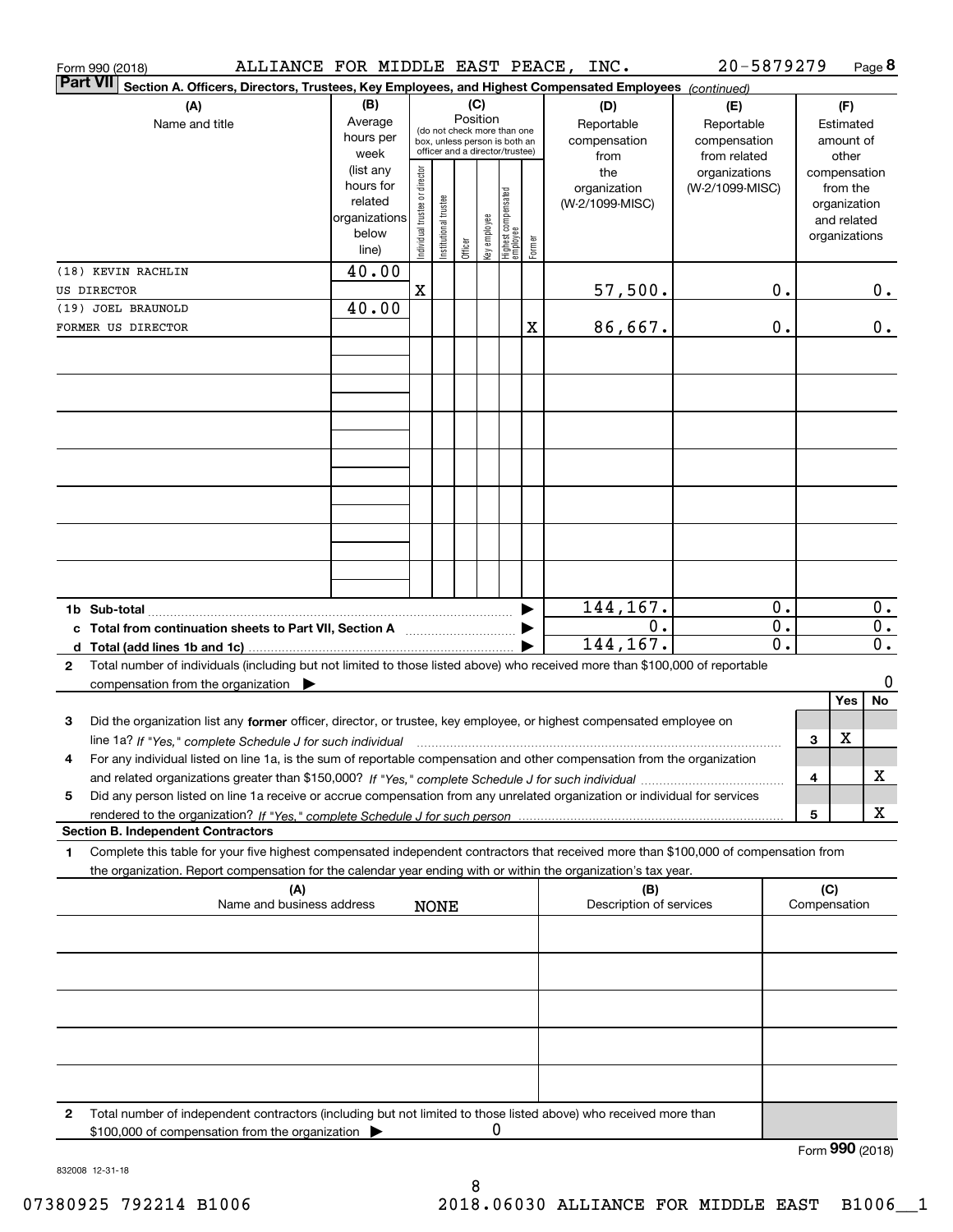Form 990 (2018) ALLIANCE FOR MIDDLE EAST PEACE, INC. 20-5879279 Page 8

**Part VII Section A. Officers, Directors, Trustees, Key Employees, and Highest Compensated Employees** *(continued)*

| (A) Name and title | (B) Average hours per week (list any hours for related organizations below line) | (C) Position: Individual trustee or director | Institutional trustee | Officer | Key employee | Highest compensated employee | Former | (D) Reportable compensation from the organization (W-2/1099-MISC) | (E) Reportable compensation from related organizations (W-2/1099-MISC) | (F) Estimated amount of other compensation from the organization and related organizations |
|---|---|---|---|---|---|---|---|---|---|---|
| (18) KEVIN RACHLIN US DIRECTOR | 40.00 | X | | | | | | 57,500. | 0. | 0. |
| (19) JOEL BRAUNOLD FORMER US DIRECTOR | 40.00 | | | | | | X | 86,667. | 0. | 0. |
| | | | | | | | | | | |
| | | | | | | | | | | |
| | | | | | | | | | | |
| | | | | | | | | | | |
| | | | | | | | | | | |
| | | | | | | | | | | |
| | | | | | | | | | | |

| | (D) | (E) | (F) |
|---|---|---|---|
| **1b Sub-total** | 144,167. | 0. | 0. |
| **c Total from continuation sheets to Part VII, Section A** | 0. | 0. | 0. |
| **d Total (add lines 1b and 1c)** | 144,167. | 0. | 0. |

**2** Total number of individuals (including but not limited to those listed above) who received more than $100,000 of reportable compensation from the organization ▶ 0

| | | Yes | No |
|---|---|---|---|
| **3** Did the organization list any **former** officer, director, or trustee, key employee, or highest compensated employee on line 1a? *If "Yes," complete Schedule J for such individual* | 3 | X | |
| **4** For any individual listed on line 1a, is the sum of reportable compensation and other compensation from the organization and related organizations greater than $150,000? *If "Yes," complete Schedule J for such individual* | 4 | | X |
| **5** Did any person listed on line 1a receive or accrue compensation from any unrelated organization or individual for services rendered to the organization? *If "Yes," complete Schedule J for such person* | 5 | | X |

**Section B. Independent Contractors**

**1** Complete this table for your five highest compensated independent contractors that received more than $100,000 of compensation from the organization. Report compensation for the calendar year ending with or within the organization's tax year.

| (A) Name and business address | (B) Description of services | (C) Compensation |
|---|---|---|
| NONE | | |
| | | |
| | | |
| | | |
| | | |
| | | |

**2** Total number of independent contractors (including but not limited to those listed above) who received more than $100,000 of compensation from the organization ▶ 0

Form **990** (2018)

832008 12-31-18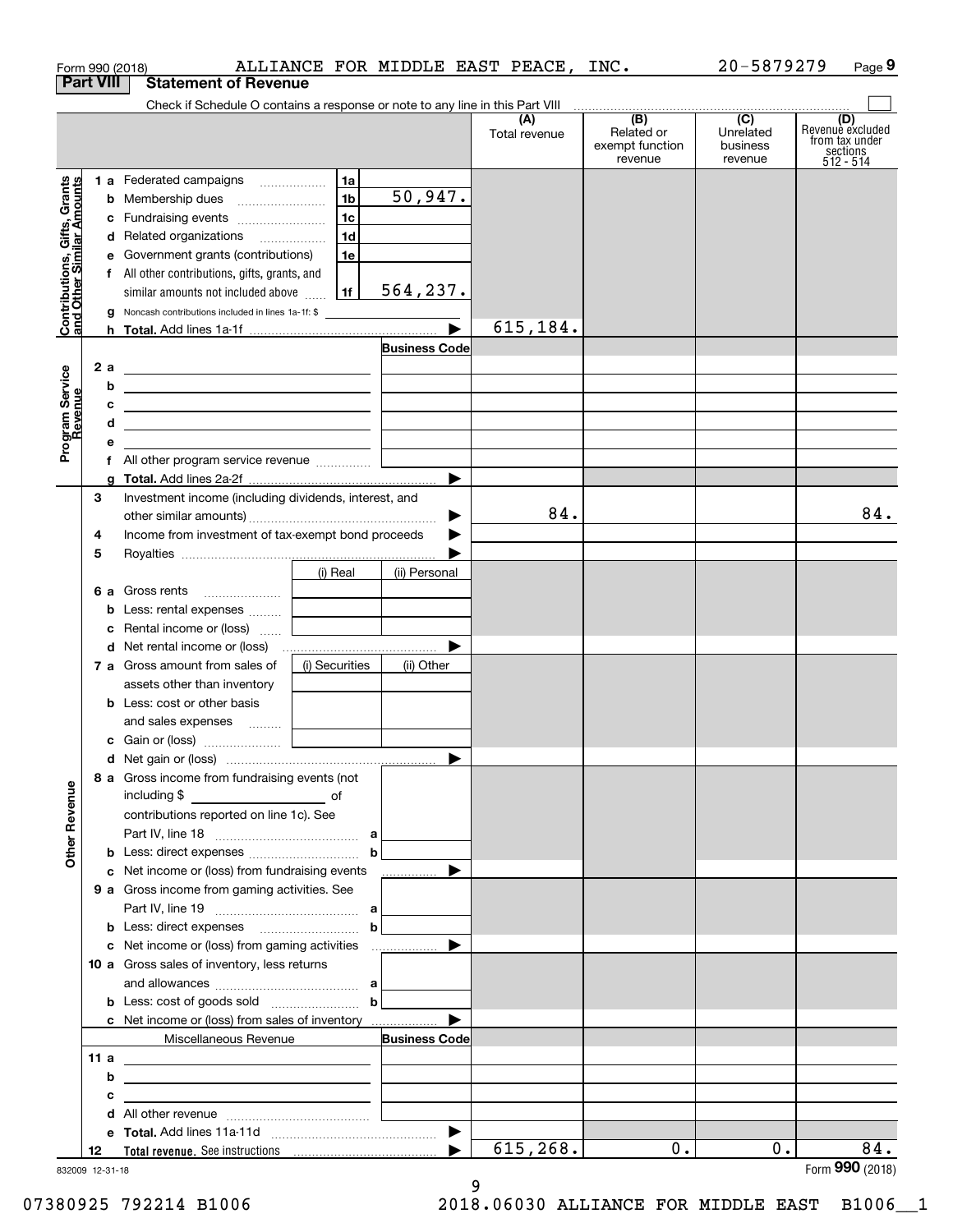Form 990 (2018) ALLIANCE FOR MIDDLE EAST PEACE, INC. 20-5879279 Page 9

**Part VIII Statement of Revenue**

Check if Schedule O contains a response or note to any line in this Part VIII

| | | | | (A) Total revenue | (B) Related or exempt function revenue | (C) Unrelated business revenue | (D) Revenue excluded from tax under sections 512 - 514 |
|---|---|---|---|---|---|---|---|
| **Contributions, Gifts, Grants and Other Similar Amounts** | 1 a Federated campaigns | 1a | | | | | |
| | b Membership dues | 1b | 50,947. | | | | |
| | c Fundraising events | 1c | | | | | |
| | d Related organizations | 1d | | | | | |
| | e Government grants (contributions) | 1e | | | | | |
| | f All other contributions, gifts, grants, and similar amounts not included above | 1f | 564,237. | | | | |
| | g Noncash contributions included in lines 1a-1f: $ | | | | | | |
| | h **Total.** Add lines 1a-1f | | | 615,184. | | | |
| **Program Service Revenue** | | | Business Code | | | | |
| | 2 a | | | | | | |
| | b | | | | | | |
| | c | | | | | | |
| | d | | | | | | |
| | e | | | | | | |
| | f All other program service revenue | | | | | | |
| | g **Total.** Add lines 2a-2f | | | | | | |
| **Other Revenue** | 3 Investment income (including dividends, interest, and other similar amounts) | | | 84. | | | 84. |
| | 4 Income from investment of tax-exempt bond proceeds | | | | | | |
| | 5 Royalties | | | | | | |
| | | (i) Real | (ii) Personal | | | | |
| | 6 a Gross rents | | | | | | |
| | b Less: rental expenses | | | | | | |
| | c Rental income or (loss) | | | | | | |
| | d Net rental income or (loss) | | | | | | |
| | | (i) Securities | (ii) Other | | | | |
| | 7 a Gross amount from sales of assets other than inventory | | | | | | |
| | b Less: cost or other basis and sales expenses | | | | | | |
| | c Gain or (loss) | | | | | | |
| | d Net gain or (loss) | | | | | | |
| | 8 a Gross income from fundraising events (not including $ of contributions reported on line 1c). See Part IV, line 18 | a | | | | | |
| | b Less: direct expenses | b | | | | | |
| | c Net income or (loss) from fundraising events | | | | | | |
| | 9 a Gross income from gaming activities. See Part IV, line 19 | a | | | | | |
| | b Less: direct expenses | b | | | | | |
| | c Net income or (loss) from gaming activities | | | | | | |
| | 10 a Gross sales of inventory, less returns and allowances | a | | | | | |
| | b Less: cost of goods sold | b | | | | | |
| | c Net income or (loss) from sales of inventory | | | | | | |
| | Miscellaneous Revenue | | Business Code | | | | |
| | 11 a | | | | | | |
| | b | | | | | | |
| | c | | | | | | |
| | d All other revenue | | | | | | |
| | e **Total.** Add lines 11a-11d | | | | | | |
| | 12 **Total revenue.** See instructions | | | 615,268. | 0. | 0. | 84. |

832009 12-31-18

Form **990** (2018)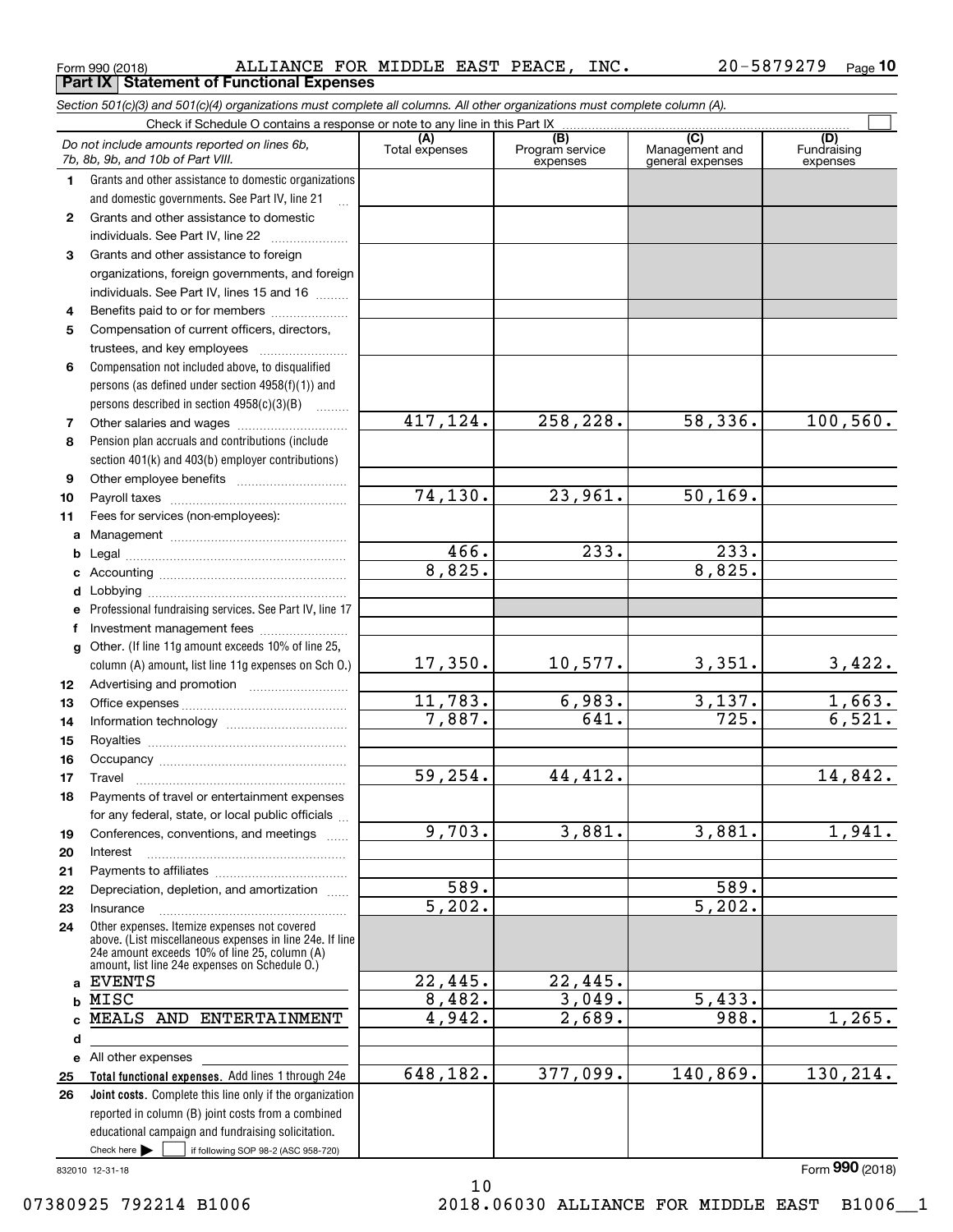Form 990 (2018) ALLIANCE FOR MIDDLE EAST PEACE, INC. 20-5879279

## Part IX Statement of Functional Expenses

*Section 501(c)(3) and 501(c)(4) organizations must complete all columns. All other organizations must complete column (A).*

Check if Schedule O contains a response or note to any line in this Part IX ☐

| | *Do not include amounts reported on lines 6b, 7b, 8b, 9b, and 10b of Part VIII.* | (A) Total expenses | (B) Program service expenses | (C) Management and general expenses | (D) Fundraising expenses |
|---|---|---|---|---|---|
| 1 | Grants and other assistance to domestic organizations and domestic governments. See Part IV, line 21 | | | | |
| 2 | Grants and other assistance to domestic individuals. See Part IV, line 22 | | | | |
| 3 | Grants and other assistance to foreign organizations, foreign governments, and foreign individuals. See Part IV, lines 15 and 16 | | | | |
| 4 | Benefits paid to or for members | | | | |
| 5 | Compensation of current officers, directors, trustees, and key employees | | | | |
| 6 | Compensation not included above, to disqualified persons (as defined under section 4958(f)(1)) and persons described in section 4958(c)(3)(B) | | | | |
| 7 | Other salaries and wages | 417,124. | 258,228. | 58,336. | 100,560. |
| 8 | Pension plan accruals and contributions (include section 401(k) and 403(b) employer contributions) | | | | |
| 9 | Other employee benefits | | | | |
| 10 | Payroll taxes | 74,130. | 23,961. | 50,169. | |
| 11 | Fees for services (non-employees): | | | | |
| a | Management | | | | |
| b | Legal | 466. | 233. | 233. | |
| c | Accounting | 8,825. | | 8,825. | |
| d | Lobbying | | | | |
| e | Professional fundraising services. See Part IV, line 17 | | | | |
| f | Investment management fees | | | | |
| g | Other. (If line 11g amount exceeds 10% of line 25, column (A) amount, list line 11g expenses on Sch O.) | 17,350. | 10,577. | 3,351. | 3,422. |
| 12 | Advertising and promotion | | | | |
| 13 | Office expenses | 11,783. | 6,983. | 3,137. | 1,663. |
| 14 | Information technology | 7,887. | 641. | 725. | 6,521. |
| 15 | Royalties | | | | |
| 16 | Occupancy | | | | |
| 17 | Travel | 59,254. | 44,412. | | 14,842. |
| 18 | Payments of travel or entertainment expenses for any federal, state, or local public officials | | | | |
| 19 | Conferences, conventions, and meetings | 9,703. | 3,881. | 3,881. | 1,941. |
| 20 | Interest | | | | |
| 21 | Payments to affiliates | | | | |
| 22 | Depreciation, depletion, and amortization | 589. | | 589. | |
| 23 | Insurance | 5,202. | | 5,202. | |
| 24 | Other expenses. Itemize expenses not covered above. (List miscellaneous expenses in line 24e. If line 24e amount exceeds 10% of line 25, column (A) amount, list line 24e expenses on Schedule O.) | | | | |
| a | EVENTS | 22,445. | 22,445. | | |
| b | MISC | 8,482. | 3,049. | 5,433. | |
| c | MEALS AND ENTERTAINMENT | 4,942. | 2,689. | 988. | 1,265. |
| d | | | | | |
| e | All other expenses | | | | |
| 25 | **Total functional expenses.** Add lines 1 through 24e | 648,182. | 377,099. | 140,869. | 130,214. |
| 26 | **Joint costs.** Complete this line only if the organization reported in column (B) joint costs from a combined educational campaign and fundraising solicitation. Check here ☐ if following SOP 98-2 (ASC 958-720) | | | | |

832010 12-31-18

Form **990** (2018)

07380925 792214 B1006 2018.06030 ALLIANCE FOR MIDDLE EAST B1006__1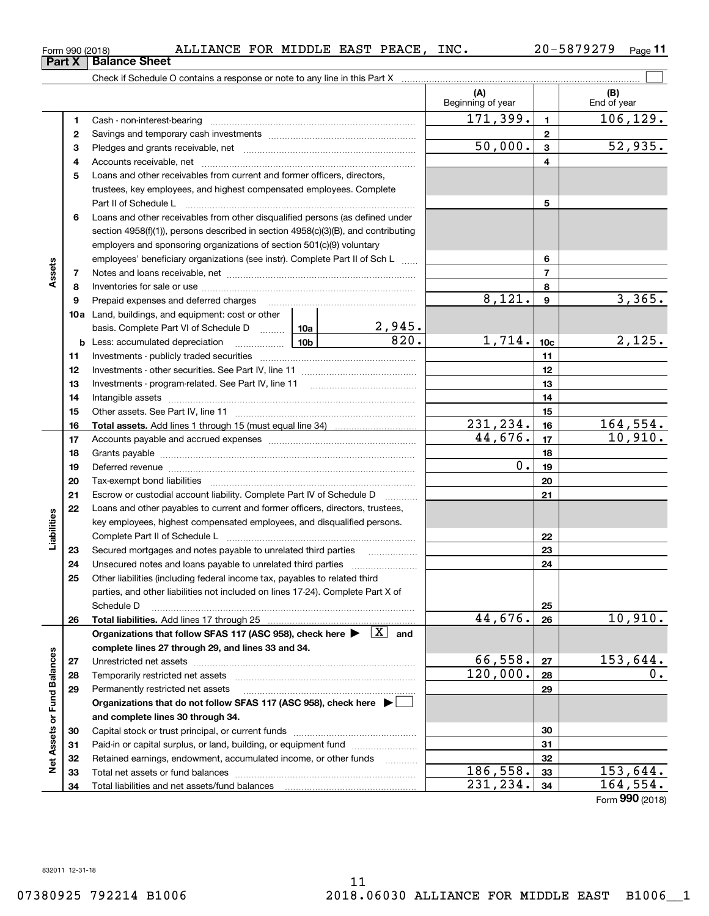Form 990 (2018) ALLIANCE FOR MIDDLE EAST PEACE, INC. 20-5879279

## Part X Balance Sheet

Check if Schedule O contains a response or note to any line in this Part X

| | | | (A) Beginning of year | | (B) End of year |
|---|---|---|---|---|---|
| Assets | 1 | Cash - non-interest-bearing | 171,399. | 1 | 106,129. |
| | 2 | Savings and temporary cash investments | | 2 | |
| | 3 | Pledges and grants receivable, net | 50,000. | 3 | 52,935. |
| | 4 | Accounts receivable, net | | 4 | |
| | 5 | Loans and other receivables from current and former officers, directors, trustees, key employees, and highest compensated employees. Complete Part II of Schedule L | | 5 | |
| | 6 | Loans and other receivables from other disqualified persons (as defined under section 4958(f)(1)), persons described in section 4958(c)(3)(B), and contributing employers and sponsoring organizations of section 501(c)(9) voluntary employees' beneficiary organizations (see instr). Complete Part II of Sch L | | 6 | |
| | 7 | Notes and loans receivable, net | | 7 | |
| | 8 | Inventories for sale or use | | 8 | |
| | 9 | Prepaid expenses and deferred charges | 8,121. | 9 | 3,365. |
| | 10a | Land, buildings, and equipment: cost or other basis. Complete Part VI of Schedule D ... 10a 2,945. | | | |
| | b | Less: accumulated depreciation ... 10b 820. | 1,714. | 10c | 2,125. |
| | 11 | Investments - publicly traded securities | | 11 | |
| | 12 | Investments - other securities. See Part IV, line 11 | | 12 | |
| | 13 | Investments - program-related. See Part IV, line 11 | | 13 | |
| | 14 | Intangible assets | | 14 | |
| | 15 | Other assets. See Part IV, line 11 | | 15 | |
| | 16 | **Total assets.** Add lines 1 through 15 (must equal line 34) | 231,234. | 16 | 164,554. |
| Liabilities | 17 | Accounts payable and accrued expenses | 44,676. | 17 | 10,910. |
| | 18 | Grants payable | | 18 | |
| | 19 | Deferred revenue | 0. | 19 | |
| | 20 | Tax-exempt bond liabilities | | 20 | |
| | 21 | Escrow or custodial account liability. Complete Part IV of Schedule D | | 21 | |
| | 22 | Loans and other payables to current and former officers, directors, trustees, key employees, highest compensated employees, and disqualified persons. Complete Part II of Schedule L | | 22 | |
| | 23 | Secured mortgages and notes payable to unrelated third parties | | 23 | |
| | 24 | Unsecured notes and loans payable to unrelated third parties | | 24 | |
| | 25 | Other liabilities (including federal income tax, payables to related third parties, and other liabilities not included on lines 17-24). Complete Part X of Schedule D | | 25 | |
| | 26 | **Total liabilities.** Add lines 17 through 25 | 44,676. | 26 | 10,910. |
| Net Assets or Fund Balances | | **Organizations that follow SFAS 117 (ASC 958), check here ▶ [X] and complete lines 27 through 29, and lines 33 and 34.** | | | |
| | 27 | Unrestricted net assets | 66,558. | 27 | 153,644. |
| | 28 | Temporarily restricted net assets | 120,000. | 28 | 0. |
| | 29 | Permanently restricted net assets | | 29 | |
| | | **Organizations that do not follow SFAS 117 (ASC 958), check here ▶ [ ] and complete lines 30 through 34.** | | | |
| | 30 | Capital stock or trust principal, or current funds | | 30 | |
| | 31 | Paid-in or capital surplus, or land, building, or equipment fund | | 31 | |
| | 32 | Retained earnings, endowment, accumulated income, or other funds | | 32 | |
| | 33 | Total net assets or fund balances | 186,558. | 33 | 153,644. |
| | 34 | Total liabilities and net assets/fund balances | 231,234. | 34 | 164,554. |

Form **990** (2018)

832011 12-31-18

07380925 792214 B1006 2018.06030 ALLIANCE FOR MIDDLE EAST B1006__1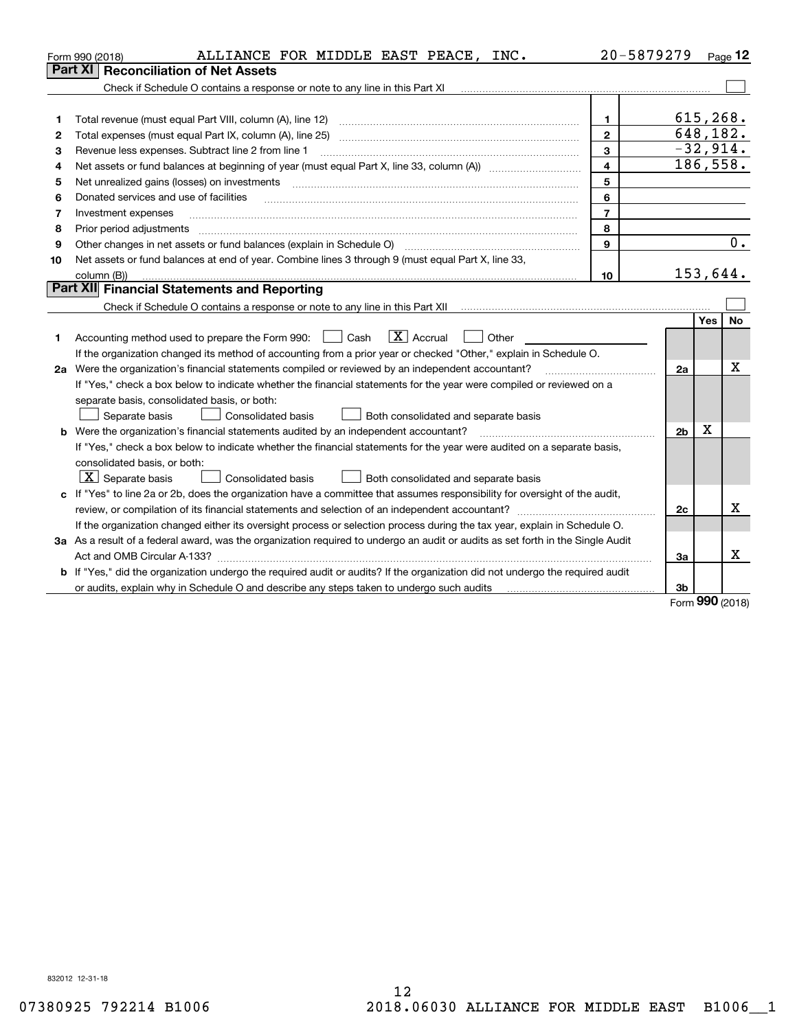Form 990 (2018) ALLIANCE FOR MIDDLE EAST PEACE, INC. 20-5879279

## Part XI Reconciliation of Net Assets

Check if Schedule O contains a response or note to any line in this Part XI ☐

| | | | |
|---|---|---|---|
| 1 | Total revenue (must equal Part VIII, column (A), line 12) | 1 | 615,268. |
| 2 | Total expenses (must equal Part IX, column (A), line 25) | 2 | 648,182. |
| 3 | Revenue less expenses. Subtract line 2 from line 1 | 3 | -32,914. |
| 4 | Net assets or fund balances at beginning of year (must equal Part X, line 33, column (A)) | 4 | 186,558. |
| 5 | Net unrealized gains (losses) on investments | 5 | |
| 6 | Donated services and use of facilities | 6 | |
| 7 | Investment expenses | 7 | |
| 8 | Prior period adjustments | 8 | |
| 9 | Other changes in net assets or fund balances (explain in Schedule O) | 9 | 0. |
| 10 | Net assets or fund balances at end of year. Combine lines 3 through 9 (must equal Part X, line 33, column (B)) | 10 | 153,644. |

## Part XII Financial Statements and Reporting

Check if Schedule O contains a response or note to any line in this Part XII ☐

| | | | Yes | No |
|---|---|---|---|---|
| 1 | Accounting method used to prepare the Form 990: ☐ Cash ☒ Accrual ☐ Other<br>If the organization changed its method of accounting from a prior year or checked "Other," explain in Schedule O. | | | |
| 2a | Were the organization's financial statements compiled or reviewed by an independent accountant?<br>If "Yes," check a box below to indicate whether the financial statements for the year were compiled or reviewed on a separate basis, consolidated basis, or both:<br>☐ Separate basis ☐ Consolidated basis ☐ Both consolidated and separate basis | 2a | | X |
| b | Were the organization's financial statements audited by an independent accountant?<br>If "Yes," check a box below to indicate whether the financial statements for the year were audited on a separate basis, consolidated basis, or both:<br>☒ Separate basis ☐ Consolidated basis ☐ Both consolidated and separate basis | 2b | X | |
| c | If "Yes" to line 2a or 2b, does the organization have a committee that assumes responsibility for oversight of the audit, review, or compilation of its financial statements and selection of an independent accountant?<br>If the organization changed either its oversight process or selection process during the tax year, explain in Schedule O. | 2c | | X |
| 3a | As a result of a federal award, was the organization required to undergo an audit or audits as set forth in the Single Audit Act and OMB Circular A-133? | 3a | | X |
| b | If "Yes," did the organization undergo the required audit or audits? If the organization did not undergo the required audit or audits, explain why in Schedule O and describe any steps taken to undergo such audits | 3b | | |

Form **990** (2018)

832012 12-31-18

07380925 792214 B1006 2018.06030 ALLIANCE FOR MIDDLE EAST B1006__1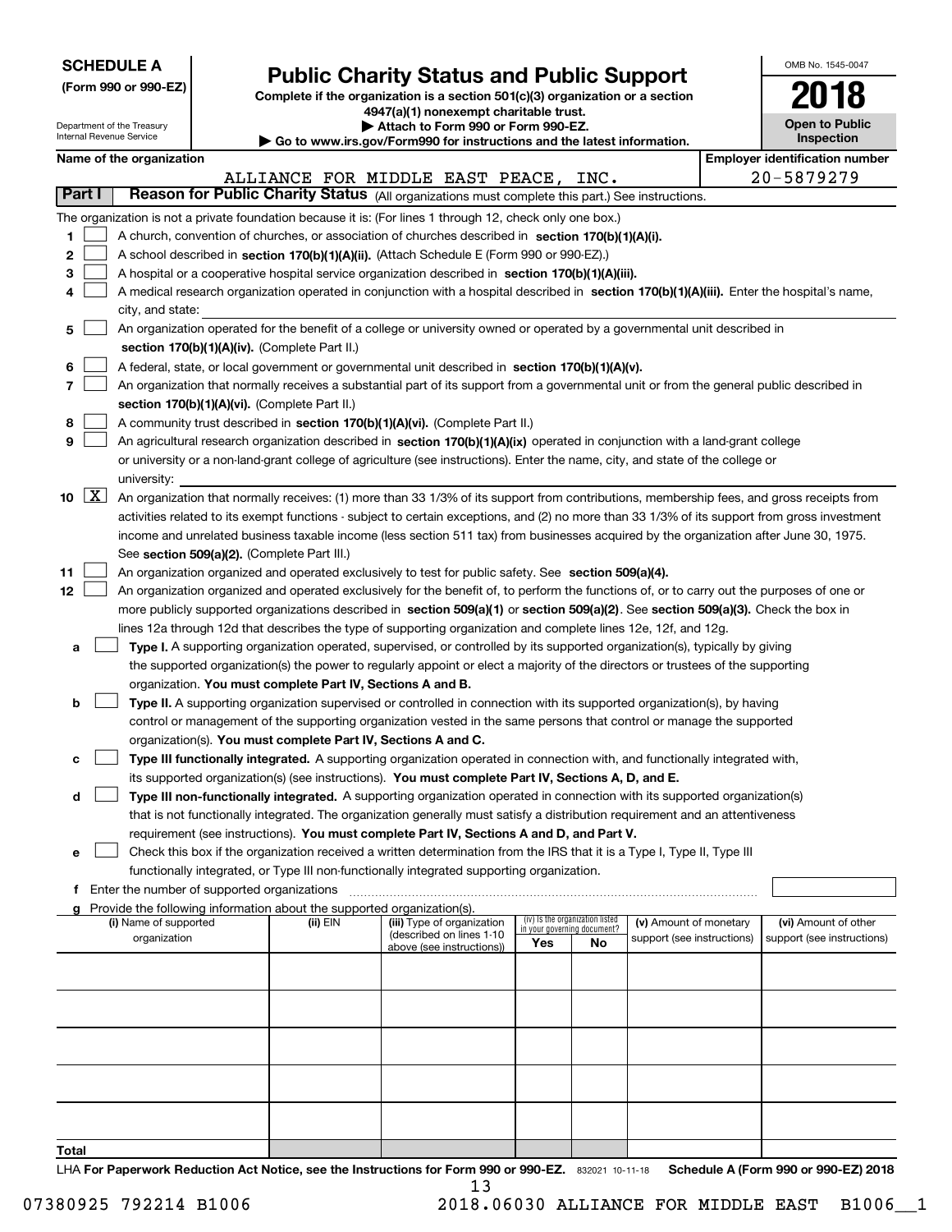**SCHEDULE A**
**(Form 990 or 990-EZ)**

Department of the Treasury
Internal Revenue Service

# Public Charity Status and Public Support

**Complete if the organization is a section 501(c)(3) organization or a section 4947(a)(1) nonexempt charitable trust.**
**▶ Attach to Form 990 or Form 990-EZ.**
**▶ Go to www.irs.gov/Form990 for instructions and the latest information.**

OMB No. 1545-0047
**2018**
**Open to Public Inspection**

**Name of the organization:** ALLIANCE FOR MIDDLE EAST PEACE, INC.
**Employer identification number:** 20-5879279

## Part I — Reason for Public Charity Status (All organizations must complete this part.) See instructions.

The organization is not a private foundation because it is: (For lines 1 through 12, check only one box.)

1. ☐ A church, convention of churches, or association of churches described in **section 170(b)(1)(A)(i).**
2. ☐ A school described in **section 170(b)(1)(A)(ii).** (Attach Schedule E (Form 990 or 990-EZ).)
3. ☐ A hospital or a cooperative hospital service organization described in **section 170(b)(1)(A)(iii).**
4. ☐ A medical research organization operated in conjunction with a hospital described in **section 170(b)(1)(A)(iii).** Enter the hospital's name, city, and state:
5. ☐ An organization operated for the benefit of a college or university owned or operated by a governmental unit described in **section 170(b)(1)(A)(iv).** (Complete Part II.)
6. ☐ A federal, state, or local government or governmental unit described in **section 170(b)(1)(A)(v).**
7. ☐ An organization that normally receives a substantial part of its support from a governmental unit or from the general public described in **section 170(b)(1)(A)(vi).** (Complete Part II.)
8. ☐ A community trust described in **section 170(b)(1)(A)(vi).** (Complete Part II.)
9. ☐ An agricultural research organization described in **section 170(b)(1)(A)(ix)** operated in conjunction with a land-grant college or university or a non-land-grant college of agriculture (see instructions). Enter the name, city, and state of the college or university:
10. ☒ An organization that normally receives: (1) more than 33 1/3% of its support from contributions, membership fees, and gross receipts from activities related to its exempt functions - subject to certain exceptions, and (2) no more than 33 1/3% of its support from gross investment income and unrelated business taxable income (less section 511 tax) from businesses acquired by the organization after June 30, 1975. See **section 509(a)(2).** (Complete Part III.)
11. ☐ An organization organized and operated exclusively to test for public safety. See **section 509(a)(4).**
12. ☐ An organization organized and operated exclusively for the benefit of, to perform the functions of, or to carry out the purposes of one or more publicly supported organizations described in **section 509(a)(1)** or **section 509(a)(2).** See **section 509(a)(3).** Check the box in lines 12a through 12d that describes the type of supporting organization and complete lines 12e, 12f, and 12g.
   - **a** ☐ **Type I.** A supporting organization operated, supervised, or controlled by its supported organization(s), typically by giving the supported organization(s) the power to regularly appoint or elect a majority of the directors or trustees of the supporting organization. **You must complete Part IV, Sections A and B.**
   - **b** ☐ **Type II.** A supporting organization supervised or controlled in connection with its supported organization(s), by having control or management of the supporting organization vested in the same persons that control or manage the supported organization(s). **You must complete Part IV, Sections A and C.**
   - **c** ☐ **Type III functionally integrated.** A supporting organization operated in connection with, and functionally integrated with, its supported organization(s) (see instructions). **You must complete Part IV, Sections A, D, and E.**
   - **d** ☐ **Type III non-functionally integrated.** A supporting organization operated in connection with its supported organization(s) that is not functionally integrated. The organization generally must satisfy a distribution requirement and an attentiveness requirement (see instructions). **You must complete Part IV, Sections A and D, and Part V.**
   - **e** ☐ Check this box if the organization received a written determination from the IRS that it is a Type I, Type II, Type III functionally integrated, or Type III non-functionally integrated supporting organization.
   - **f** Enter the number of supported organizations
   - **g** Provide the following information about the supported organization(s).

| (i) Name of supported organization | (ii) EIN | (iii) Type of organization (described on lines 1-10 above (see instructions)) | (iv) Is the organization listed in your governing document? Yes | No | (v) Amount of monetary support (see instructions) | (vi) Amount of other support (see instructions) |
|---|---|---|---|---|---|---|
| | | | | | | |
| | | | | | | |
| | | | | | | |
| | | | | | | |
| | | | | | | |
| **Total** | | | | | | |

LHA **For Paperwork Reduction Act Notice, see the Instructions for Form 990 or 990-EZ.** 832021 10-11-18 **Schedule A (Form 990 or 990-EZ) 2018**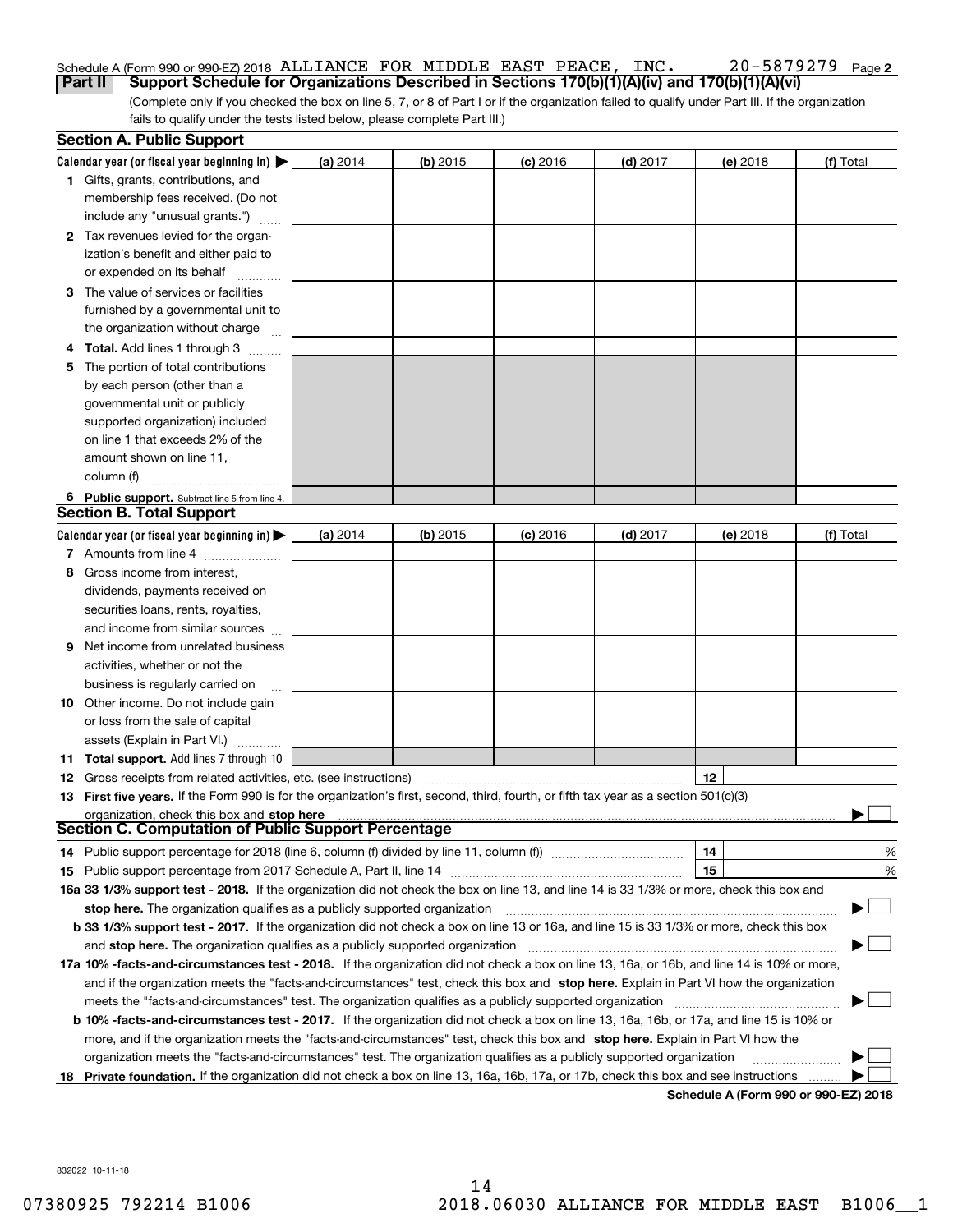Schedule A (Form 990 or 990-EZ) 2018 ALLIANCE FOR MIDDLE EAST PEACE, INC. 20-5879279 Page **2**

**Part II** **Support Schedule for Organizations Described in Sections 170(b)(1)(A)(iv) and 170(b)(1)(A)(vi)**

(Complete only if you checked the box on line 5, 7, or 8 of Part I or if the organization failed to qualify under Part III. If the organization fails to qualify under the tests listed below, please complete Part III.)

## Section A. Public Support

| Calendar year (or fiscal year beginning in) ▶ | (a) 2014 | (b) 2015 | (c) 2016 | (d) 2017 | (e) 2018 | (f) Total |
|---|---|---|---|---|---|---|
| **1** Gifts, grants, contributions, and membership fees received. (Do not include any "unusual grants.") | | | | | | |
| **2** Tax revenues levied for the organization's benefit and either paid to or expended on its behalf | | | | | | |
| **3** The value of services or facilities furnished by a governmental unit to the organization without charge | | | | | | |
| **4 Total.** Add lines 1 through 3 | | | | | | |
| **5** The portion of total contributions by each person (other than a governmental unit or publicly supported organization) included on line 1 that exceeds 2% of the amount shown on line 11, column (f) | | | | | | |
| **6 Public support.** Subtract line 5 from line 4. | | | | | | |

## Section B. Total Support

| Calendar year (or fiscal year beginning in) ▶ | (a) 2014 | (b) 2015 | (c) 2016 | (d) 2017 | (e) 2018 | (f) Total |
|---|---|---|---|---|---|---|
| **7** Amounts from line 4 | | | | | | |
| **8** Gross income from interest, dividends, payments received on securities loans, rents, royalties, and income from similar sources | | | | | | |
| **9** Net income from unrelated business activities, whether or not the business is regularly carried on | | | | | | |
| **10** Other income. Do not include gain or loss from the sale of capital assets (Explain in Part VI.) | | | | | | |
| **11 Total support.** Add lines 7 through 10 | | | | | | |

**12** Gross receipts from related activities, etc. (see instructions) **12**

**13 First five years.** If the Form 990 is for the organization's first, second, third, fourth, or fifth tax year as a section 501(c)(3) organization, check this box and **stop here** ▶ ☐

## Section C. Computation of Public Support Percentage

**14** Public support percentage for 2018 (line 6, column (f) divided by line 11, column (f)) **14** %

**15** Public support percentage from 2017 Schedule A, Part II, line 14 **15** %

**16a 33 1/3% support test - 2018.** If the organization did not check the box on line 13, and line 14 is 33 1/3% or more, check this box and **stop here.** The organization qualifies as a publicly supported organization ▶ ☐

**b 33 1/3% support test - 2017.** If the organization did not check a box on line 13 or 16a, and line 15 is 33 1/3% or more, check this box and **stop here.** The organization qualifies as a publicly supported organization ▶ ☐

**17a 10% -facts-and-circumstances test - 2018.** If the organization did not check a box on line 13, 16a, or 16b, and line 14 is 10% or more, and if the organization meets the "facts-and-circumstances" test, check this box and **stop here.** Explain in Part VI how the organization meets the "facts-and-circumstances" test. The organization qualifies as a publicly supported organization ▶ ☐

**b 10% -facts-and-circumstances test - 2017.** If the organization did not check a box on line 13, 16a, 16b, or 17a, and line 15 is 10% or more, and if the organization meets the "facts-and-circumstances" test, check this box and **stop here.** Explain in Part VI how the organization meets the "facts-and-circumstances" test. The organization qualifies as a publicly supported organization ▶ ☐

**18 Private foundation.** If the organization did not check a box on line 13, 16a, 16b, 17a, or 17b, check this box and see instructions ▶ ☐

**Schedule A (Form 990 or 990-EZ) 2018**

832022 10-11-18

07380925 792214 B1006 2018.06030 ALLIANCE FOR MIDDLE EAST B1006__1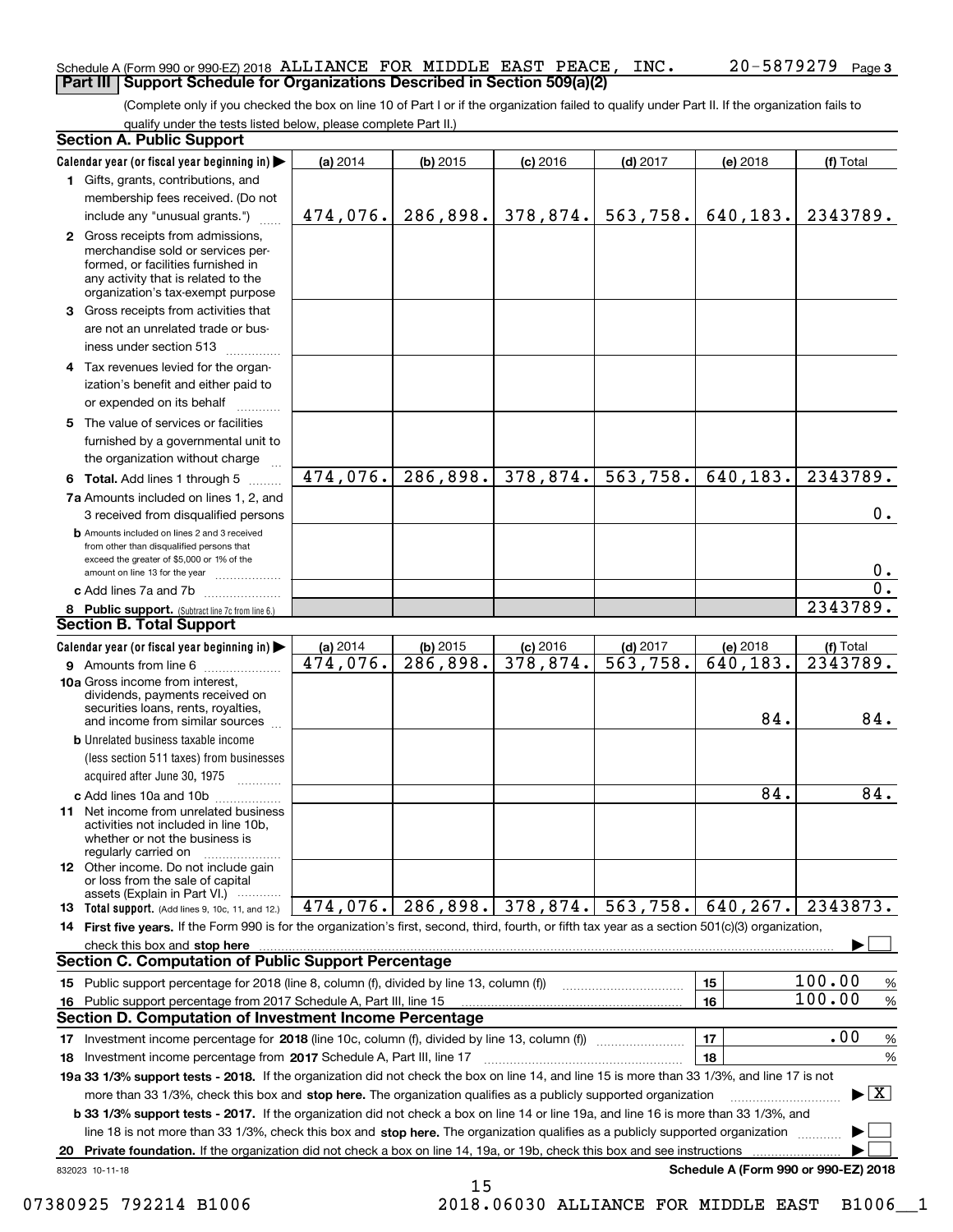Schedule A (Form 990 or 990-EZ) 2018 ALLIANCE FOR MIDDLE EAST PEACE, INC. 20-5879279 Page 3

## Part III | Support Schedule for Organizations Described in Section 509(a)(2)

(Complete only if you checked the box on line 10 of Part I or if the organization failed to qualify under Part II. If the organization fails to qualify under the tests listed below, please complete Part II.)

### Section A. Public Support

| Calendar year (or fiscal year beginning in) ▶ | (a) 2014 | (b) 2015 | (c) 2016 | (d) 2017 | (e) 2018 | (f) Total |
|---|---|---|---|---|---|---|
| 1 Gifts, grants, contributions, and membership fees received. (Do not include any "unusual grants.") | 474,076. | 286,898. | 378,874. | 563,758. | 640,183. | 2343789. |
| 2 Gross receipts from admissions, merchandise sold or services performed, or facilities furnished in any activity that is related to the organization's tax-exempt purpose | | | | | | |
| 3 Gross receipts from activities that are not an unrelated trade or business under section 513 | | | | | | |
| 4 Tax revenues levied for the organization's benefit and either paid to or expended on its behalf | | | | | | |
| 5 The value of services or facilities furnished by a governmental unit to the organization without charge | | | | | | |
| 6 **Total.** Add lines 1 through 5 | 474,076. | 286,898. | 378,874. | 563,758. | 640,183. | 2343789. |
| 7a Amounts included on lines 1, 2, and 3 received from disqualified persons | | | | | | 0. |
| b Amounts included on lines 2 and 3 received from other than disqualified persons that exceed the greater of $5,000 or 1% of the amount on line 13 for the year | | | | | | 0. |
| c Add lines 7a and 7b | | | | | | 0. |
| 8 **Public support.** (Subtract line 7c from line 6.) | | | | | | 2343789. |

### Section B. Total Support

| Calendar year (or fiscal year beginning in) ▶ | (a) 2014 | (b) 2015 | (c) 2016 | (d) 2017 | (e) 2018 | (f) Total |
|---|---|---|---|---|---|---|
| 9 Amounts from line 6 | 474,076. | 286,898. | 378,874. | 563,758. | 640,183. | 2343789. |
| 10a Gross income from interest, dividends, payments received on securities loans, rents, royalties, and income from similar sources | | | | | 84. | 84. |
| b Unrelated business taxable income (less section 511 taxes) from businesses acquired after June 30, 1975 | | | | | | |
| c Add lines 10a and 10b | | | | | 84. | 84. |
| 11 Net income from unrelated business activities not included in line 10b, whether or not the business is regularly carried on | | | | | | |
| 12 Other income. Do not include gain or loss from the sale of capital assets (Explain in Part VI.) | | | | | | |
| 13 **Total support.** (Add lines 9, 10c, 11, and 12.) | 474,076. | 286,898. | 378,874. | 563,758. | 640,267. | 2343873. |

14 **First five years.** If the Form 990 is for the organization's first, second, third, fourth, or fifth tax year as a section 501(c)(3) organization, check this box and **stop here** ▶ ☐

### Section C. Computation of Public Support Percentage

| | | | |
|---|---|---|---|
| 15 | Public support percentage for 2018 (line 8, column (f), divided by line 13, column (f)) | 15 | 100.00 % |
| 16 | Public support percentage from 2017 Schedule A, Part III, line 15 | 16 | 100.00 % |

### Section D. Computation of Investment Income Percentage

| | | | |
|---|---|---|---|
| 17 | Investment income percentage for **2018** (line 10c, column (f), divided by line 13, column (f)) | 17 | .00 % |
| 18 | Investment income percentage from **2017** Schedule A, Part III, line 17 | 18 | % |

**19a 33 1/3% support tests - 2018.** If the organization did not check the box on line 14, and line 15 is more than 33 1/3%, and line 17 is not more than 33 1/3%, check this box and **stop here.** The organization qualifies as a publicly supported organization ▶ ☒

**b 33 1/3% support tests - 2017.** If the organization did not check a box on line 14 or line 19a, and line 16 is more than 33 1/3%, and line 18 is not more than 33 1/3%, check this box and **stop here.** The organization qualifies as a publicly supported organization ▶ ☐

**20 Private foundation.** If the organization did not check a box on line 14, 19a, or 19b, check this box and see instructions ▶ ☐

832023 10-11-18 **Schedule A (Form 990 or 990-EZ) 2018**

07380925 792214 B1006 2018.06030 ALLIANCE FOR MIDDLE EAST B1006__1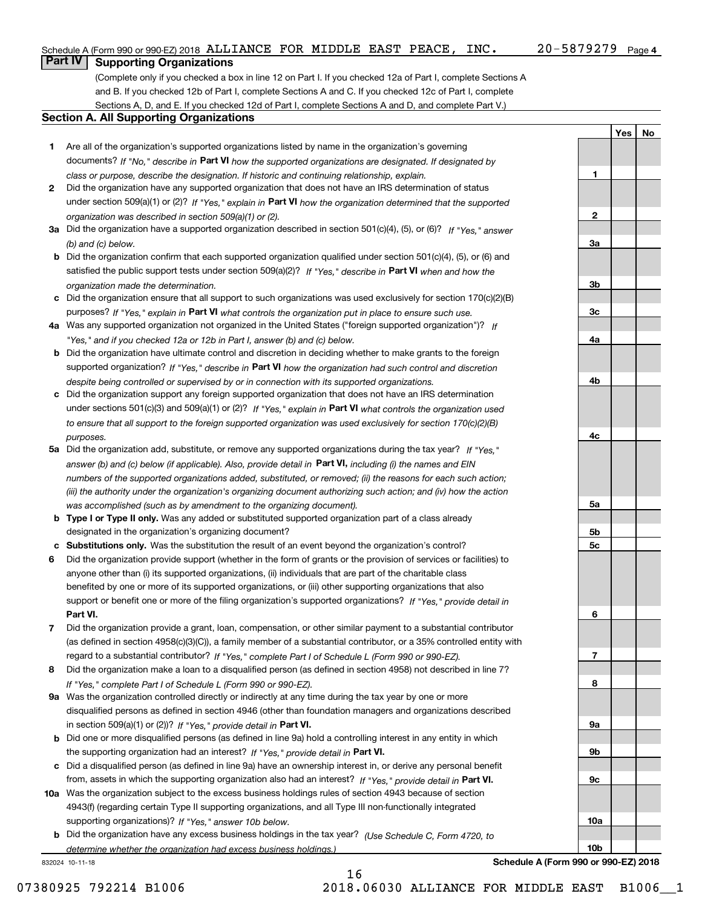Schedule A (Form 990 or 990-EZ) 2018 ALLIANCE FOR MIDDLE EAST PEACE, INC. 20-5879279 Page 4

## Part IV Supporting Organizations

(Complete only if you checked a box in line 12 on Part I. If you checked 12a of Part I, complete Sections A and B. If you checked 12b of Part I, complete Sections A and C. If you checked 12c of Part I, complete Sections A, D, and E. If you checked 12d of Part I, complete Sections A and D, and complete Part V.)

### Section A. All Supporting Organizations

| | | | Yes | No |
|---|---|---|---|---|
| **1** | Are all of the organization's supported organizations listed by name in the organization's governing documents? *If "No," describe in* **Part VI** *how the supported organizations are designated. If designated by class or purpose, describe the designation. If historic and continuing relationship, explain.* | 1 | | |
| **2** | Did the organization have any supported organization that does not have an IRS determination of status under section 509(a)(1) or (2)? *If "Yes," explain in* **Part VI** *how the organization determined that the supported organization was described in section 509(a)(1) or (2).* | 2 | | |
| **3a** | Did the organization have a supported organization described in section 501(c)(4), (5), or (6)? *If "Yes," answer (b) and (c) below.* | 3a | | |
| **b** | Did the organization confirm that each supported organization qualified under section 501(c)(4), (5), or (6) and satisfied the public support tests under section 509(a)(2)? *If "Yes," describe in* **Part VI** *when and how the organization made the determination.* | 3b | | |
| **c** | Did the organization ensure that all support to such organizations was used exclusively for section 170(c)(2)(B) purposes? *If "Yes," explain in* **Part VI** *what controls the organization put in place to ensure such use.* | 3c | | |
| **4a** | Was any supported organization not organized in the United States ("foreign supported organization")? *If "Yes," and if you checked 12a or 12b in Part I, answer (b) and (c) below.* | 4a | | |
| **b** | Did the organization have ultimate control and discretion in deciding whether to make grants to the foreign supported organization? *If "Yes," describe in* **Part VI** *how the organization had such control and discretion despite being controlled or supervised by or in connection with its supported organizations.* | 4b | | |
| **c** | Did the organization support any foreign supported organization that does not have an IRS determination under sections 501(c)(3) and 509(a)(1) or (2)? *If "Yes," explain in* **Part VI** *what controls the organization used to ensure that all support to the foreign supported organization was used exclusively for section 170(c)(2)(B) purposes.* | 4c | | |
| **5a** | Did the organization add, substitute, or remove any supported organizations during the tax year? *If "Yes," answer (b) and (c) below (if applicable). Also, provide detail in* **Part VI,** *including (i) the names and EIN numbers of the supported organizations added, substituted, or removed; (ii) the reasons for each such action; (iii) the authority under the organization's organizing document authorizing such action; and (iv) how the action was accomplished (such as by amendment to the organizing document).* | 5a | | |
| **b** | **Type I or Type II only.** Was any added or substituted supported organization part of a class already designated in the organization's organizing document? | 5b | | |
| **c** | **Substitutions only.** Was the substitution the result of an event beyond the organization's control? | 5c | | |
| **6** | Did the organization provide support (whether in the form of grants or the provision of services or facilities) to anyone other than (i) its supported organizations, (ii) individuals that are part of the charitable class benefited by one or more of its supported organizations, or (iii) other supporting organizations that also support or benefit one or more of the filing organization's supported organizations? *If "Yes," provide detail in* **Part VI.** | 6 | | |
| **7** | Did the organization provide a grant, loan, compensation, or other similar payment to a substantial contributor (as defined in section 4958(c)(3)(C)), a family member of a substantial contributor, or a 35% controlled entity with regard to a substantial contributor? *If "Yes," complete Part I of Schedule L (Form 990 or 990-EZ).* | 7 | | |
| **8** | Did the organization make a loan to a disqualified person (as defined in section 4958) not described in line 7? *If "Yes," complete Part I of Schedule L (Form 990 or 990-EZ).* | 8 | | |
| **9a** | Was the organization controlled directly or indirectly at any time during the tax year by one or more disqualified persons as defined in section 4946 (other than foundation managers and organizations described in section 509(a)(1) or (2))? *If "Yes," provide detail in* **Part VI.** | 9a | | |
| **b** | Did one or more disqualified persons (as defined in line 9a) hold a controlling interest in any entity in which the supporting organization had an interest? *If "Yes," provide detail in* **Part VI.** | 9b | | |
| **c** | Did a disqualified person (as defined in line 9a) have an ownership interest in, or derive any personal benefit from, assets in which the supporting organization also had an interest? *If "Yes," provide detail in* **Part VI.** | 9c | | |
| **10a** | Was the organization subject to the excess business holdings rules of section 4943 because of section 4943(f) (regarding certain Type II supporting organizations, and all Type III non-functionally integrated supporting organizations)? *If "Yes," answer 10b below.* | 10a | | |
| **b** | Did the organization have any excess business holdings in the tax year? *(Use Schedule C, Form 4720, to determine whether the organization had excess business holdings.)* | 10b | | |

832024 10-11-18

**Schedule A (Form 990 or 990-EZ) 2018**

07380925 792214 B1006 2018.06030 ALLIANCE FOR MIDDLE EAST B1006__1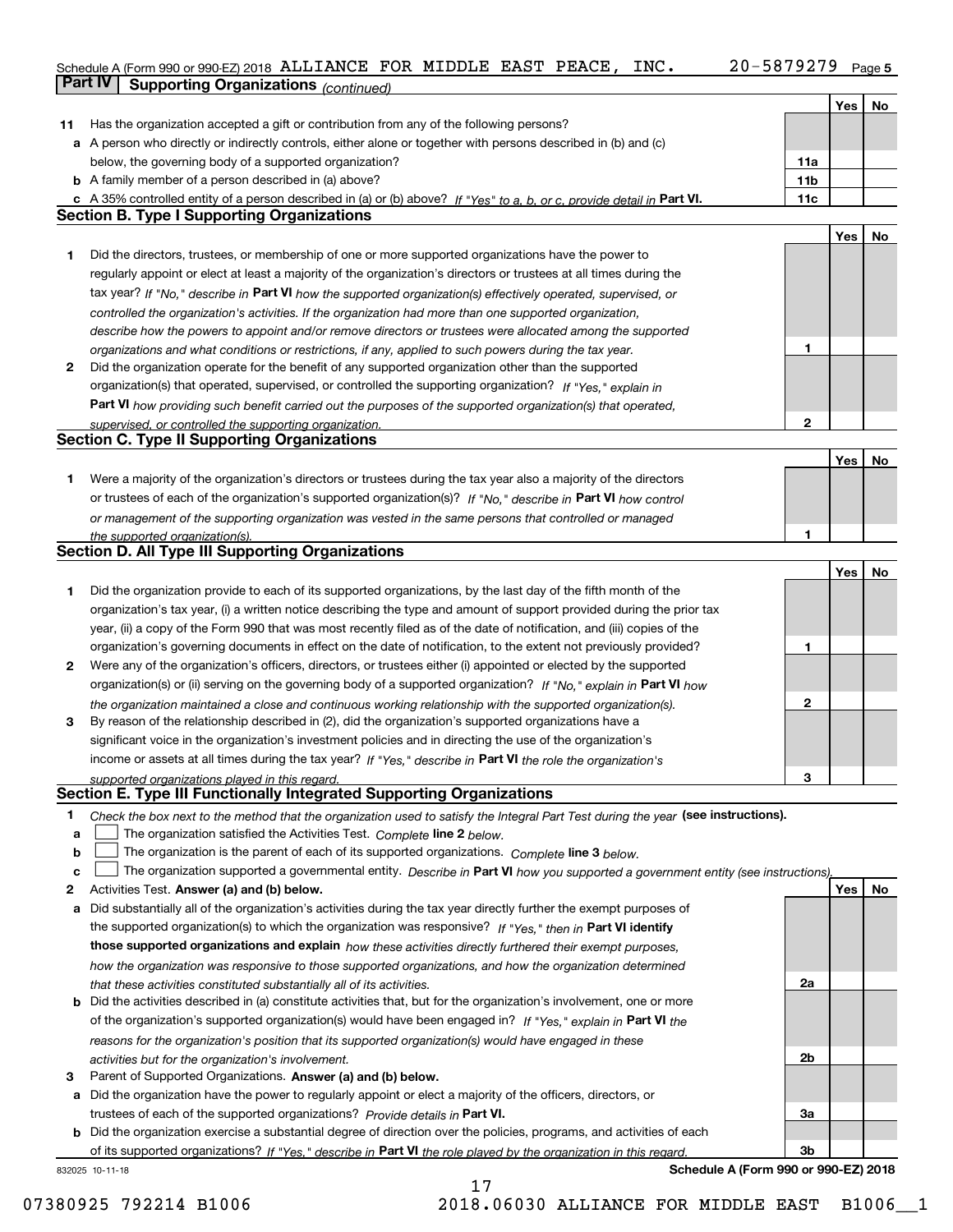Schedule A (Form 990 or 990-EZ) 2018 ALLIANCE FOR MIDDLE EAST PEACE, INC. 20-5879279 Page 5

## Part IV Supporting Organizations *(continued)*

| | | | Yes | No |
|---|---|---|---|---|
| **11** | Has the organization accepted a gift or contribution from any of the following persons? | | | |
| **a** | A person who directly or indirectly controls, either alone or together with persons described in (b) and (c) below, the governing body of a supported organization? | **11a** | | |
| **b** | A family member of a person described in (a) above? | **11b** | | |
| **c** | A 35% controlled entity of a person described in (a) or (b) above? *If "Yes" to a, b, or c, provide detail in* **Part VI.** | **11c** | | |

### Section B. Type I Supporting Organizations

| | | | Yes | No |
|---|---|---|---|---|
| **1** | Did the directors, trustees, or membership of one or more supported organizations have the power to regularly appoint or elect at least a majority of the organization's directors or trustees at all times during the tax year? *If "No," describe in* **Part VI** *how the supported organization(s) effectively operated, supervised, or controlled the organization's activities. If the organization had more than one supported organization, describe how the powers to appoint and/or remove directors or trustees were allocated among the supported organizations and what conditions or restrictions, if any, applied to such powers during the tax year.* | **1** | | |
| **2** | Did the organization operate for the benefit of any supported organization other than the supported organization(s) that operated, supervised, or controlled the supporting organization? *If "Yes," explain in* **Part VI** *how providing such benefit carried out the purposes of the supported organization(s) that operated, supervised, or controlled the supporting organization.* | **2** | | |

### Section C. Type II Supporting Organizations

| | | | Yes | No |
|---|---|---|---|---|
| **1** | Were a majority of the organization's directors or trustees during the tax year also a majority of the directors or trustees of each of the organization's supported organization(s)? *If "No," describe in* **Part VI** *how control or management of the supporting organization was vested in the same persons that controlled or managed the supported organization(s).* | **1** | | |

### Section D. All Type III Supporting Organizations

| | | | Yes | No |
|---|---|---|---|---|
| **1** | Did the organization provide to each of its supported organizations, by the last day of the fifth month of the organization's tax year, (i) a written notice describing the type and amount of support provided during the prior tax year, (ii) a copy of the Form 990 that was most recently filed as of the date of notification, and (iii) copies of the organization's governing documents in effect on the date of notification, to the extent not previously provided? | **1** | | |
| **2** | Were any of the organization's officers, directors, or trustees either (i) appointed or elected by the supported organization(s) or (ii) serving on the governing body of a supported organization? *If "No," explain in* **Part VI** *how the organization maintained a close and continuous working relationship with the supported organization(s).* | **2** | | |
| **3** | By reason of the relationship described in (2), did the organization's supported organizations have a significant voice in the organization's investment policies and in directing the use of the organization's income or assets at all times during the tax year? *If "Yes," describe in* **Part VI** *the role the organization's supported organizations played in this regard.* | **3** | | |

### Section E. Type III Functionally Integrated Supporting Organizations

**1** *Check the box next to the method that the organization used to satisfy the Integral Part Test during the year* **(see instructions).**

- **a** ☐ The organization satisfied the Activities Test. *Complete* **line 2** *below.*
- **b** ☐ The organization is the parent of each of its supported organizations. *Complete* **line 3** *below.*
- **c** ☐ The organization supported a governmental entity. *Describe in* **Part VI** *how you supported a government entity (see instructions).*

| | | | Yes | No |
|---|---|---|---|---|
| **2** | Activities Test. **Answer (a) and (b) below.** | | | |
| **a** | Did substantially all of the organization's activities during the tax year directly further the exempt purposes of the supported organization(s) to which the organization was responsive? *If "Yes," then in* **Part VI identify those supported organizations and explain** *how these activities directly furthered their exempt purposes, how the organization was responsive to those supported organizations, and how the organization determined that these activities constituted substantially all of its activities.* | **2a** | | |
| **b** | Did the activities described in (a) constitute activities that, but for the organization's involvement, one or more of the organization's supported organization(s) would have been engaged in? *If "Yes," explain in* **Part VI** *the reasons for the organization's position that its supported organization(s) would have engaged in these activities but for the organization's involvement.* | **2b** | | |
| **3** | Parent of Supported Organizations. **Answer (a) and (b) below.** | | | |
| **a** | Did the organization have the power to regularly appoint or elect a majority of the officers, directors, or trustees of each of the supported organizations? *Provide details in* **Part VI.** | **3a** | | |
| **b** | Did the organization exercise a substantial degree of direction over the policies, programs, and activities of each of its supported organizations? *If "Yes," describe in* **Part VI** *the role played by the organization in this regard.* | **3b** | | |

832025 10-11-18 **Schedule A (Form 990 or 990-EZ) 2018**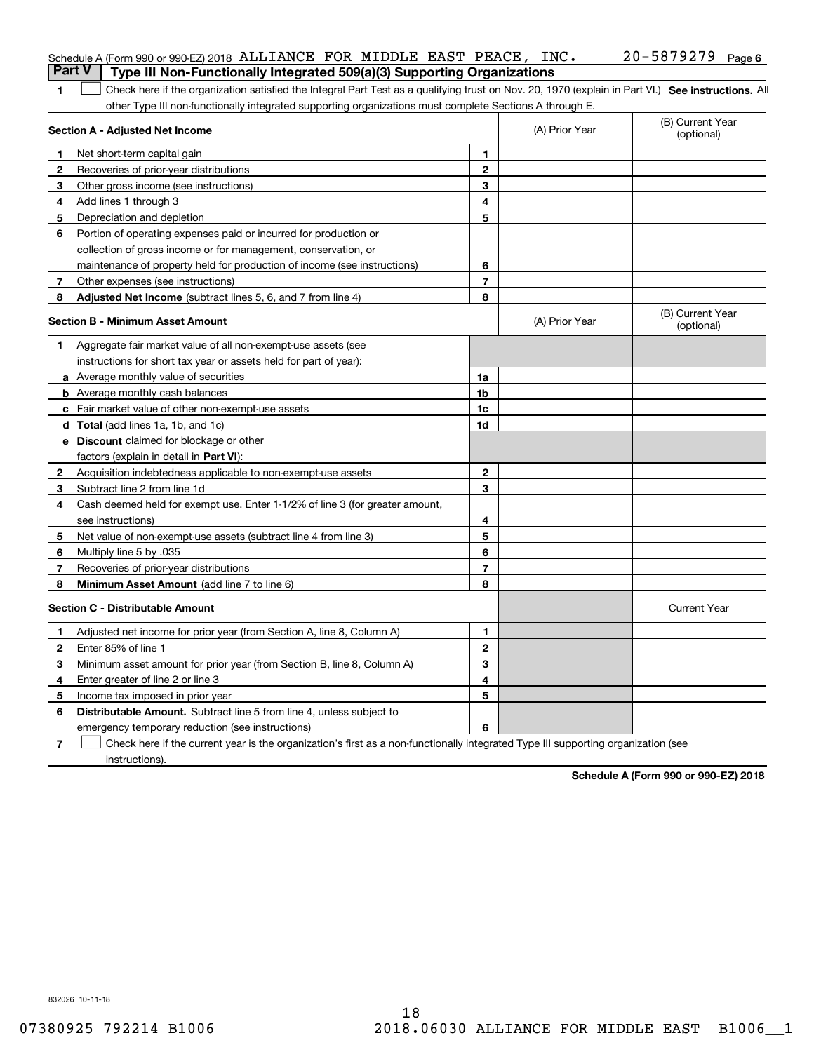Schedule A (Form 990 or 990-EZ) 2018 ALLIANCE FOR MIDDLE EAST PEACE, INC. 20-5879279 Page **6**

## Part V Type III Non-Functionally Integrated 509(a)(3) Supporting Organizations

**1** ☐ Check here if the organization satisfied the Integral Part Test as a qualifying trust on Nov. 20, 1970 (explain in Part VI.) **See instructions.** All other Type III non-functionally integrated supporting organizations must complete Sections A through E.

| **Section A - Adjusted Net Income** | | (A) Prior Year | (B) Current Year (optional) |
|---|---|---|---|
| **1** Net short-term capital gain | **1** | | |
| **2** Recoveries of prior-year distributions | **2** | | |
| **3** Other gross income (see instructions) | **3** | | |
| **4** Add lines 1 through 3 | **4** | | |
| **5** Depreciation and depletion | **5** | | |
| **6** Portion of operating expenses paid or incurred for production or collection of gross income or for management, conservation, or maintenance of property held for production of income (see instructions) | **6** | | |
| **7** Other expenses (see instructions) | **7** | | |
| **8** **Adjusted Net Income** (subtract lines 5, 6, and 7 from line 4) | **8** | | |

| **Section B - Minimum Asset Amount** | | (A) Prior Year | (B) Current Year (optional) |
|---|---|---|---|
| **1** Aggregate fair market value of all non-exempt-use assets (see instructions for short tax year or assets held for part of year): | | | |
| **a** Average monthly value of securities | **1a** | | |
| **b** Average monthly cash balances | **1b** | | |
| **c** Fair market value of other non-exempt-use assets | **1c** | | |
| **d** **Total** (add lines 1a, 1b, and 1c) | **1d** | | |
| **e** **Discount** claimed for blockage or other factors (explain in detail in **Part VI**): | | | |
| **2** Acquisition indebtedness applicable to non-exempt-use assets | **2** | | |
| **3** Subtract line 2 from line 1d | **3** | | |
| **4** Cash deemed held for exempt use. Enter 1-1/2% of line 3 (for greater amount, see instructions) | **4** | | |
| **5** Net value of non-exempt-use assets (subtract line 4 from line 3) | **5** | | |
| **6** Multiply line 5 by .035 | **6** | | |
| **7** Recoveries of prior-year distributions | **7** | | |
| **8** **Minimum Asset Amount** (add line 7 to line 6) | **8** | | |

| **Section C - Distributable Amount** | | | Current Year |
|---|---|---|---|
| **1** Adjusted net income for prior year (from Section A, line 8, Column A) | **1** | | |
| **2** Enter 85% of line 1 | **2** | | |
| **3** Minimum asset amount for prior year (from Section B, line 8, Column A) | **3** | | |
| **4** Enter greater of line 2 or line 3 | **4** | | |
| **5** Income tax imposed in prior year | **5** | | |
| **6** **Distributable Amount.** Subtract line 5 from line 4, unless subject to emergency temporary reduction (see instructions) | **6** | | |

**7** ☐ Check here if the current year is the organization's first as a non-functionally integrated Type III supporting organization (see instructions).

**Schedule A (Form 990 or 990-EZ) 2018**

832026 10-11-18

07380925 792214 B1006 2018.06030 ALLIANCE FOR MIDDLE EAST B1006__1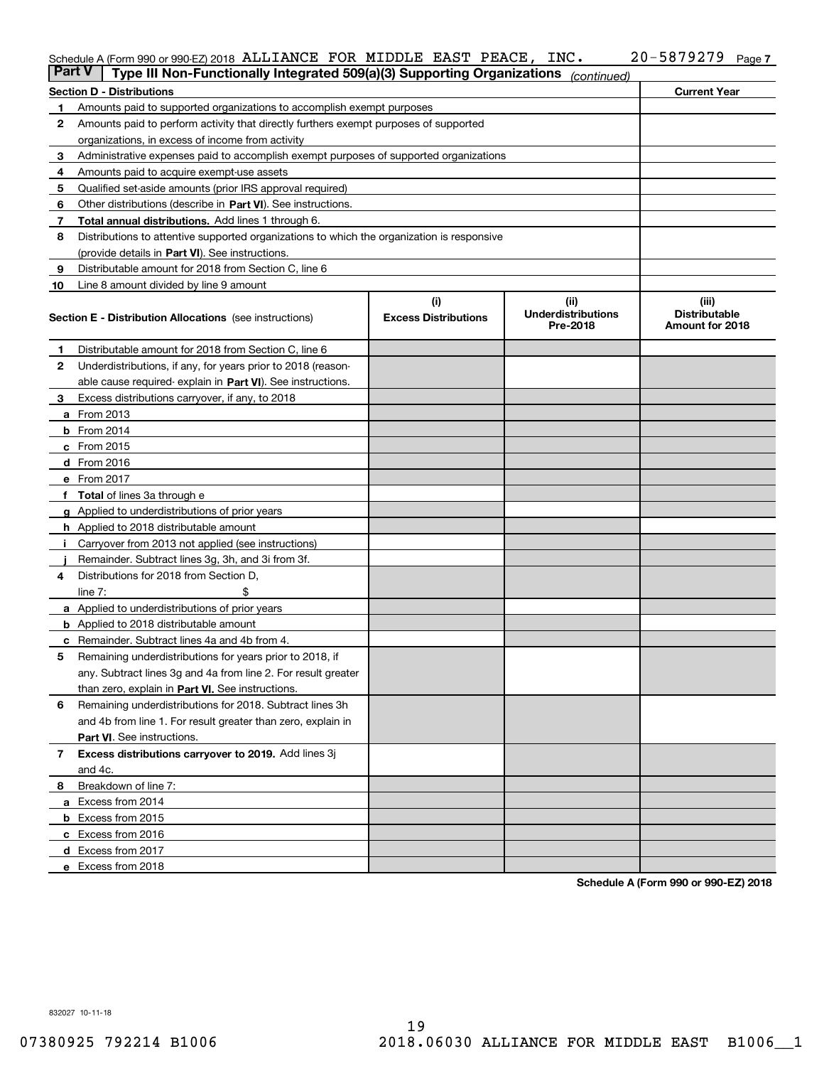Schedule A (Form 990 or 990-EZ) 2018 ALLIANCE FOR MIDDLE EAST PEACE, INC. 20-5879279 Page 7

## Part V Type III Non-Functionally Integrated 509(a)(3) Supporting Organizations *(continued)*

| Section D - Distributions | | Current Year |
|---|---|---|
| 1 | Amounts paid to supported organizations to accomplish exempt purposes | |
| 2 | Amounts paid to perform activity that directly furthers exempt purposes of supported organizations, in excess of income from activity | |
| 3 | Administrative expenses paid to accomplish exempt purposes of supported organizations | |
| 4 | Amounts paid to acquire exempt-use assets | |
| 5 | Qualified set-aside amounts (prior IRS approval required) | |
| 6 | Other distributions (describe in **Part VI**). See instructions. | |
| 7 | **Total annual distributions.** Add lines 1 through 6. | |
| 8 | Distributions to attentive supported organizations to which the organization is responsive (provide details in **Part VI**). See instructions. | |
| 9 | Distributable amount for 2018 from Section C, line 6 | |
| 10 | Line 8 amount divided by line 9 amount | |

| **Section E - Distribution Allocations** (see instructions) | (i) Excess Distributions | (ii) Underdistributions Pre-2018 | (iii) Distributable Amount for 2018 |
|---|---|---|---|
| **1** Distributable amount for 2018 from Section C, line 6 | | | |
| **2** Underdistributions, if any, for years prior to 2018 (reasonable cause required- explain in **Part VI**). See instructions. | | | |
| **3** Excess distributions carryover, if any, to 2018 | | | |
| **a** From 2013 | | | |
| **b** From 2014 | | | |
| **c** From 2015 | | | |
| **d** From 2016 | | | |
| **e** From 2017 | | | |
| **f** **Total** of lines 3a through e | | | |
| **g** Applied to underdistributions of prior years | | | |
| **h** Applied to 2018 distributable amount | | | |
| **i** Carryover from 2013 not applied (see instructions) | | | |
| **j** Remainder. Subtract lines 3g, 3h, and 3i from 3f. | | | |
| **4** Distributions for 2018 from Section D, line 7: $ | | | |
| **a** Applied to underdistributions of prior years | | | |
| **b** Applied to 2018 distributable amount | | | |
| **c** Remainder. Subtract lines 4a and 4b from 4. | | | |
| **5** Remaining underdistributions for years prior to 2018, if any. Subtract lines 3g and 4a from line 2. For result greater than zero, explain in **Part VI.** See instructions. | | | |
| **6** Remaining underdistributions for 2018. Subtract lines 3h and 4b from line 1. For result greater than zero, explain in **Part VI**. See instructions. | | | |
| **7** **Excess distributions carryover to 2019.** Add lines 3j and 4c. | | | |
| **8** Breakdown of line 7: | | | |
| **a** Excess from 2014 | | | |
| **b** Excess from 2015 | | | |
| **c** Excess from 2016 | | | |
| **d** Excess from 2017 | | | |
| **e** Excess from 2018 | | | |

**Schedule A (Form 990 or 990-EZ) 2018**

832027 10-11-18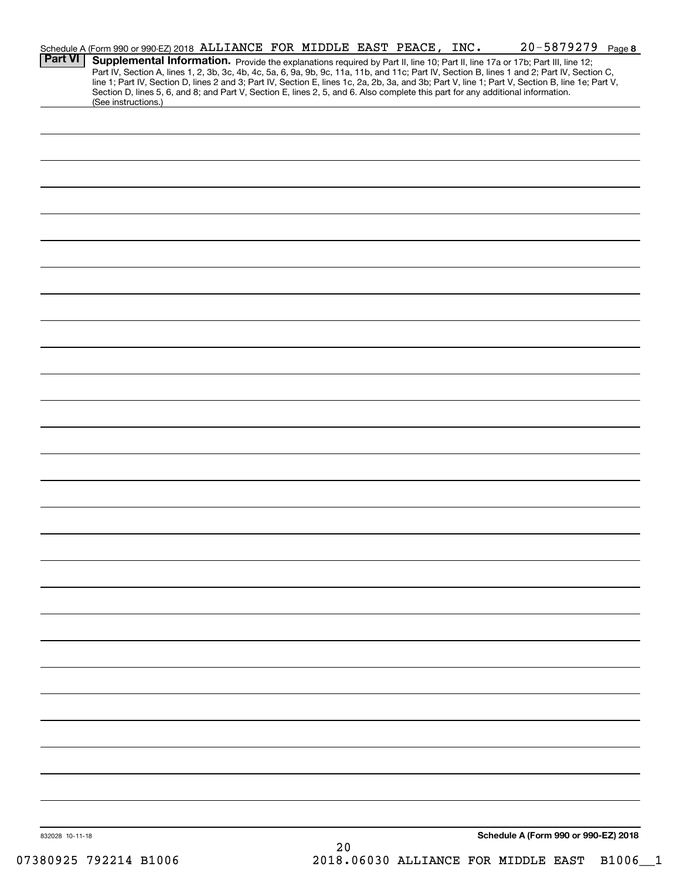Schedule A (Form 990 or 990-EZ) 2018 ALLIANCE FOR MIDDLE EAST PEACE, INC. 20-5879279 Page **8**

**Part VI** **Supplemental Information.** Provide the explanations required by Part II, line 10; Part II, line 17a or 17b; Part III, line 12; Part IV, Section A, lines 1, 2, 3b, 3c, 4b, 4c, 5a, 6, 9a, 9b, 9c, 11a, 11b, and 11c; Part IV, Section B, lines 1 and 2; Part IV, Section C, line 1; Part IV, Section D, lines 2 and 3; Part IV, Section E, lines 1c, 2a, 2b, 3a, and 3b; Part V, line 1; Part V, Section B, line 1e; Part V, Section D, lines 5, 6, and 8; and Part V, Section E, lines 2, 5, and 6. Also complete this part for any additional information. (See instructions.)

832028 10-11-18 **Schedule A (Form 990 or 990-EZ) 2018**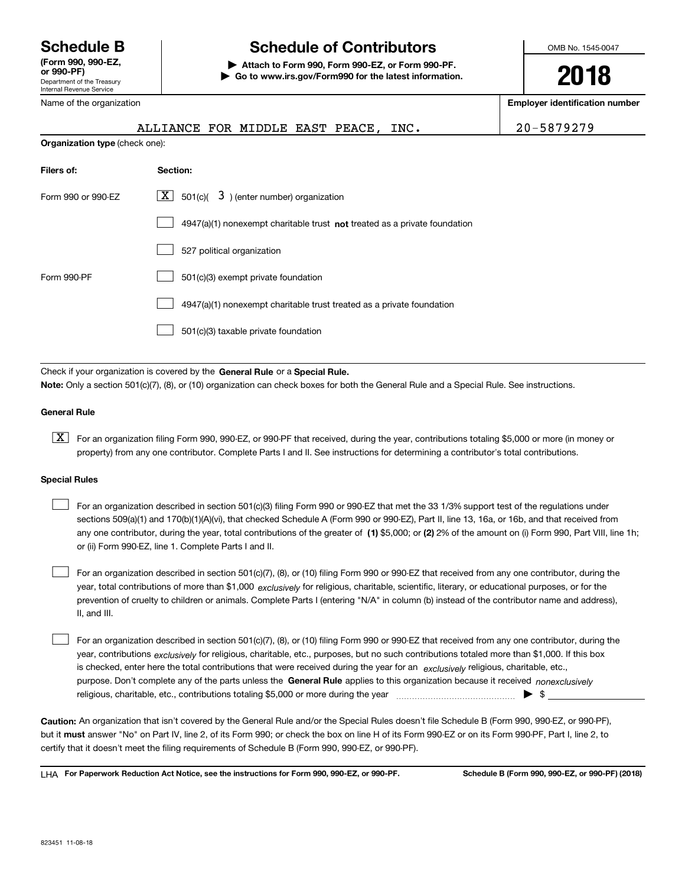# Schedule B

**(Form 990, 990-EZ, or 990-PF)**

Department of the Treasury
Internal Revenue Service

# Schedule of Contributors

**▶ Attach to Form 990, Form 990-EZ, or Form 990-PF.**
**▶ Go to www.irs.gov/Form990 for the latest information.**

OMB No. 1545-0047

**2018**

Name of the organization: ALLIANCE FOR MIDDLE EAST PEACE, INC.

**Employer identification number**: 20-5879279

**Organization type** (check one):

| **Filers of:** | **Section:** |
|---|---|
| Form 990 or 990-EZ | [X] 501(c)( 3 ) (enter number) organization |
| | [ ] 4947(a)(1) nonexempt charitable trust **not** treated as a private foundation |
| | [ ] 527 political organization |
| Form 990-PF | [ ] 501(c)(3) exempt private foundation |
| | [ ] 4947(a)(1) nonexempt charitable trust treated as a private foundation |
| | [ ] 501(c)(3) taxable private foundation |

Check if your organization is covered by the **General Rule** or a **Special Rule.**

**Note:** Only a section 501(c)(7), (8), or (10) organization can check boxes for both the General Rule and a Special Rule. See instructions.

**General Rule**

[X] For an organization filing Form 990, 990-EZ, or 990-PF that received, during the year, contributions totaling $5,000 or more (in money or property) from any one contributor. Complete Parts I and II. See instructions for determining a contributor's total contributions.

**Special Rules**

[ ] For an organization described in section 501(c)(3) filing Form 990 or 990-EZ that met the 33 1/3% support test of the regulations under sections 509(a)(1) and 170(b)(1)(A)(vi), that checked Schedule A (Form 990 or 990-EZ), Part II, line 13, 16a, or 16b, and that received from any one contributor, during the year, total contributions of the greater of **(1)** $5,000; or **(2)** 2% of the amount on (i) Form 990, Part VIII, line 1h; or (ii) Form 990-EZ, line 1. Complete Parts I and II.

[ ] For an organization described in section 501(c)(7), (8), or (10) filing Form 990 or 990-EZ that received from any one contributor, during the year, total contributions of more than $1,000 *exclusively* for religious, charitable, scientific, literary, or educational purposes, or for the prevention of cruelty to children or animals. Complete Parts I (entering "N/A" in column (b) instead of the contributor name and address), II, and III.

[ ] For an organization described in section 501(c)(7), (8), or (10) filing Form 990 or 990-EZ that received from any one contributor, during the year, contributions *exclusively* for religious, charitable, etc., purposes, but no such contributions totaled more than $1,000. If this box is checked, enter here the total contributions that were received during the year for an *exclusively* religious, charitable, etc., purpose. Don't complete any of the parts unless the **General Rule** applies to this organization because it received *nonexclusively* religious, charitable, etc., contributions totaling $5,000 or more during the year ▶ $ ________

**Caution:** An organization that isn't covered by the General Rule and/or the Special Rules doesn't file Schedule B (Form 990, 990-EZ, or 990-PF), but it **must** answer "No" on Part IV, line 2, of its Form 990; or check the box on line H of its Form 990-EZ or on its Form 990-PF, Part I, line 2, to certify that it doesn't meet the filing requirements of Schedule B (Form 990, 990-EZ, or 990-PF).

LHA **For Paperwork Reduction Act Notice, see the instructions for Form 990, 990-EZ, or 990-PF.** **Schedule B (Form 990, 990-EZ, or 990-PF) (2018)**

823451 11-08-18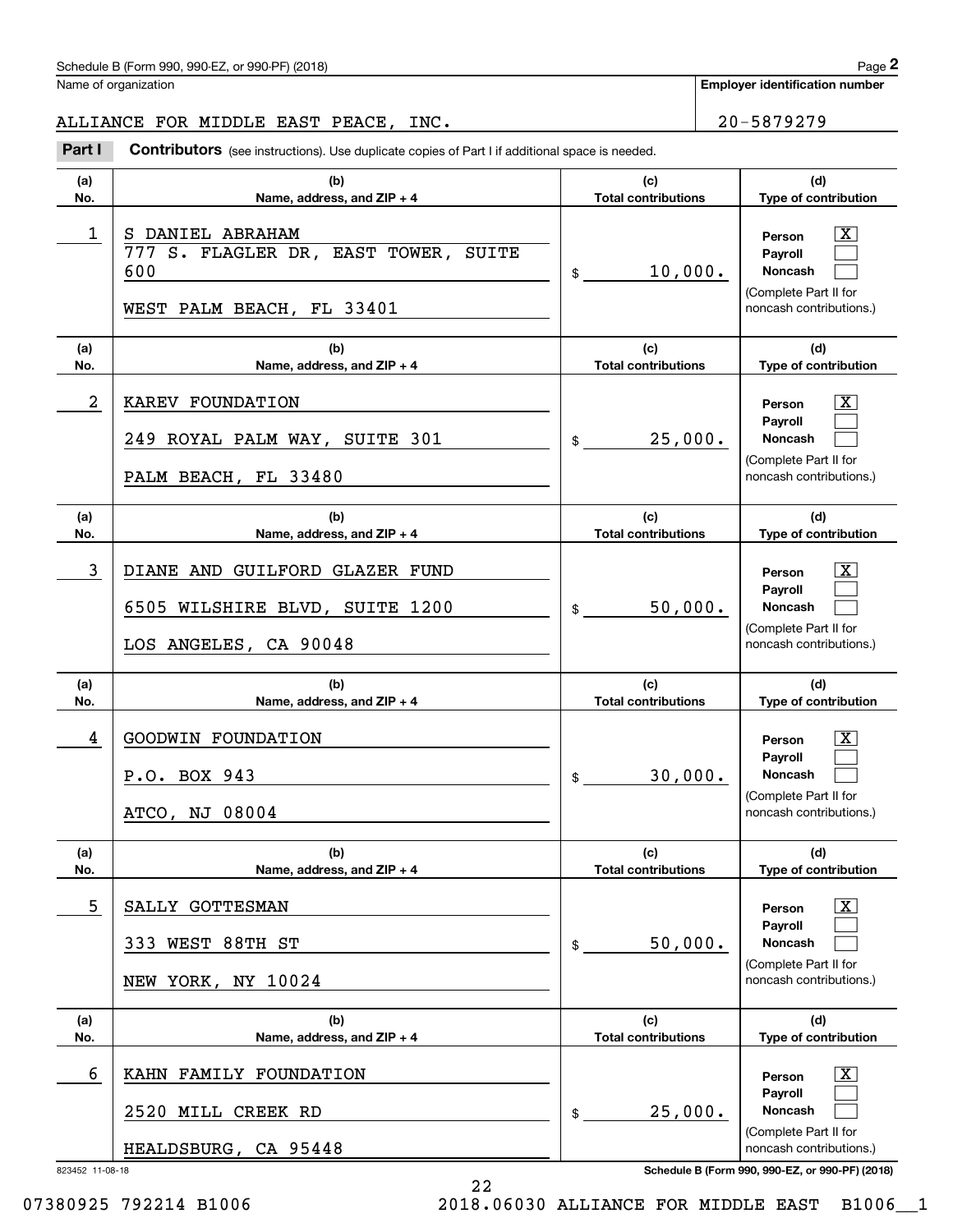Name of organization

ALLIANCE FOR MIDDLE EAST PEACE, INC.

**Employer identification number**

20-5879279

## Part I Contributors (see instructions). Use duplicate copies of Part I if additional space is needed.

| (a) No. | (b) Name, address, and ZIP + 4 | (c) Total contributions | (d) Type of contribution |
|---|---|---|---|
| 1 | S DANIEL ABRAHAM<br>777 S. FLAGLER DR, EAST TOWER, SUITE 600<br>WEST PALM BEACH, FL 33401 | $ 10,000. | Person [X]<br>Payroll [ ]<br>Noncash [ ]<br>(Complete Part II for noncash contributions.) |
| 2 | KAREV FOUNDATION<br>249 ROYAL PALM WAY, SUITE 301<br>PALM BEACH, FL 33480 | $ 25,000. | Person [X]<br>Payroll [ ]<br>Noncash [ ]<br>(Complete Part II for noncash contributions.) |
| 3 | DIANE AND GUILFORD GLAZER FUND<br>6505 WILSHIRE BLVD, SUITE 1200<br>LOS ANGELES, CA 90048 | $ 50,000. | Person [X]<br>Payroll [ ]<br>Noncash [ ]<br>(Complete Part II for noncash contributions.) |
| 4 | GOODWIN FOUNDATION<br>P.O. BOX 943<br>ATCO, NJ 08004 | $ 30,000. | Person [X]<br>Payroll [ ]<br>Noncash [ ]<br>(Complete Part II for noncash contributions.) |
| 5 | SALLY GOTTESMAN<br>333 WEST 88TH ST<br>NEW YORK, NY 10024 | $ 50,000. | Person [X]<br>Payroll [ ]<br>Noncash [ ]<br>(Complete Part II for noncash contributions.) |
| 6 | KAHN FAMILY FOUNDATION<br>2520 MILL CREEK RD<br>HEALDSBURG, CA 95448 | $ 25,000. | Person [X]<br>Payroll [ ]<br>Noncash [ ]<br>(Complete Part II for noncash contributions.) |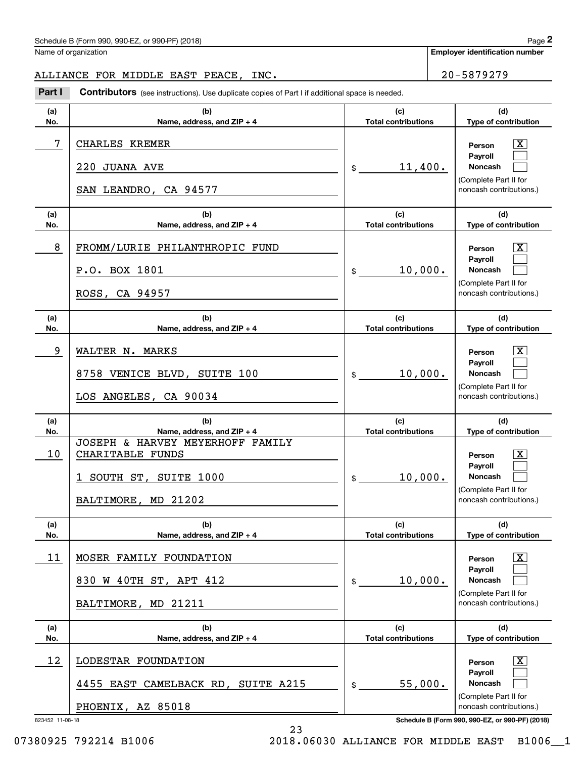Schedule B (Form 990, 990-EZ, or 990-PF) (2018)

Name of organization: ALLIANCE FOR MIDDLE EAST PEACE, INC.

Employer identification number: 20-5879279

**Part I** **Contributors** (see instructions). Use duplicate copies of Part I if additional space is needed.

| (a) No. | (b) Name, address, and ZIP + 4 | (c) Total contributions | (d) Type of contribution |
|---|---|---|---|
| 7 | CHARLES KREMER<br>220 JUANA AVE<br>SAN LEANDRO, CA 94577 | $ 11,400. | Person [X]<br>Payroll [ ]<br>Noncash [ ]<br>(Complete Part II for noncash contributions.) |
| 8 | FROMM/LURIE PHILANTHROPIC FUND<br>P.O. BOX 1801<br>ROSS, CA 94957 | $ 10,000. | Person [X]<br>Payroll [ ]<br>Noncash [ ]<br>(Complete Part II for noncash contributions.) |
| 9 | WALTER N. MARKS<br>8758 VENICE BLVD, SUITE 100<br>LOS ANGELES, CA 90034 | $ 10,000. | Person [X]<br>Payroll [ ]<br>Noncash [ ]<br>(Complete Part II for noncash contributions.) |
| 10 | JOSEPH & HARVEY MEYERHOFF FAMILY CHARITABLE FUNDS<br>1 SOUTH ST, SUITE 1000<br>BALTIMORE, MD 21202 | $ 10,000. | Person [X]<br>Payroll [ ]<br>Noncash [ ]<br>(Complete Part II for noncash contributions.) |
| 11 | MOSER FAMILY FOUNDATION<br>830 W 40TH ST, APT 412<br>BALTIMORE, MD 21211 | $ 10,000. | Person [X]<br>Payroll [ ]<br>Noncash [ ]<br>(Complete Part II for noncash contributions.) |
| 12 | LODESTAR FOUNDATION<br>4455 EAST CAMELBACK RD, SUITE A215<br>PHOENIX, AZ 85018 | $ 55,000. | Person [X]<br>Payroll [ ]<br>Noncash [ ]<br>(Complete Part II for noncash contributions.) |

823452 11-08-18

07380925 792214 B1006 2018.06030 ALLIANCE FOR MIDDLE EAST B1006__1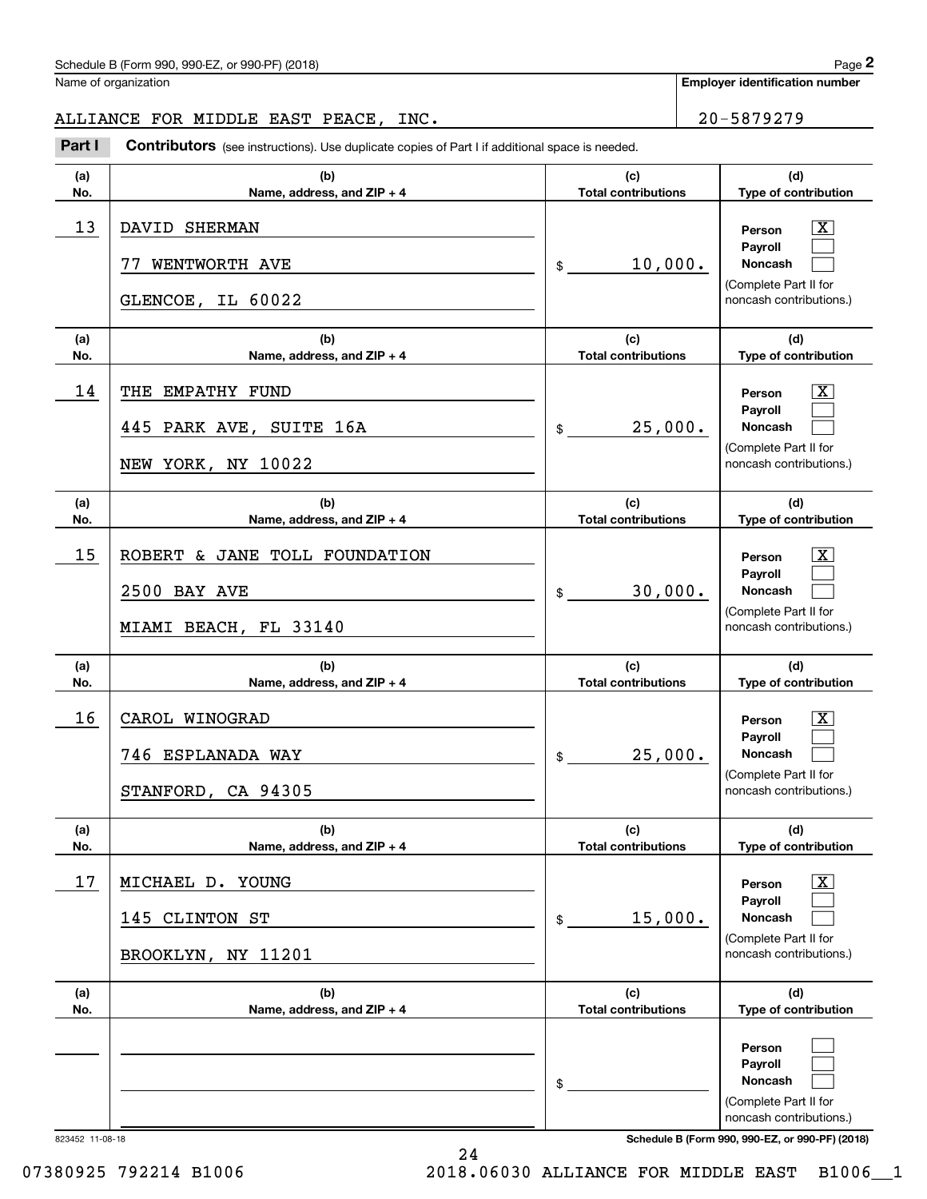Schedule B (Form 990, 990-EZ, or 990-PF) (2018)

Name of organization: ALLIANCE FOR MIDDLE EAST PEACE, INC.

Employer identification number: 20-5879279

**Part I** **Contributors** (see instructions). Use duplicate copies of Part I if additional space is needed.

| (a) No. | (b) Name, address, and ZIP + 4 | (c) Total contributions | (d) Type of contribution |
|---|---|---|---|
| 13 | DAVID SHERMAN<br>77 WENTWORTH AVE<br>GLENCOE, IL 60022 | $ 10,000. | Person [X]<br>Payroll [ ]<br>Noncash [ ]<br>(Complete Part II for noncash contributions.) |
| 14 | THE EMPATHY FUND<br>445 PARK AVE, SUITE 16A<br>NEW YORK, NY 10022 | $ 25,000. | Person [X]<br>Payroll [ ]<br>Noncash [ ]<br>(Complete Part II for noncash contributions.) |
| 15 | ROBERT & JANE TOLL FOUNDATION<br>2500 BAY AVE<br>MIAMI BEACH, FL 33140 | $ 30,000. | Person [X]<br>Payroll [ ]<br>Noncash [ ]<br>(Complete Part II for noncash contributions.) |
| 16 | CAROL WINOGRAD<br>746 ESPLANADA WAY<br>STANFORD, CA 94305 | $ 25,000. | Person [X]<br>Payroll [ ]<br>Noncash [ ]<br>(Complete Part II for noncash contributions.) |
| 17 | MICHAEL D. YOUNG<br>145 CLINTON ST<br>BROOKLYN, NY 11201 | $ 15,000. | Person [X]<br>Payroll [ ]<br>Noncash [ ]<br>(Complete Part II for noncash contributions.) |
| | | $ | Person [ ]<br>Payroll [ ]<br>Noncash [ ]<br>(Complete Part II for noncash contributions.) |

823452 11-08-18

07380925 792214 B1006 2018.06030 ALLIANCE FOR MIDDLE EAST B1006__1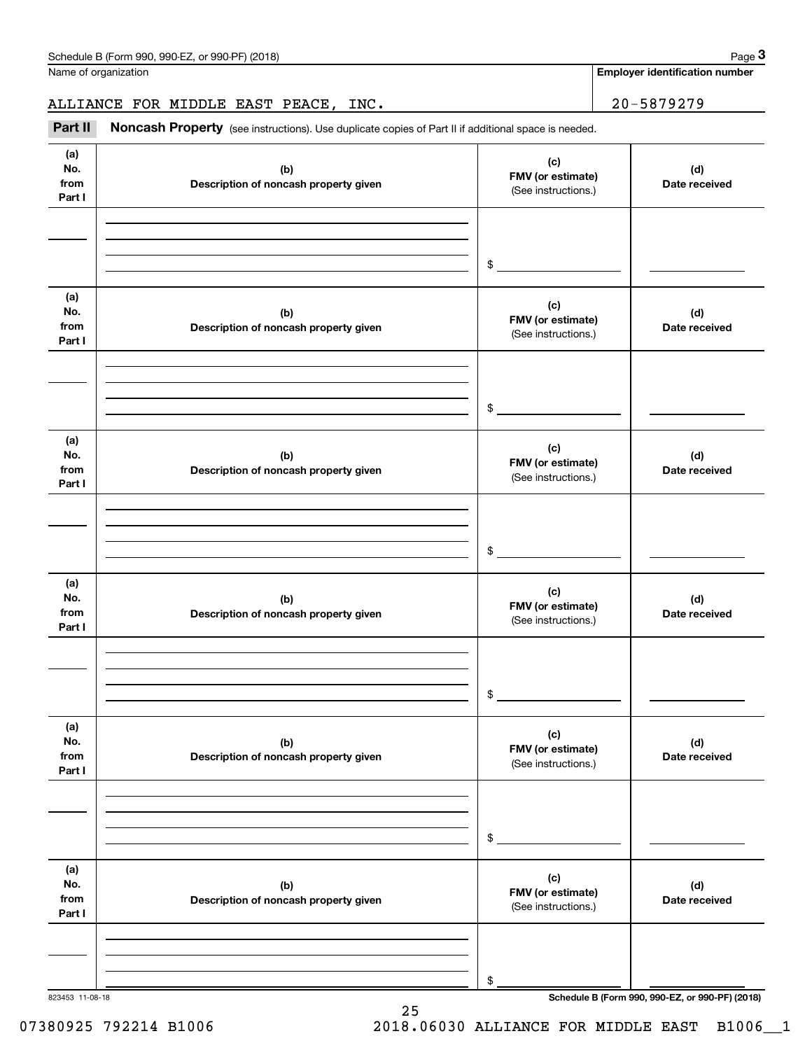Name of organization

**Employer identification number**

ALLIANCE FOR MIDDLE EAST PEACE, INC. 20-5879279

**Part II** **Noncash Property** (see instructions). Use duplicate copies of Part II if additional space is needed.

| (a) No. from Part I | (b) Description of noncash property given | (c) FMV (or estimate) (See instructions.) | (d) Date received |
|---|---|---|---|
| | | $ | |

| (a) No. from Part I | (b) Description of noncash property given | (c) FMV (or estimate) (See instructions.) | (d) Date received |
|---|---|---|---|
| | | $ | |

| (a) No. from Part I | (b) Description of noncash property given | (c) FMV (or estimate) (See instructions.) | (d) Date received |
|---|---|---|---|
| | | $ | |

| (a) No. from Part I | (b) Description of noncash property given | (c) FMV (or estimate) (See instructions.) | (d) Date received |
|---|---|---|---|
| | | $ | |

| (a) No. from Part I | (b) Description of noncash property given | (c) FMV (or estimate) (See instructions.) | (d) Date received |
|---|---|---|---|
| | | $ | |

| (a) No. from Part I | (b) Description of noncash property given | (c) FMV (or estimate) (See instructions.) | (d) Date received |
|---|---|---|---|
| | | $ | |

823453 11-08-18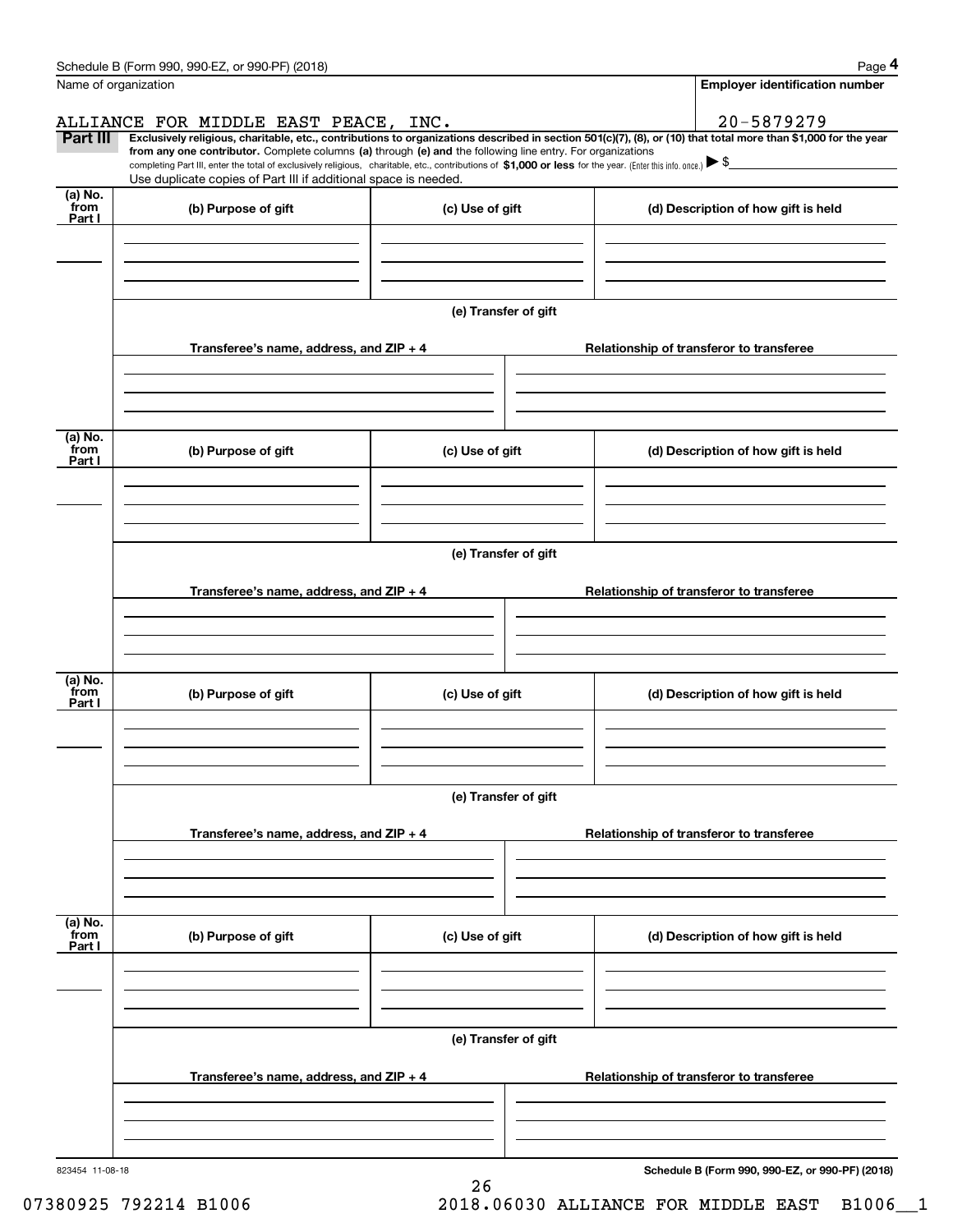Name of organization | Employer identification number

ALLIANCE FOR MIDDLE EAST PEACE, INC. | 20-5879279

**Part III** **Exclusively religious, charitable, etc., contributions to organizations described in section 501(c)(7), (8), or (10) that total more than $1,000 for the year from any one contributor.** Complete columns **(a)** through **(e) and** the following line entry. For organizations completing Part III, enter the total of exclusively religious, charitable, etc., contributions of **$1,000 or less** for the year. (Enter this info. once.) ▶ $

Use duplicate copies of Part III if additional space is needed.

| (a) No. from Part I | (b) Purpose of gift | (c) Use of gift | (d) Description of how gift is held |
|---|---|---|---|
| | | | |

**(e) Transfer of gift**

| Transferee's name, address, and ZIP + 4 | Relationship of transferor to transferee |
|---|---|
| | |

| (a) No. from Part I | (b) Purpose of gift | (c) Use of gift | (d) Description of how gift is held |
|---|---|---|---|
| | | | |

**(e) Transfer of gift**

| Transferee's name, address, and ZIP + 4 | Relationship of transferor to transferee |
|---|---|
| | |

| (a) No. from Part I | (b) Purpose of gift | (c) Use of gift | (d) Description of how gift is held |
|---|---|---|---|
| | | | |

**(e) Transfer of gift**

| Transferee's name, address, and ZIP + 4 | Relationship of transferor to transferee |
|---|---|
| | |

| (a) No. from Part I | (b) Purpose of gift | (c) Use of gift | (d) Description of how gift is held |
|---|---|---|---|
| | | | |

**(e) Transfer of gift**

| Transferee's name, address, and ZIP + 4 | Relationship of transferor to transferee |
|---|---|
| | |

823454 11-08-18

**Schedule B (Form 990, 990-EZ, or 990-PF) (2018)**

07380925 792214 B1006 2018.06030 ALLIANCE FOR MIDDLE EAST B1006__1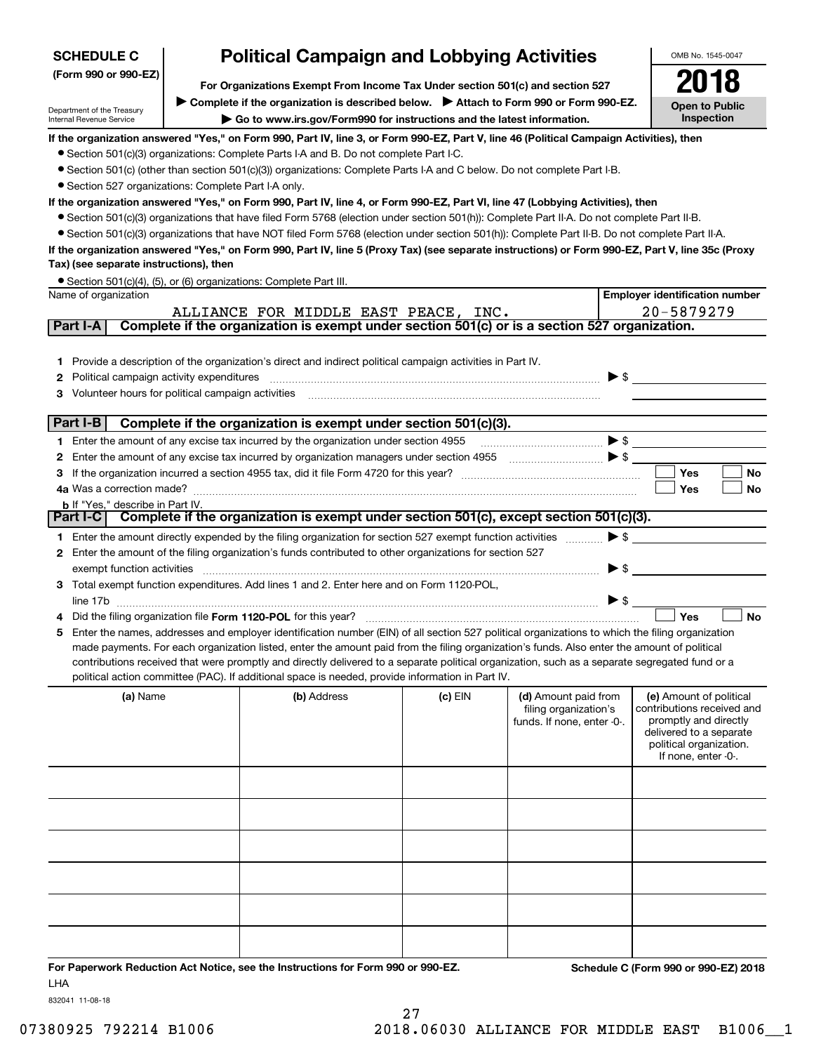**SCHEDULE C**
**(Form 990 or 990-EZ)**

Department of the Treasury
Internal Revenue Service

# Political Campaign and Lobbying Activities

**For Organizations Exempt From Income Tax Under section 501(c) and section 527**

▶ **Complete if the organization is described below.** ▶ **Attach to Form 990 or Form 990-EZ.**

▶ **Go to www.irs.gov/Form990 for instructions and the latest information.**

OMB No. 1545-0047

**2018**

**Open to Public Inspection**

**If the organization answered "Yes," on Form 990, Part IV, line 3, or Form 990-EZ, Part V, line 46 (Political Campaign Activities), then**

- Section 501(c)(3) organizations: Complete Parts I-A and B. Do not complete Part I-C.
- Section 501(c) (other than section 501(c)(3)) organizations: Complete Parts I-A and C below. Do not complete Part I-B.
- Section 527 organizations: Complete Part I-A only.

**If the organization answered "Yes," on Form 990, Part IV, line 4, or Form 990-EZ, Part VI, line 47 (Lobbying Activities), then**

- Section 501(c)(3) organizations that have filed Form 5768 (election under section 501(h)): Complete Part II-A. Do not complete Part II-B.
- Section 501(c)(3) organizations that have NOT filed Form 5768 (election under section 501(h)): Complete Part II-B. Do not complete Part II-A.

**If the organization answered "Yes," on Form 990, Part IV, line 5 (Proxy Tax) (see separate instructions) or Form 990-EZ, Part V, line 35c (Proxy Tax) (see separate instructions), then**

- Section 501(c)(4), (5), or (6) organizations: Complete Part III.

| Name of organization | Employer identification number |
|---|---|
| ALLIANCE FOR MIDDLE EAST PEACE, INC. | 20-5879279 |

## Part I-A Complete if the organization is exempt under section 501(c) or is a section 527 organization.

1. Provide a description of the organization's direct and indirect political campaign activities in Part IV.
2. Political campaign activity expenditures ▶ $
3. Volunteer hours for political campaign activities

## Part I-B Complete if the organization is exempt under section 501(c)(3).

1. Enter the amount of any excise tax incurred by the organization under section 4955 ▶ $
2. Enter the amount of any excise tax incurred by organization managers under section 4955 ▶ $
3. If the organization incurred a section 4955 tax, did it file Form 4720 for this year? ☐ Yes ☐ No

4a. Was a correction made? ☐ Yes ☐ No

b. If "Yes," describe in Part IV.

## Part I-C Complete if the organization is exempt under section 501(c), except section 501(c)(3).

1. Enter the amount directly expended by the filing organization for section 527 exempt function activities ▶ $
2. Enter the amount of the filing organization's funds contributed to other organizations for section 527 exempt function activities ▶ $
3. Total exempt function expenditures. Add lines 1 and 2. Enter here and on Form 1120-POL, line 17b ▶ $
4. Did the filing organization file **Form 1120-POL** for this year? ☐ Yes ☐ No
5. Enter the names, addresses and employer identification number (EIN) of all section 527 political organizations to which the filing organization made payments. For each organization listed, enter the amount paid from the filing organization's funds. Also enter the amount of political contributions received that were promptly and directly delivered to a separate political organization, such as a separate segregated fund or a political action committee (PAC). If additional space is needed, provide information in Part IV.

| (a) Name | (b) Address | (c) EIN | (d) Amount paid from filing organization's funds. If none, enter -0-. | (e) Amount of political contributions received and promptly and directly delivered to a separate political organization. If none, enter -0-. |
|---|---|---|---|---|
| | | | | |
| | | | | |
| | | | | |
| | | | | |
| | | | | |
| | | | | |

**For Paperwork Reduction Act Notice, see the Instructions for Form 990 or 990-EZ.**

**Schedule C (Form 990 or 990-EZ) 2018**

LHA

832041 11-08-18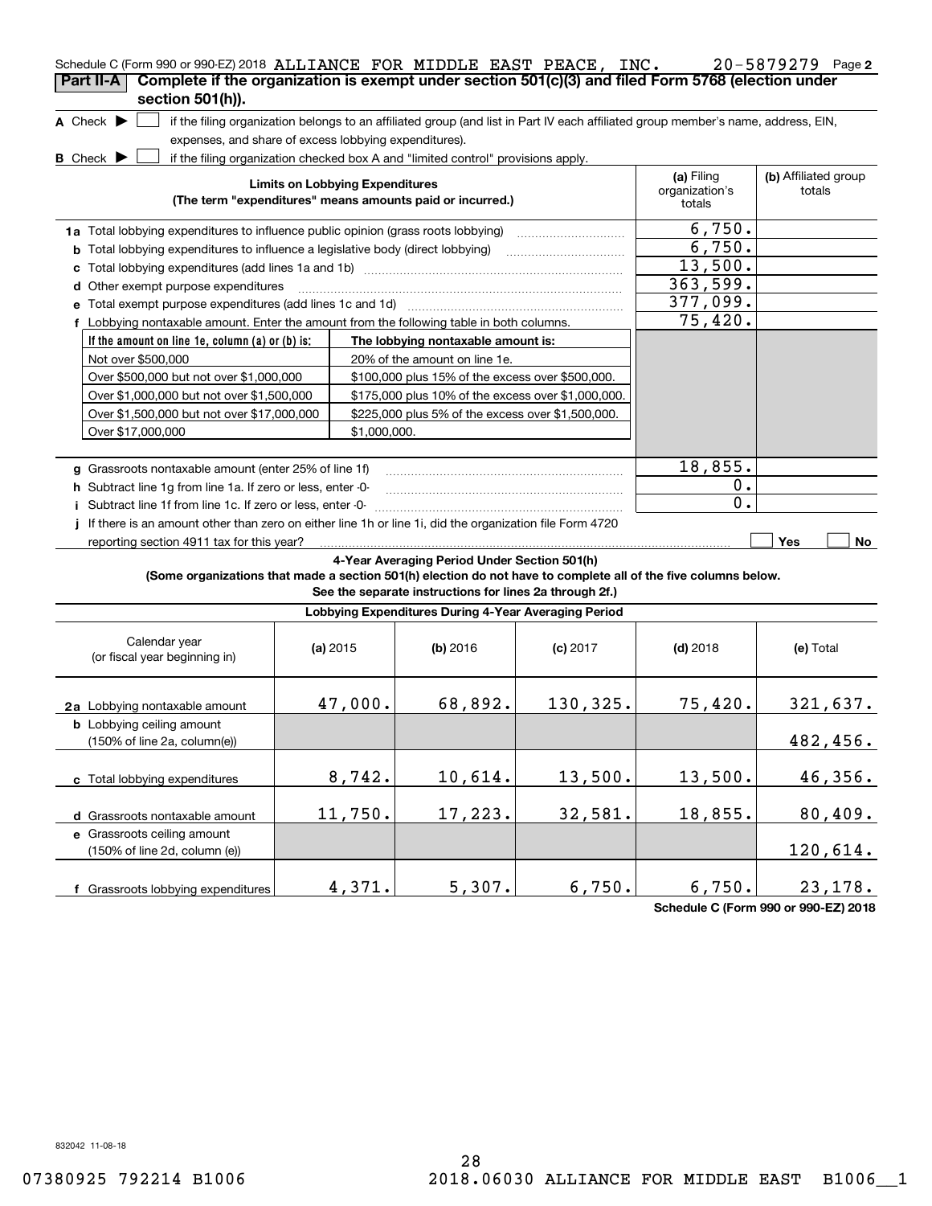Schedule C (Form 990 or 990-EZ) 2018 ALLIANCE FOR MIDDLE EAST PEACE, INC. 20-5879279 Page 2

## Part II-A Complete if the organization is exempt under section 501(c)(3) and filed Form 5768 (election under section 501(h)).

**A** Check ▶ ☐ if the filing organization belongs to an affiliated group (and list in Part IV each affiliated group member's name, address, EIN, expenses, and share of excess lobbying expenditures).

**B** Check ▶ ☐ if the filing organization checked box A and "limited control" provisions apply.

| Limits on Lobbying Expenditures (The term "expenditures" means amounts paid or incurred.) | (a) Filing organization's totals | (b) Affiliated group totals |
|---|---|---|
| **1a** Total lobbying expenditures to influence public opinion (grass roots lobbying) | 6,750. | |
| **b** Total lobbying expenditures to influence a legislative body (direct lobbying) | 6,750. | |
| **c** Total lobbying expenditures (add lines 1a and 1b) | 13,500. | |
| **d** Other exempt purpose expenditures | 363,599. | |
| **e** Total exempt purpose expenditures (add lines 1c and 1d) | 377,099. | |
| **f** Lobbying nontaxable amount. Enter the amount from the following table in both columns. | 75,420. | |

| If the amount on line 1e, column (a) or (b) is: | The lobbying nontaxable amount is: |
|---|---|
| Not over $500,000 | 20% of the amount on line 1e. |
| Over $500,000 but not over $1,000,000 | $100,000 plus 15% of the excess over $500,000. |
| Over $1,000,000 but not over $1,500,000 | $175,000 plus 10% of the excess over $1,000,000. |
| Over $1,500,000 but not over $17,000,000 | $225,000 plus 5% of the excess over $1,500,000. |
| Over $17,000,000 | $1,000,000. |

| | (a) | (b) |
|---|---|---|
| **g** Grassroots nontaxable amount (enter 25% of line 1f) | 18,855. | |
| **h** Subtract line 1g from line 1a. If zero or less, enter -0- | 0. | |
| **i** Subtract line 1f from line 1c. If zero or less, enter -0- | 0. | |
| **j** If there is an amount other than zero on either line 1h or line 1i, did the organization file Form 4720 reporting section 4911 tax for this year? | ☐ Yes | ☐ No |

### 4-Year Averaging Period Under Section 501(h)

**(Some organizations that made a section 501(h) election do not have to complete all of the five columns below. See the separate instructions for lines 2a through 2f.)**

| Lobbying Expenditures During 4-Year Averaging Period | | | | | |
|---|---|---|---|---|---|
| Calendar year (or fiscal year beginning in) | (a) 2015 | (b) 2016 | (c) 2017 | (d) 2018 | (e) Total |
| **2a** Lobbying nontaxable amount | 47,000. | 68,892. | 130,325. | 75,420. | 321,637. |
| **b** Lobbying ceiling amount (150% of line 2a, column(e)) | | | | | 482,456. |
| **c** Total lobbying expenditures | 8,742. | 10,614. | 13,500. | 13,500. | 46,356. |
| **d** Grassroots nontaxable amount | 11,750. | 17,223. | 32,581. | 18,855. | 80,409. |
| **e** Grassroots ceiling amount (150% of line 2d, column (e)) | | | | | 120,614. |
| **f** Grassroots lobbying expenditures | 4,371. | 5,307. | 6,750. | 6,750. | 23,178. |

Schedule C (Form 990 or 990-EZ) 2018

832042 11-08-18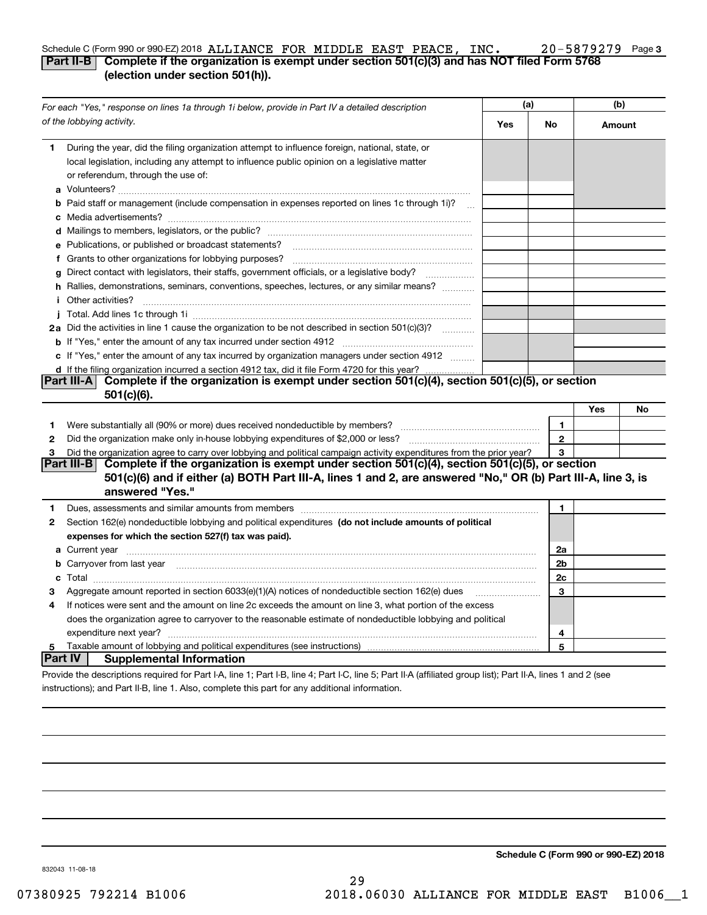Schedule C (Form 990 or 990-EZ) 2018 ALLIANCE FOR MIDDLE EAST PEACE, INC. 20-5879279 Page 3

## Part II-B Complete if the organization is exempt under section 501(c)(3) and has NOT filed Form 5768 (election under section 501(h)).

| *For each "Yes," response on lines 1a through 1i below, provide in Part IV a detailed description of the lobbying activity.* | (a) Yes | (a) No | (b) Amount |
|---|---|---|---|
| **1** During the year, did the filing organization attempt to influence foreign, national, state, or local legislation, including any attempt to influence public opinion on a legislative matter or referendum, through the use of: | | | |
| **a** Volunteers? | | | |
| **b** Paid staff or management (include compensation in expenses reported on lines 1c through 1i)? | | | |
| **c** Media advertisements? | | | |
| **d** Mailings to members, legislators, or the public? | | | |
| **e** Publications, or published or broadcast statements? | | | |
| **f** Grants to other organizations for lobbying purposes? | | | |
| **g** Direct contact with legislators, their staffs, government officials, or a legislative body? | | | |
| **h** Rallies, demonstrations, seminars, conventions, speeches, lectures, or any similar means? | | | |
| **i** Other activities? | | | |
| **j** Total. Add lines 1c through 1i | | | |
| **2a** Did the activities in line 1 cause the organization to be not described in section 501(c)(3)? | | | |
| **b** If "Yes," enter the amount of any tax incurred under section 4912 | | | |
| **c** If "Yes," enter the amount of any tax incurred by organization managers under section 4912 | | | |
| **d** If the filing organization incurred a section 4912 tax, did it file Form 4720 for this year? | | | |

## Part III-A Complete if the organization is exempt under section 501(c)(4), section 501(c)(5), or section 501(c)(6).

| | | Yes | No |
|---|---|---|---|
| **1** Were substantially all (90% or more) dues received nondeductible by members? | 1 | | |
| **2** Did the organization make only in-house lobbying expenditures of $2,000 or less? | 2 | | |
| **3** Did the organization agree to carry over lobbying and political campaign activity expenditures from the prior year? | 3 | | |

## Part III-B Complete if the organization is exempt under section 501(c)(4), section 501(c)(5), or section 501(c)(6) and if either (a) BOTH Part III-A, lines 1 and 2, are answered "No," OR (b) Part III-A, line 3, is answered "Yes."

| | | |
|---|---|---|
| **1** Dues, assessments and similar amounts from members | 1 | |
| **2** Section 162(e) nondeductible lobbying and political expenditures **(do not include amounts of political expenses for which the section 527(f) tax was paid).** | | |
| **a** Current year | 2a | |
| **b** Carryover from last year | 2b | |
| **c** Total | 2c | |
| **3** Aggregate amount reported in section 6033(e)(1)(A) notices of nondeductible section 162(e) dues | 3 | |
| **4** If notices were sent and the amount on line 2c exceeds the amount on line 3, what portion of the excess does the organization agree to carryover to the reasonable estimate of nondeductible lobbying and political expenditure next year? | 4 | |
| **5** Taxable amount of lobbying and political expenditures (see instructions) | 5 | |

## Part IV Supplemental Information

Provide the descriptions required for Part I-A, line 1; Part I-B, line 4; Part I-C, line 5; Part II-A (affiliated group list); Part II-A, lines 1 and 2 (see instructions); and Part II-B, line 1. Also, complete this part for any additional information.

**Schedule C (Form 990 or 990-EZ) 2018**

832043 11-08-18

07380925 792214 B1006 2018.06030 ALLIANCE FOR MIDDLE EAST B1006__1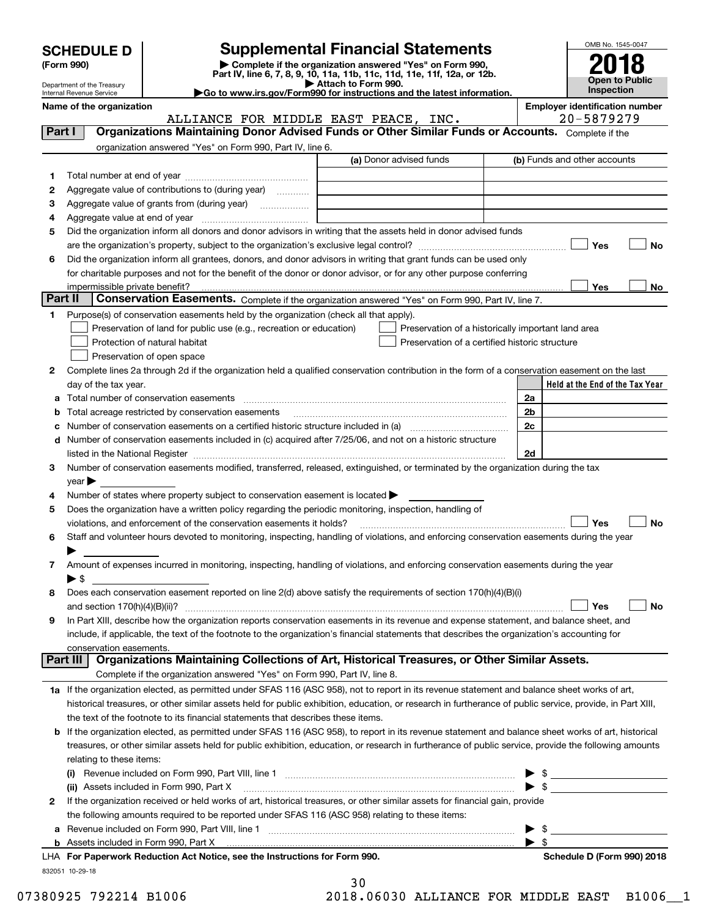# SCHEDULE D (Form 990)

Department of the Treasury
Internal Revenue Service

## Supplemental Financial Statements

▶ Complete if the organization answered "Yes" on Form 990, Part IV, line 6, 7, 8, 9, 10, 11a, 11b, 11c, 11d, 11e, 11f, 12a, or 12b.
▶ Attach to Form 990.
▶Go to www.irs.gov/Form990 for instructions and the latest information.

OMB No. 1545-0047

**2018**

**Open to Public Inspection**

**Name of the organization**: ALLIANCE FOR MIDDLE EAST PEACE, INC.

**Employer identification number**: 20-5879279

### Part I — Organizations Maintaining Donor Advised Funds or Other Similar Funds or Accounts.
Complete if the organization answered "Yes" on Form 990, Part IV, line 6.

| | | (a) Donor advised funds | (b) Funds and other accounts |
|---|---|---|---|
| 1 | Total number at end of year | | |
| 2 | Aggregate value of contributions to (during year) | | |
| 3 | Aggregate value of grants from (during year) | | |
| 4 | Aggregate value at end of year | | |

5 Did the organization inform all donors and donor advisors in writing that the assets held in donor advised funds are the organization's property, subject to the organization's exclusive legal control? ☐ Yes ☐ No

6 Did the organization inform all grantees, donors, and donor advisors in writing that grant funds can be used only for charitable purposes and not for the benefit of the donor or donor advisor, or for any other purpose conferring impermissible private benefit? ☐ Yes ☐ No

### Part II — Conservation Easements.
Complete if the organization answered "Yes" on Form 990, Part IV, line 7.

1 Purpose(s) of conservation easements held by the organization (check all that apply).

- ☐ Preservation of land for public use (e.g., recreation or education)
- ☐ Preservation of a historically important land area
- ☐ Protection of natural habitat
- ☐ Preservation of a certified historic structure
- ☐ Preservation of open space

2 Complete lines 2a through 2d if the organization held a qualified conservation contribution in the form of a conservation easement on the last day of the tax year.

| | | | Held at the End of the Tax Year |
|---|---|---|---|
| a | Total number of conservation easements | 2a | |
| b | Total acreage restricted by conservation easements | 2b | |
| c | Number of conservation easements on a certified historic structure included in (a) | 2c | |
| d | Number of conservation easements included in (c) acquired after 7/25/06, and not on a historic structure listed in the National Register | 2d | |

3 Number of conservation easements modified, transferred, released, extinguished, or terminated by the organization during the tax year ▶

4 Number of states where property subject to conservation easement is located ▶

5 Does the organization have a written policy regarding the periodic monitoring, inspection, handling of violations, and enforcement of the conservation easements it holds? ☐ Yes ☐ No

6 Staff and volunteer hours devoted to monitoring, inspecting, handling of violations, and enforcing conservation easements during the year ▶

7 Amount of expenses incurred in monitoring, inspecting, handling of violations, and enforcing conservation easements during the year ▶ $

8 Does each conservation easement reported on line 2(d) above satisfy the requirements of section 170(h)(4)(B)(i) and section 170(h)(4)(B)(ii)? ☐ Yes ☐ No

9 In Part XIII, describe how the organization reports conservation easements in its revenue and expense statement, and balance sheet, and include, if applicable, the text of the footnote to the organization's financial statements that describes the organization's accounting for conservation easements.

### Part III — Organizations Maintaining Collections of Art, Historical Treasures, or Other Similar Assets.
Complete if the organization answered "Yes" on Form 990, Part IV, line 8.

1a If the organization elected, as permitted under SFAS 116 (ASC 958), not to report in its revenue statement and balance sheet works of art, historical treasures, or other similar assets held for public exhibition, education, or research in furtherance of public service, provide, in Part XIII, the text of the footnote to its financial statements that describes these items.

b If the organization elected, as permitted under SFAS 116 (ASC 958), to report in its revenue statement and balance sheet works of art, historical treasures, or other similar assets held for public exhibition, education, or research in furtherance of public service, provide the following amounts relating to these items:

(i) Revenue included on Form 990, Part VIII, line 1 ▶ $

(ii) Assets included in Form 990, Part X ▶ $

2 If the organization received or held works of art, historical treasures, or other similar assets for financial gain, provide the following amounts required to be reported under SFAS 116 (ASC 958) relating to these items:

a Revenue included on Form 990, Part VIII, line 1 ▶ $

b Assets included in Form 990, Part X ▶ $

**LHA For Paperwork Reduction Act Notice, see the Instructions for Form 990.** **Schedule D (Form 990) 2018**

832051 10-29-18

07380925 792214 B1006 2018.06030 ALLIANCE FOR MIDDLE EAST B1006__1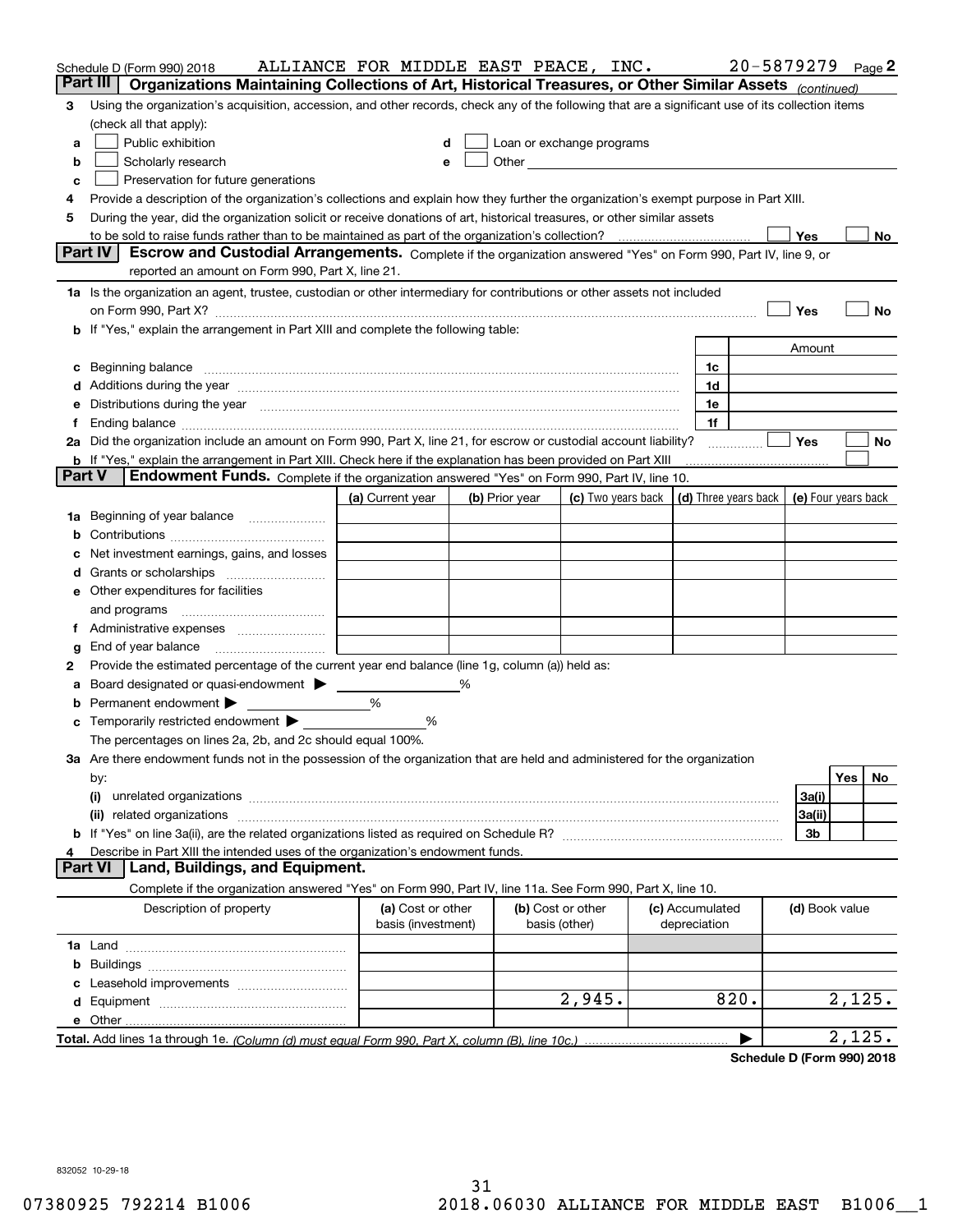Schedule D (Form 990) 2018 ALLIANCE FOR MIDDLE EAST PEACE, INC. 20-5879279 Page 2

## Part III Organizations Maintaining Collections of Art, Historical Treasures, or Other Similar Assets *(continued)*

3 Using the organization's acquisition, accession, and other records, check any of the following that are a significant use of its collection items (check all that apply):

a ☐ Public exhibition
b ☐ Scholarly research
c ☐ Preservation for future generations
d ☐ Loan or exchange programs
e ☐ Other

4 Provide a description of the organization's collections and explain how they further the organization's exempt purpose in Part XIII.

5 During the year, did the organization solicit or receive donations of art, historical treasures, or other similar assets to be sold to raise funds rather than to be maintained as part of the organization's collection? ☐ Yes ☐ No

## Part IV Escrow and Custodial Arrangements.

Complete if the organization answered "Yes" on Form 990, Part IV, line 9, or reported an amount on Form 990, Part X, line 21.

1a Is the organization an agent, trustee, custodian or other intermediary for contributions or other assets not included on Form 990, Part X? ☐ Yes ☐ No

b If "Yes," explain the arrangement in Part XIII and complete the following table:

| | | Amount |
|---|---|---|
| c Beginning balance | 1c | |
| d Additions during the year | 1d | |
| e Distributions during the year | 1e | |
| f Ending balance | 1f | |

2a Did the organization include an amount on Form 990, Part X, line 21, for escrow or custodial account liability? ☐ Yes ☐ No

b If "Yes," explain the arrangement in Part XIII. Check here if the explanation has been provided on Part XIII ☐

## Part V Endowment Funds.

Complete if the organization answered "Yes" on Form 990, Part IV, line 10.

| | (a) Current year | (b) Prior year | (c) Two years back | (d) Three years back | (e) Four years back |
|---|---|---|---|---|---|
| 1a Beginning of year balance | | | | | |
| b Contributions | | | | | |
| c Net investment earnings, gains, and losses | | | | | |
| d Grants or scholarships | | | | | |
| e Other expenditures for facilities and programs | | | | | |
| f Administrative expenses | | | | | |
| g End of year balance | | | | | |

2 Provide the estimated percentage of the current year end balance (line 1g, column (a)) held as:

a Board designated or quasi-endowment ▶ ______ %
b Permanent endowment ▶ ______ %
c Temporarily restricted endowment ▶ ______ %

The percentages on lines 2a, 2b, and 2c should equal 100%.

3a Are there endowment funds not in the possession of the organization that are held and administered for the organization by:

| | | Yes | No |
|---|---|---|---|
| (i) unrelated organizations | 3a(i) | | |
| (ii) related organizations | 3a(ii) | | |
| b If "Yes" on line 3a(ii), are the related organizations listed as required on Schedule R? | 3b | | |

4 Describe in Part XIII the intended uses of the organization's endowment funds.

## Part VI Land, Buildings, and Equipment.

Complete if the organization answered "Yes" on Form 990, Part IV, line 11a. See Form 990, Part X, line 10.

| Description of property | (a) Cost or other basis (investment) | (b) Cost or other basis (other) | (c) Accumulated depreciation | (d) Book value |
|---|---|---|---|---|
| 1a Land | | | | |
| b Buildings | | | | |
| c Leasehold improvements | | | | |
| d Equipment | | 2,945. | 820. | 2,125. |
| e Other | | | | |
| **Total.** Add lines 1a through 1e. *(Column (d) must equal Form 990, Part X, column (B), line 10c.)* | | | ▶ | 2,125. |

**Schedule D (Form 990) 2018**

832052 10-29-18

07380925 792214 B1006 2018.06030 ALLIANCE FOR MIDDLE EAST B1006__1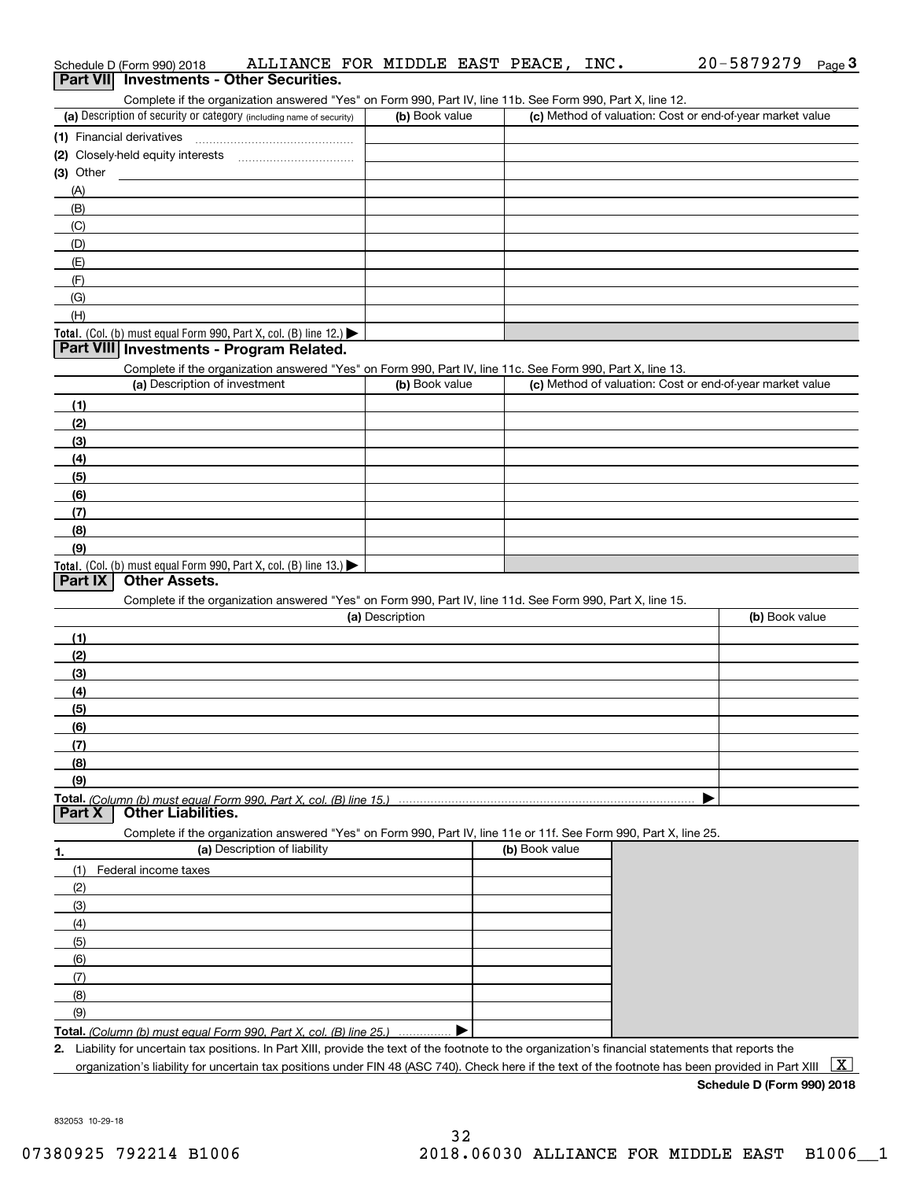Schedule D (Form 990) 2018 ALLIANCE FOR MIDDLE EAST PEACE, INC. 20-5879279 Page 3

## Part VII Investments - Other Securities.

Complete if the organization answered "Yes" on Form 990, Part IV, line 11b. See Form 990, Part X, line 12.

| (a) Description of security or category (including name of security) | (b) Book value | (c) Method of valuation: Cost or end-of-year market value |
|---|---|---|
| (1) Financial derivatives | | |
| (2) Closely-held equity interests | | |
| (3) Other | | |
| (A) | | |
| (B) | | |
| (C) | | |
| (D) | | |
| (E) | | |
| (F) | | |
| (G) | | |
| (H) | | |
| **Total.** (Col. (b) must equal Form 990, Part X, col. (B) line 12.) ▶ | | |

## Part VIII Investments - Program Related.

Complete if the organization answered "Yes" on Form 990, Part IV, line 11c. See Form 990, Part X, line 13.

| (a) Description of investment | (b) Book value | (c) Method of valuation: Cost or end-of-year market value |
|---|---|---|
| (1) | | |
| (2) | | |
| (3) | | |
| (4) | | |
| (5) | | |
| (6) | | |
| (7) | | |
| (8) | | |
| (9) | | |
| **Total.** (Col. (b) must equal Form 990, Part X, col. (B) line 13.) ▶ | | |

## Part IX Other Assets.

Complete if the organization answered "Yes" on Form 990, Part IV, line 11d. See Form 990, Part X, line 15.

| (a) Description | (b) Book value |
|---|---|
| (1) | |
| (2) | |
| (3) | |
| (4) | |
| (5) | |
| (6) | |
| (7) | |
| (8) | |
| (9) | |
| **Total.** *(Column (b) must equal Form 990, Part X, col. (B) line 15.)* ▶ | |

## Part X Other Liabilities.

Complete if the organization answered "Yes" on Form 990, Part IV, line 11e or 11f. See Form 990, Part X, line 25.

| 1. (a) Description of liability | (b) Book value |
|---|---|
| (1) Federal income taxes | |
| (2) | |
| (3) | |
| (4) | |
| (5) | |
| (6) | |
| (7) | |
| (8) | |
| (9) | |
| **Total.** *(Column (b) must equal Form 990, Part X, col. (B) line 25.)* ▶ | |

**2.** Liability for uncertain tax positions. In Part XIII, provide the text of the footnote to the organization's financial statements that reports the organization's liability for uncertain tax positions under FIN 48 (ASC 740). Check here if the text of the footnote has been provided in Part XIII [X]

**Schedule D (Form 990) 2018**

832053 10-29-18

07380925 792214 B1006 2018.06030 ALLIANCE FOR MIDDLE EAST B1006__1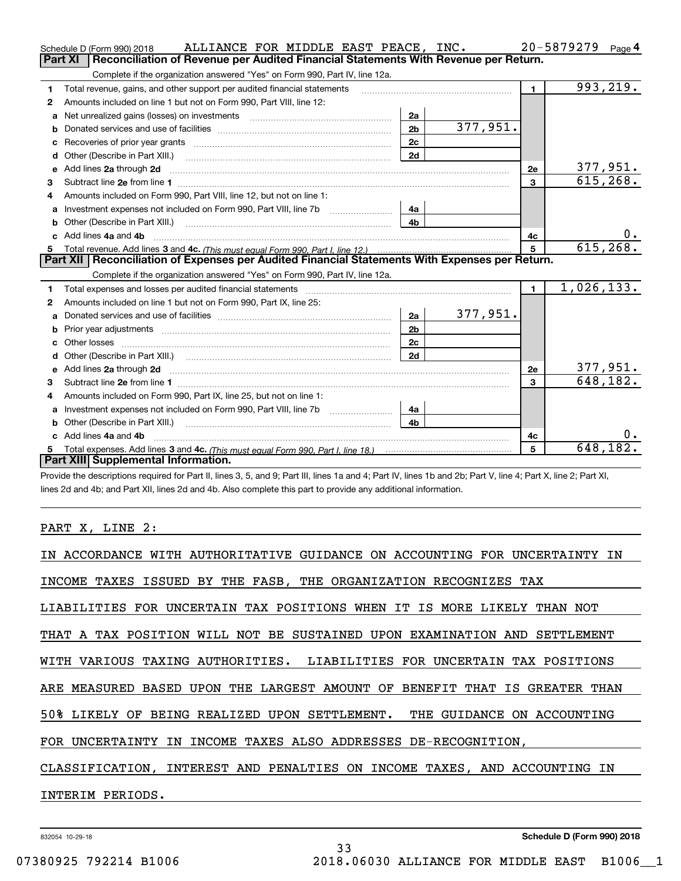Schedule D (Form 990) 2018 ALLIANCE FOR MIDDLE EAST PEACE, INC. 20-5879279 Page 4

## Part XI Reconciliation of Revenue per Audited Financial Statements With Revenue per Return.

Complete if the organization answered "Yes" on Form 990, Part IV, line 12a.

| | | | | | |
|---|---|---|---|---|---|
| 1 | Total revenue, gains, and other support per audited financial statements | | | 1 | 993,219. |
| 2 | Amounts included on line 1 but not on Form 990, Part VIII, line 12: | | | | |
| a | Net unrealized gains (losses) on investments | 2a | | | |
| b | Donated services and use of facilities | 2b | 377,951. | | |
| c | Recoveries of prior year grants | 2c | | | |
| d | Other (Describe in Part XIII.) | 2d | | | |
| e | Add lines 2a through 2d | | | 2e | 377,951. |
| 3 | Subtract line 2e from line 1 | | | 3 | 615,268. |
| 4 | Amounts included on Form 990, Part VIII, line 12, but not on line 1: | | | | |
| a | Investment expenses not included on Form 990, Part VIII, line 7b | 4a | | | |
| b | Other (Describe in Part XIII.) | 4b | | | |
| c | Add lines 4a and 4b | | | 4c | 0. |
| 5 | Total revenue. Add lines 3 and 4c. *(This must equal Form 990, Part I, line 12.)* | | | 5 | 615,268. |

## Part XII Reconciliation of Expenses per Audited Financial Statements With Expenses per Return.

Complete if the organization answered "Yes" on Form 990, Part IV, line 12a.

| | | | | | |
|---|---|---|---|---|---|
| 1 | Total expenses and losses per audited financial statements | | | 1 | 1,026,133. |
| 2 | Amounts included on line 1 but not on Form 990, Part IX, line 25: | | | | |
| a | Donated services and use of facilities | 2a | 377,951. | | |
| b | Prior year adjustments | 2b | | | |
| c | Other losses | 2c | | | |
| d | Other (Describe in Part XIII.) | 2d | | | |
| e | Add lines 2a through 2d | | | 2e | 377,951. |
| 3 | Subtract line 2e from line 1 | | | 3 | 648,182. |
| 4 | Amounts included on Form 990, Part IX, line 25, but not on line 1: | | | | |
| a | Investment expenses not included on Form 990, Part VIII, line 7b | 4a | | | |
| b | Other (Describe in Part XIII.) | 4b | | | |
| c | Add lines 4a and 4b | | | 4c | 0. |
| 5 | Total expenses. Add lines 3 and 4c. *(This must equal Form 990, Part I, line 18.)* | | | 5 | 648,182. |

## Part XIII Supplemental Information.

Provide the descriptions required for Part II, lines 3, 5, and 9; Part III, lines 1a and 4; Part IV, lines 1b and 2b; Part V, line 4; Part X, line 2; Part XI, lines 2d and 4b; and Part XII, lines 2d and 4b. Also complete this part to provide any additional information.

PART X, LINE 2:

IN ACCORDANCE WITH AUTHORITATIVE GUIDANCE ON ACCOUNTING FOR UNCERTAINTY IN INCOME TAXES ISSUED BY THE FASB, THE ORGANIZATION RECOGNIZES TAX LIABILITIES FOR UNCERTAIN TAX POSITIONS WHEN IT IS MORE LIKELY THAN NOT THAT A TAX POSITION WILL NOT BE SUSTAINED UPON EXAMINATION AND SETTLEMENT WITH VARIOUS TAXING AUTHORITIES. LIABILITIES FOR UNCERTAIN TAX POSITIONS ARE MEASURED BASED UPON THE LARGEST AMOUNT OF BENEFIT THAT IS GREATER THAN 50% LIKELY OF BEING REALIZED UPON SETTLEMENT. THE GUIDANCE ON ACCOUNTING FOR UNCERTAINTY IN INCOME TAXES ALSO ADDRESSES DE-RECOGNITION, CLASSIFICATION, INTEREST AND PENALTIES ON INCOME TAXES, AND ACCOUNTING IN INTERIM PERIODS.

832054 10-29-18

Schedule D (Form 990) 2018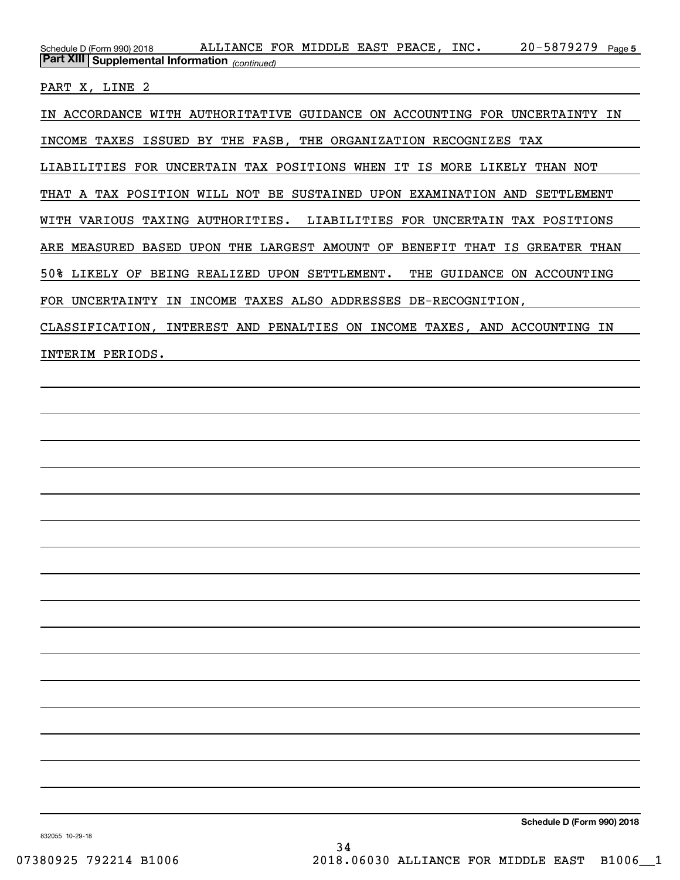Schedule D (Form 990) 2018 ALLIANCE FOR MIDDLE EAST PEACE, INC. 20-5879279 Page 5

**Part XIII Supplemental Information** *(continued)*

PART X, LINE 2

IN ACCORDANCE WITH AUTHORITATIVE GUIDANCE ON ACCOUNTING FOR UNCERTAINTY IN INCOME TAXES ISSUED BY THE FASB, THE ORGANIZATION RECOGNIZES TAX LIABILITIES FOR UNCERTAIN TAX POSITIONS WHEN IT IS MORE LIKELY THAN NOT THAT A TAX POSITION WILL NOT BE SUSTAINED UPON EXAMINATION AND SETTLEMENT WITH VARIOUS TAXING AUTHORITIES. LIABILITIES FOR UNCERTAIN TAX POSITIONS ARE MEASURED BASED UPON THE LARGEST AMOUNT OF BENEFIT THAT IS GREATER THAN 50% LIKELY OF BEING REALIZED UPON SETTLEMENT. THE GUIDANCE ON ACCOUNTING FOR UNCERTAINTY IN INCOME TAXES ALSO ADDRESSES DE-RECOGNITION, CLASSIFICATION, INTEREST AND PENALTIES ON INCOME TAXES, AND ACCOUNTING IN INTERIM PERIODS.

832055 10-29-18

**Schedule D (Form 990) 2018**

07380925 792214 B1006 2018.06030 ALLIANCE FOR MIDDLE EAST B1006__1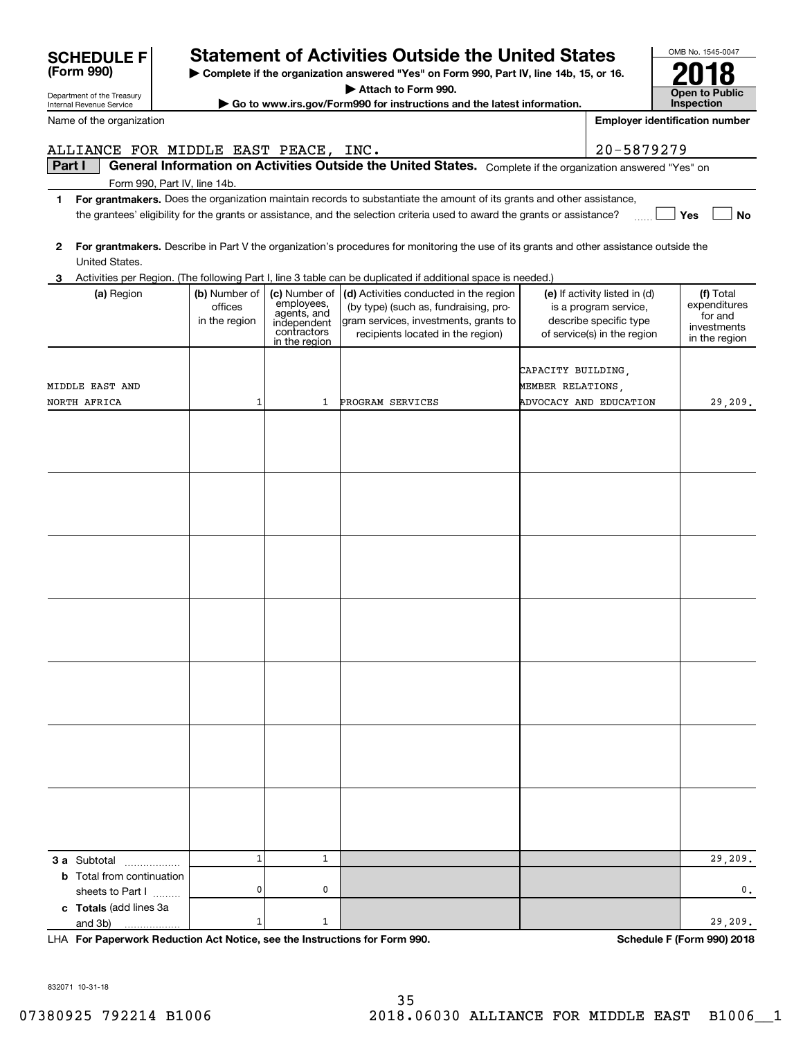# SCHEDULE F (Form 990)

Department of the Treasury
Internal Revenue Service

## Statement of Activities Outside the United States

▶ Complete if the organization answered "Yes" on Form 990, Part IV, line 14b, 15, or 16.
▶ Attach to Form 990.
▶ Go to www.irs.gov/Form990 for instructions and the latest information.

OMB No. 1545-0047

**2018**

**Open to Public Inspection**

Name of the organization: ALLIANCE FOR MIDDLE EAST PEACE, INC.

Employer identification number: 20-5879279

**Part I** **General Information on Activities Outside the United States.** Complete if the organization answered "Yes" on Form 990, Part IV, line 14b.

**1** **For grantmakers.** Does the organization maintain records to substantiate the amount of its grants and other assistance, the grantees' eligibility for the grants or assistance, and the selection criteria used to award the grants or assistance? ☐ Yes ☐ No

**2** **For grantmakers.** Describe in Part V the organization's procedures for monitoring the use of its grants and other assistance outside the United States.

**3** Activities per Region. (The following Part I, line 3 table can be duplicated if additional space is needed.)

| (a) Region | (b) Number of offices in the region | (c) Number of employees, agents, and independent contractors in the region | (d) Activities conducted in the region (by type) (such as, fundraising, program services, investments, grants to recipients located in the region) | (e) If activity listed in (d) is a program service, describe specific type of service(s) in the region | (f) Total expenditures for and investments in the region |
|---|---|---|---|---|---|
| MIDDLE EAST AND NORTH AFRICA | 1 | 1 | PROGRAM SERVICES | CAPACITY BUILDING, MEMBER RELATIONS, ADVOCACY AND EDUCATION | 29,209. |
| | | | | | |
| | | | | | |
| | | | | | |
| | | | | | |
| | | | | | |
| | | | | | |
| | | | | | |
| **3 a** Subtotal | 1 | 1 | | | 29,209. |
| **b** Total from continuation sheets to Part I | 0 | 0 | | | 0. |
| **c** **Totals** (add lines 3a and 3b) | 1 | 1 | | | 29,209. |

LHA **For Paperwork Reduction Act Notice, see the Instructions for Form 990.** **Schedule F (Form 990) 2018**

832071 10-31-18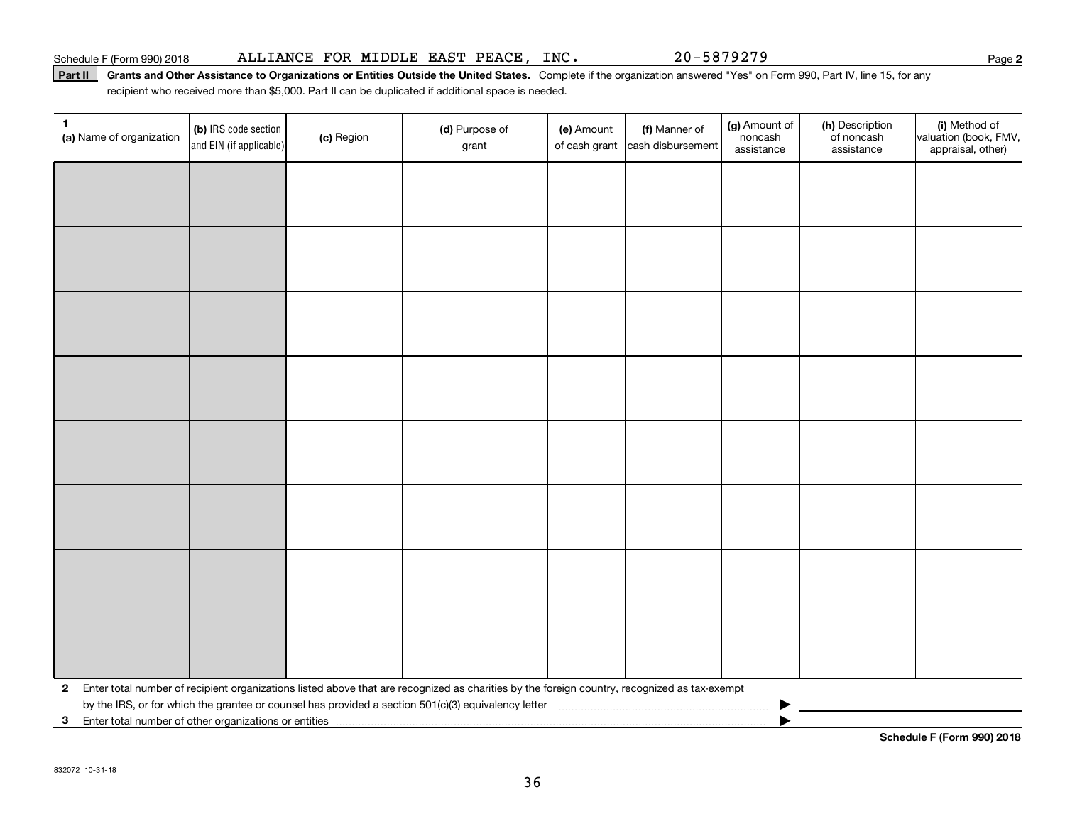Schedule F (Form 990) 2018 ALLIANCE FOR MIDDLE EAST PEACE, INC. 20-5879279 Page **2**

**Part II** **Grants and Other Assistance to Organizations or Entities Outside the United States.** Complete if the organization answered "Yes" on Form 990, Part IV, line 15, for any recipient who received more than $5,000. Part II can be duplicated if additional space is needed.

| **1** **(a)** Name of organization | **(b)** IRS code section and EIN (if applicable) | **(c)** Region | **(d)** Purpose of grant | **(e)** Amount of cash grant | **(f)** Manner of cash disbursement | **(g)** Amount of noncash assistance | **(h)** Description of noncash assistance | **(i)** Method of valuation (book, FMV, appraisal, other) |
|---|---|---|---|---|---|---|---|---|
| | | | | | | | | |
| | | | | | | | | |
| | | | | | | | | |
| | | | | | | | | |
| | | | | | | | | |
| | | | | | | | | |
| | | | | | | | | |
| | | | | | | | | |

**2** Enter total number of recipient organizations listed above that are recognized as charities by the foreign country, recognized as tax-exempt by the IRS, or for which the grantee or counsel has provided a section 501(c)(3) equivalency letter ▶

**3** Enter total number of other organizations or entities ▶

**Schedule F (Form 990) 2018**

832072 10-31-18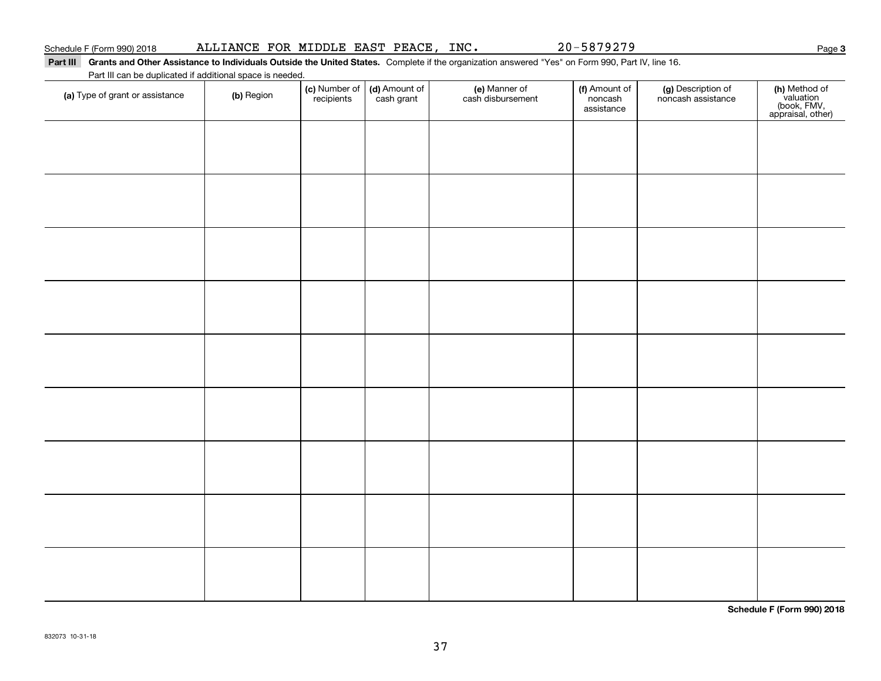Schedule F (Form 990) 2018 ALLIANCE FOR MIDDLE EAST PEACE, INC. 20-5879279

**Part III** **Grants and Other Assistance to Individuals Outside the United States.** Complete if the organization answered "Yes" on Form 990, Part IV, line 16.

Part III can be duplicated if additional space is needed.

| (a) Type of grant or assistance | (b) Region | (c) Number of recipients | (d) Amount of cash grant | (e) Manner of cash disbursement | (f) Amount of noncash assistance | (g) Description of noncash assistance | (h) Method of valuation (book, FMV, appraisal, other) |
|---|---|---|---|---|---|---|---|
| | | | | | | | |
| | | | | | | | |
| | | | | | | | |
| | | | | | | | |
| | | | | | | | |
| | | | | | | | |
| | | | | | | | |
| | | | | | | | |
| | | | | | | | |

**Schedule F (Form 990) 2018**

832073 10-31-18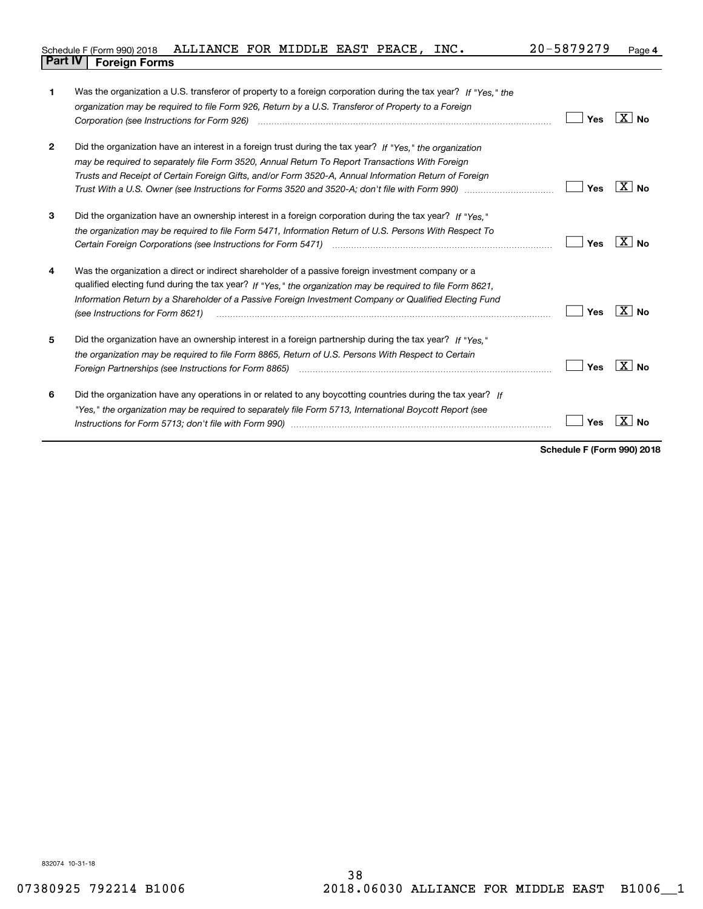Schedule F (Form 990) 2018 ALLIANCE FOR MIDDLE EAST PEACE, INC. 20-5879279

## Part IV Foreign Forms

| | | Yes | No |
|---|---|---|---|
| **1** | Was the organization a U.S. transferor of property to a foreign corporation during the tax year? *If "Yes," the organization may be required to file Form 926, Return by a U.S. Transferor of Property to a Foreign Corporation (see Instructions for Form 926)* | | X |
| **2** | Did the organization have an interest in a foreign trust during the tax year? *If "Yes," the organization may be required to separately file Form 3520, Annual Return To Report Transactions With Foreign Trusts and Receipt of Certain Foreign Gifts, and/or Form 3520-A, Annual Information Return of Foreign Trust With a U.S. Owner (see Instructions for Forms 3520 and 3520-A; don't file with Form 990)* | | X |
| **3** | Did the organization have an ownership interest in a foreign corporation during the tax year? *If "Yes," the organization may be required to file Form 5471, Information Return of U.S. Persons With Respect To Certain Foreign Corporations (see Instructions for Form 5471)* | | X |
| **4** | Was the organization a direct or indirect shareholder of a passive foreign investment company or a qualified electing fund during the tax year? *If "Yes," the organization may be required to file Form 8621, Information Return by a Shareholder of a Passive Foreign Investment Company or Qualified Electing Fund (see Instructions for Form 8621)* | | X |
| **5** | Did the organization have an ownership interest in a foreign partnership during the tax year? *If "Yes," the organization may be required to file Form 8865, Return of U.S. Persons With Respect to Certain Foreign Partnerships (see Instructions for Form 8865)* | | X |
| **6** | Did the organization have any operations in or related to any boycotting countries during the tax year? *If "Yes," the organization may be required to separately file Form 5713, International Boycott Report (see Instructions for Form 5713; don't file with Form 990)* | | X |

**Schedule F (Form 990) 2018**

832074 10-31-18

07380925 792214 B1006 2018.06030 ALLIANCE FOR MIDDLE EAST B1006__1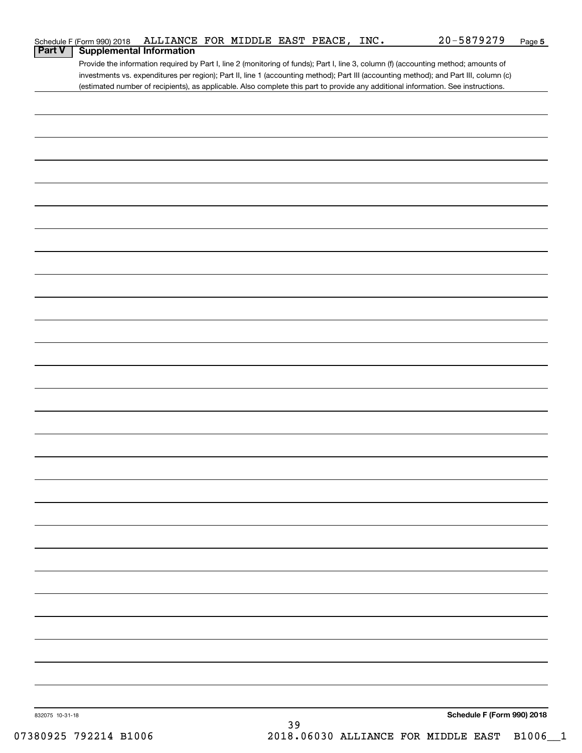Schedule F (Form 990) 2018 ALLIANCE FOR MIDDLE EAST PEACE, INC. 20-5879279 Page **5**

## Part V Supplemental Information

Provide the information required by Part I, line 2 (monitoring of funds); Part I, line 3, column (f) (accounting method; amounts of investments vs. expenditures per region); Part II, line 1 (accounting method); Part III (accounting method); and Part III, column (c) (estimated number of recipients), as applicable. Also complete this part to provide any additional information. See instructions.

832075 10-31-18

**Schedule F (Form 990) 2018**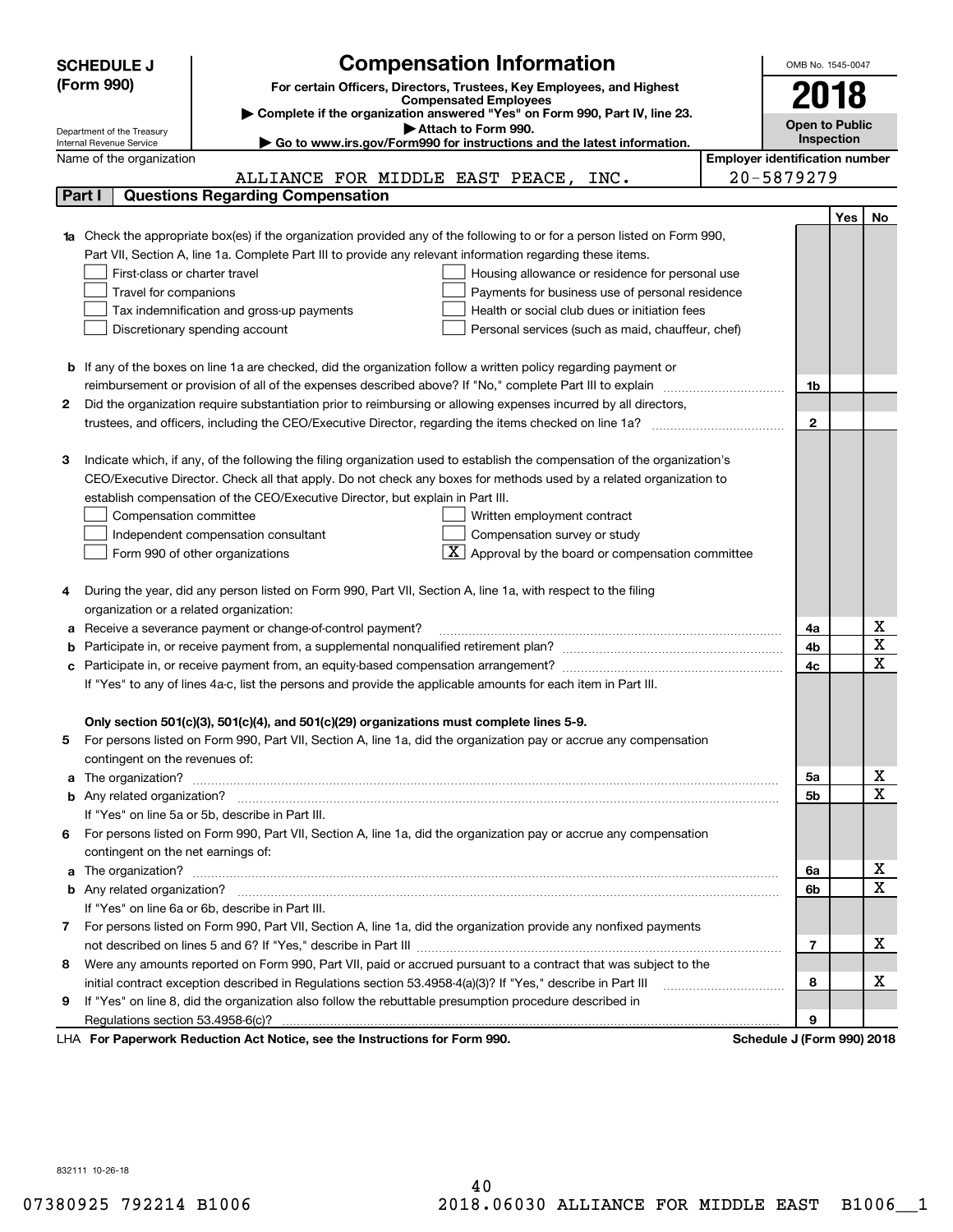# SCHEDULE J (Form 990)

## Compensation Information

**For certain Officers, Directors, Trustees, Key Employees, and Highest Compensated Employees**

▶ Complete if the organization answered "Yes" on Form 990, Part IV, line 23.

▶ Attach to Form 990.

▶ Go to www.irs.gov/Form990 for instructions and the latest information.

Department of the Treasury
Internal Revenue Service

OMB No. 1545-0047

**2018**

**Open to Public Inspection**

Name of the organization: ALLIANCE FOR MIDDLE EAST PEACE, INC.

Employer identification number: 20-5879279

## Part I Questions Regarding Compensation

| | | | Yes | No |
|---|---|---|---|---|
| **1a** | Check the appropriate box(es) if the organization provided any of the following to or for a person listed on Form 990, Part VII, Section A, line 1a. Complete Part III to provide any relevant information regarding these items.<br>☐ First-class or charter travel ☐ Housing allowance or residence for personal use<br>☐ Travel for companions ☐ Payments for business use of personal residence<br>☐ Tax indemnification and gross-up payments ☐ Health or social club dues or initiation fees<br>☐ Discretionary spending account ☐ Personal services (such as maid, chauffeur, chef) | | | |
| **b** | If any of the boxes on line 1a are checked, did the organization follow a written policy regarding payment or reimbursement or provision of all of the expenses described above? If "No," complete Part III to explain | 1b | | |
| **2** | Did the organization require substantiation prior to reimbursing or allowing expenses incurred by all directors, trustees, and officers, including the CEO/Executive Director, regarding the items checked on line 1a? | 2 | | |
| **3** | Indicate which, if any, of the following the filing organization used to establish the compensation of the organization's CEO/Executive Director. Check all that apply. Do not check any boxes for methods used by a related organization to establish compensation of the CEO/Executive Director, but explain in Part III.<br>☐ Compensation committee ☐ Written employment contract<br>☐ Independent compensation consultant ☐ Compensation survey or study<br>☐ Form 990 of other organizations ☒ Approval by the board or compensation committee | | | |
| **4** | During the year, did any person listed on Form 990, Part VII, Section A, line 1a, with respect to the filing organization or a related organization: | | | |
| **a** | Receive a severance payment or change-of-control payment? | 4a | | X |
| **b** | Participate in, or receive payment from, a supplemental nonqualified retirement plan? | 4b | | X |
| **c** | Participate in, or receive payment from, an equity-based compensation arrangement? | 4c | | X |
| | If "Yes" to any of lines 4a-c, list the persons and provide the applicable amounts for each item in Part III. | | | |
| | **Only section 501(c)(3), 501(c)(4), and 501(c)(29) organizations must complete lines 5-9.** | | | |
| **5** | For persons listed on Form 990, Part VII, Section A, line 1a, did the organization pay or accrue any compensation contingent on the revenues of: | | | |
| **a** | The organization? | 5a | | X |
| **b** | Any related organization? | 5b | | X |
| | If "Yes" on line 5a or 5b, describe in Part III. | | | |
| **6** | For persons listed on Form 990, Part VII, Section A, line 1a, did the organization pay or accrue any compensation contingent on the net earnings of: | | | |
| **a** | The organization? | 6a | | X |
| **b** | Any related organization? | 6b | | X |
| | If "Yes" on line 6a or 6b, describe in Part III. | | | |
| **7** | For persons listed on Form 990, Part VII, Section A, line 1a, did the organization provide any nonfixed payments not described on lines 5 and 6? If "Yes," describe in Part III | 7 | | X |
| **8** | Were any amounts reported on Form 990, Part VII, paid or accrued pursuant to a contract that was subject to the initial contract exception described in Regulations section 53.4958-4(a)(3)? If "Yes," describe in Part III | 8 | | X |
| **9** | If "Yes" on line 8, did the organization also follow the rebuttable presumption procedure described in Regulations section 53.4958-6(c)? | 9 | | |

LHA **For Paperwork Reduction Act Notice, see the Instructions for Form 990.** **Schedule J (Form 990) 2018**

832111 10-26-18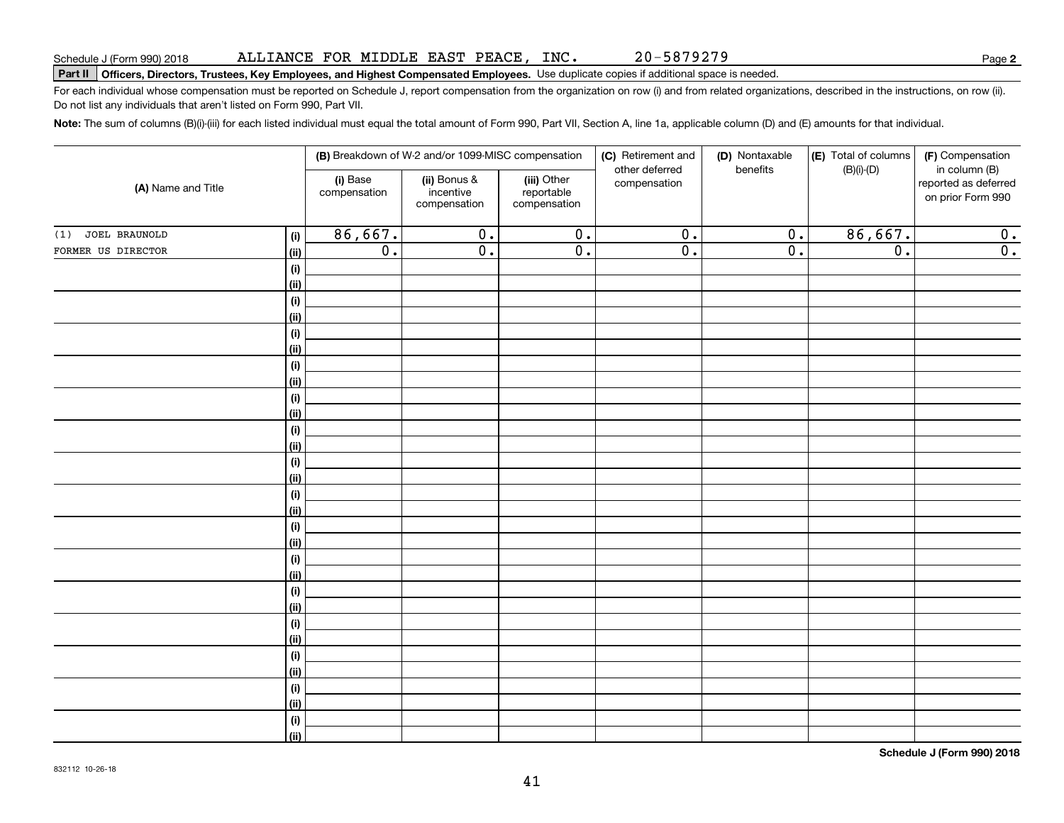Schedule J (Form 990) 2018 ALLIANCE FOR MIDDLE EAST PEACE, INC. 20-5879279 Page **2**

**Part II** **Officers, Directors, Trustees, Key Employees, and Highest Compensated Employees.** Use duplicate copies if additional space is needed.

For each individual whose compensation must be reported on Schedule J, report compensation from the organization on row (i) and from related organizations, described in the instructions, on row (ii). Do not list any individuals that aren't listed on Form 990, Part VII.

**Note:** The sum of columns (B)(i)-(iii) for each listed individual must equal the total amount of Form 990, Part VII, Section A, line 1a, applicable column (D) and (E) amounts for that individual.

| (A) Name and Title | | (B) Breakdown of W-2 and/or 1099-MISC compensation | | | (C) Retirement and other deferred compensation | (D) Nontaxable benefits | (E) Total of columns (B)(i)-(D) | (F) Compensation in column (B) reported as deferred on prior Form 990 |
|---|---|---|---|---|---|---|---|---|
| | | (i) Base compensation | (ii) Bonus & incentive compensation | (iii) Other reportable compensation | | | | |
| (1) JOEL BRAUNOLD | (i) | 86,667. | 0. | 0. | 0. | 0. | 86,667. | 0. |
| FORMER US DIRECTOR | (ii) | 0. | 0. | 0. | 0. | 0. | 0. | 0. |

**Schedule J (Form 990) 2018**

832112 10-26-18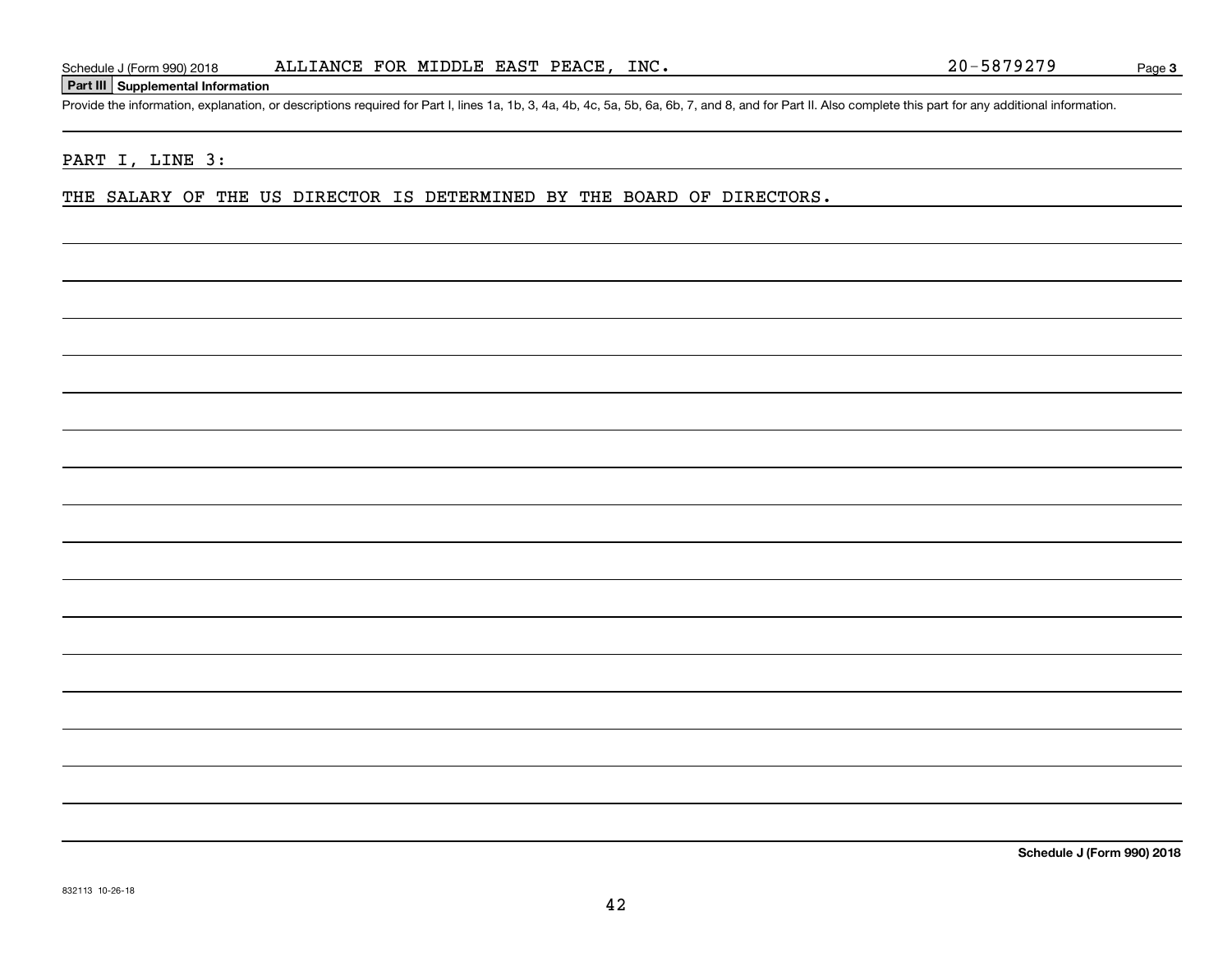Schedule J (Form 990) 2018    ALLIANCE FOR MIDDLE EAST PEACE, INC.    20-5879279

**Part III Supplemental Information**

Provide the information, explanation, or descriptions required for Part I, lines 1a, 1b, 3, 4a, 4b, 4c, 5a, 5b, 6a, 6b, 7, and 8, and for Part II. Also complete this part for any additional information.

PART I, LINE 3:

THE SALARY OF THE US DIRECTOR IS DETERMINED BY THE BOARD OF DIRECTORS.

**Schedule J (Form 990) 2018**

832113 10-26-18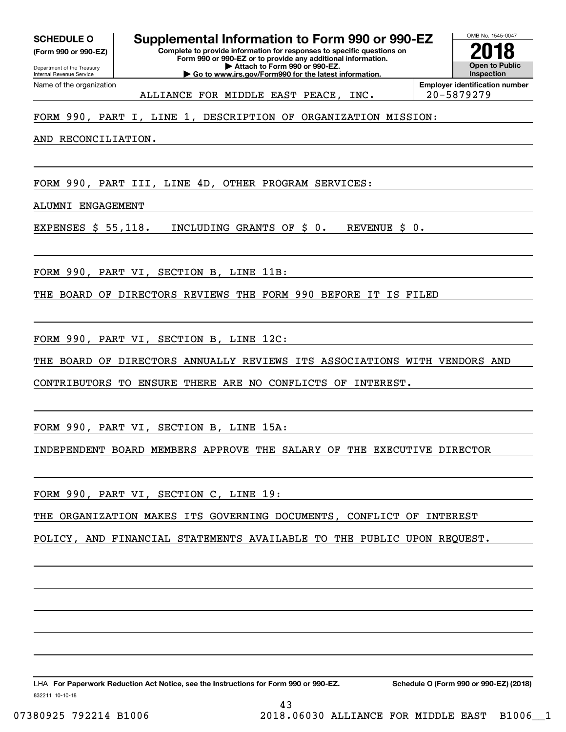**SCHEDULE O**
**(Form 990 or 990-EZ)**

Department of the Treasury
Internal Revenue Service

# Supplemental Information to Form 990 or 990-EZ

**Complete to provide information for responses to specific questions on Form 990 or 990-EZ or to provide any additional information.**
**▶ Attach to Form 990 or 990-EZ.**
**▶ Go to www.irs.gov/Form990 for the latest information.**

OMB No. 1545-0047

**2018**

**Open to Public Inspection**

| Name of the organization | Employer identification number |
|---|---|
| ALLIANCE FOR MIDDLE EAST PEACE, INC. | 20-5879279 |

FORM 990, PART I, LINE 1, DESCRIPTION OF ORGANIZATION MISSION:

AND RECONCILIATION.

FORM 990, PART III, LINE 4D, OTHER PROGRAM SERVICES:

ALUMNI ENGAGEMENT

EXPENSES $ 55,118. INCLUDING GRANTS OF $ 0. REVENUE $ 0.

FORM 990, PART VI, SECTION B, LINE 11B:

THE BOARD OF DIRECTORS REVIEWS THE FORM 990 BEFORE IT IS FILED

FORM 990, PART VI, SECTION B, LINE 12C:

THE BOARD OF DIRECTORS ANNUALLY REVIEWS ITS ASSOCIATIONS WITH VENDORS AND CONTRIBUTORS TO ENSURE THERE ARE NO CONFLICTS OF INTEREST.

FORM 990, PART VI, SECTION B, LINE 15A:

INDEPENDENT BOARD MEMBERS APPROVE THE SALARY OF THE EXECUTIVE DIRECTOR

FORM 990, PART VI, SECTION C, LINE 19:

THE ORGANIZATION MAKES ITS GOVERNING DOCUMENTS, CONFLICT OF INTEREST POLICY, AND FINANCIAL STATEMENTS AVAILABLE TO THE PUBLIC UPON REQUEST.

LHA **For Paperwork Reduction Act Notice, see the Instructions for Form 990 or 990-EZ.** **Schedule O (Form 990 or 990-EZ) (2018)**

832211 10-10-18

07380925 792214 B1006 2018.06030 ALLIANCE FOR MIDDLE EAST B1006__1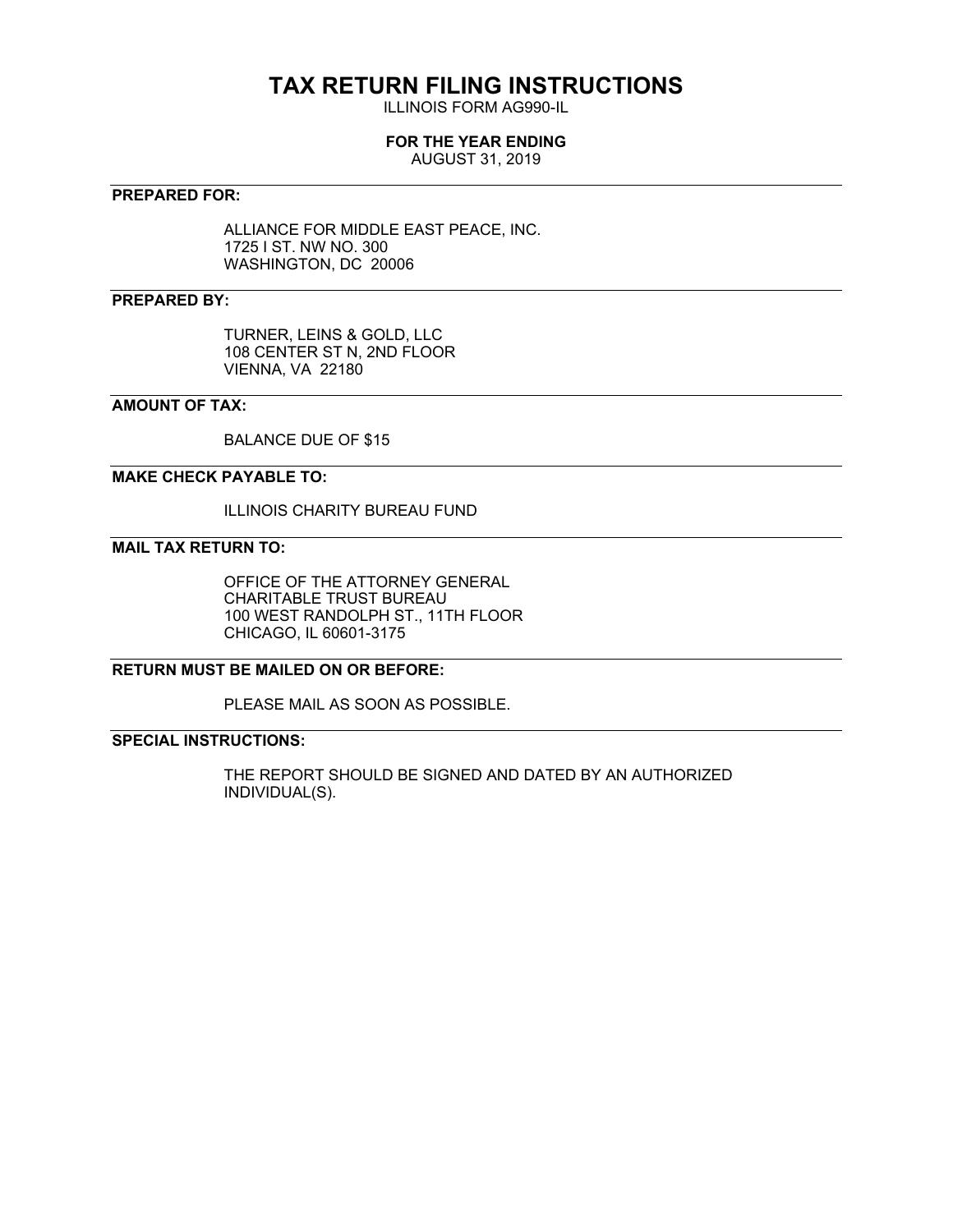# TAX RETURN FILING INSTRUCTIONS

ILLINOIS FORM AG990-IL

**FOR THE YEAR ENDING**

AUGUST 31, 2019

**PREPARED FOR:**

ALLIANCE FOR MIDDLE EAST PEACE, INC.
1725 I ST. NW NO. 300
WASHINGTON, DC 20006

**PREPARED BY:**

TURNER, LEINS & GOLD, LLC
108 CENTER ST N, 2ND FLOOR
VIENNA, VA 22180

**AMOUNT OF TAX:**

BALANCE DUE OF $15

**MAKE CHECK PAYABLE TO:**

ILLINOIS CHARITY BUREAU FUND

**MAIL TAX RETURN TO:**

OFFICE OF THE ATTORNEY GENERAL
CHARITABLE TRUST BUREAU
100 WEST RANDOLPH ST., 11TH FLOOR
CHICAGO, IL 60601-3175

**RETURN MUST BE MAILED ON OR BEFORE:**

PLEASE MAIL AS SOON AS POSSIBLE.

**SPECIAL INSTRUCTIONS:**

THE REPORT SHOULD BE SIGNED AND DATED BY AN AUTHORIZED INDIVIDUAL(S).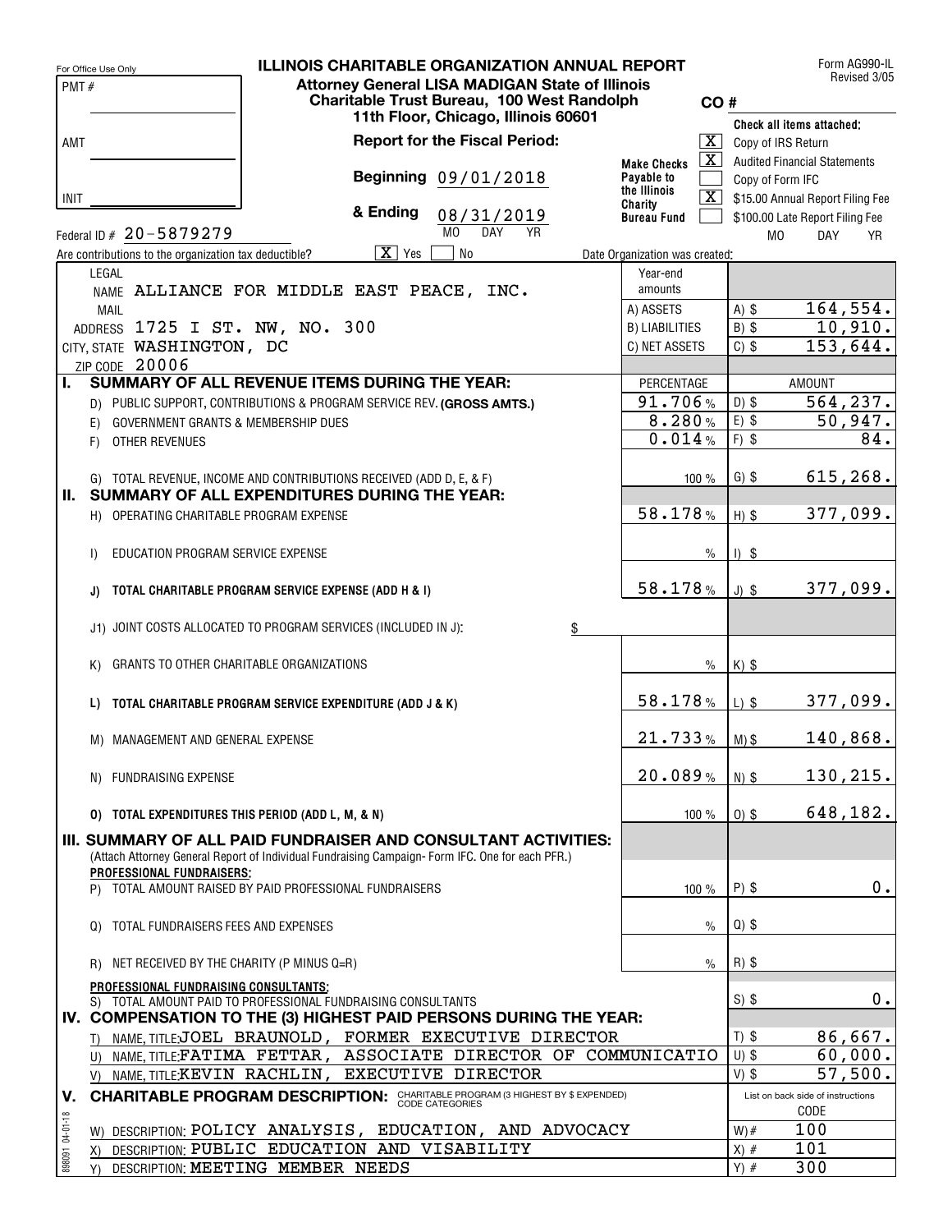For Office Use Only

PMT #

AMT

INIT

# ILLINOIS CHARITABLE ORGANIZATION ANNUAL REPORT

**Attorney General LISA MADIGAN State of Illinois**
**Charitable Trust Bureau, 100 West Randolph**
**11th Floor, Chicago, Illinois 60601**

Form AG990-IL
Revised 3/05

CO #

**Report for the Fiscal Period:**

**Beginning** 09/01/2018

**& Ending** 08/31/2019 (MO DAY YR)

Make Checks Payable to the Illinois Charity Bureau Fund

Check all items attached:

- [X] Copy of IRS Return
- [X] Audited Financial Statements
- [ ] Copy of Form IFC
- [X] $15.00 Annual Report Filing Fee
- [ ] $100.00 Late Report Filing Fee

Federal ID # 20-5879279

Are contributions to the organization tax deductible? [X] Yes [ ] No

Date Organization was created: MO DAY YR

LEGAL NAME ALLIANCE FOR MIDDLE EAST PEACE, INC.
MAIL ADDRESS 1725 I ST. NW, NO. 300
CITY, STATE WASHINGTON, DC
ZIP CODE 20006

| Year-end amounts | |
|---|---|
| A) ASSETS | A) $ 164,554. |
| B) LIABILITIES | B) $ 10,910. |
| C) NET ASSETS | C) $ 153,644. |

| | PERCENTAGE | AMOUNT |
|---|---|---|
| **I. SUMMARY OF ALL REVENUE ITEMS DURING THE YEAR:** | | |
| D) PUBLIC SUPPORT, CONTRIBUTIONS & PROGRAM SERVICE REV. **(GROSS AMTS.)** | 91.706 % | D) $ 564,237. |
| E) GOVERNMENT GRANTS & MEMBERSHIP DUES | 8.280 % | E) $ 50,947. |
| F) OTHER REVENUES | 0.014 % | F) $ 84. |
| G) TOTAL REVENUE, INCOME AND CONTRIBUTIONS RECEIVED (ADD D, E, & F) | 100 % | G) $ 615,268. |
| **II. SUMMARY OF ALL EXPENDITURES DURING THE YEAR:** | | |
| H) OPERATING CHARITABLE PROGRAM EXPENSE | 58.178 % | H) $ 377,099. |
| I) EDUCATION PROGRAM SERVICE EXPENSE | % | I) $ |
| **J) TOTAL CHARITABLE PROGRAM SERVICE EXPENSE (ADD H & I)** | 58.178 % | J) $ 377,099. |
| J1) JOINT COSTS ALLOCATED TO PROGRAM SERVICES (INCLUDED IN J): $ | | |
| K) GRANTS TO OTHER CHARITABLE ORGANIZATIONS | % | K) $ |
| **L) TOTAL CHARITABLE PROGRAM SERVICE EXPENDITURE (ADD J & K)** | 58.178 % | L) $ 377,099. |
| M) MANAGEMENT AND GENERAL EXPENSE | 21.733 % | M) $ 140,868. |
| N) FUNDRAISING EXPENSE | 20.089 % | N) $ 130,215. |
| **O) TOTAL EXPENDITURES THIS PERIOD (ADD L, M, & N)** | 100 % | O) $ 648,182. |

## III. SUMMARY OF ALL PAID FUNDRAISER AND CONSULTANT ACTIVITIES:

(Attach Attorney General Report of Individual Fundraising Campaign- Form IFC. One for each PFR.)

| | | |
|---|---|---|
| **PROFESSIONAL FUNDRAISERS:** | | |
| P) TOTAL AMOUNT RAISED BY PAID PROFESSIONAL FUNDRAISERS | 100 % | P) $ 0. |
| Q) TOTAL FUNDRAISERS FEES AND EXPENSES | % | Q) $ |
| R) NET RECEIVED BY THE CHARITY (P MINUS Q=R) | % | R) $ |
| **PROFESSIONAL FUNDRAISING CONSULTANTS:** | | |
| S) TOTAL AMOUNT PAID TO PROFESSIONAL FUNDRAISING CONSULTANTS | | S) $ 0. |

## IV. COMPENSATION TO THE (3) HIGHEST PAID PERSONS DURING THE YEAR:

| | |
|---|---|
| T) NAME, TITLE: JOEL BRAUNOLD, FORMER EXECUTIVE DIRECTOR | T) $ 86,667. |
| U) NAME, TITLE: FATIMA FETTAR, ASSOCIATE DIRECTOR OF COMMUNICATIO | U) $ 60,000. |
| V) NAME, TITLE: KEVIN RACHLIN, EXECUTIVE DIRECTOR | V) $ 57,500. |

## V. CHARITABLE PROGRAM DESCRIPTION: CHARITABLE PROGRAM (3 HIGHEST BY $ EXPENDED) CODE CATEGORIES

| | List on back side of instructions CODE |
|---|---|
| W) DESCRIPTION: POLICY ANALYSIS, EDUCATION, AND ADVOCACY | W) # 100 |
| X) DESCRIPTION: PUBLIC EDUCATION AND VISABILITY | X) # 101 |
| Y) DESCRIPTION: MEETING MEMBER NEEDS | Y) # 300 |

898091 04-01-18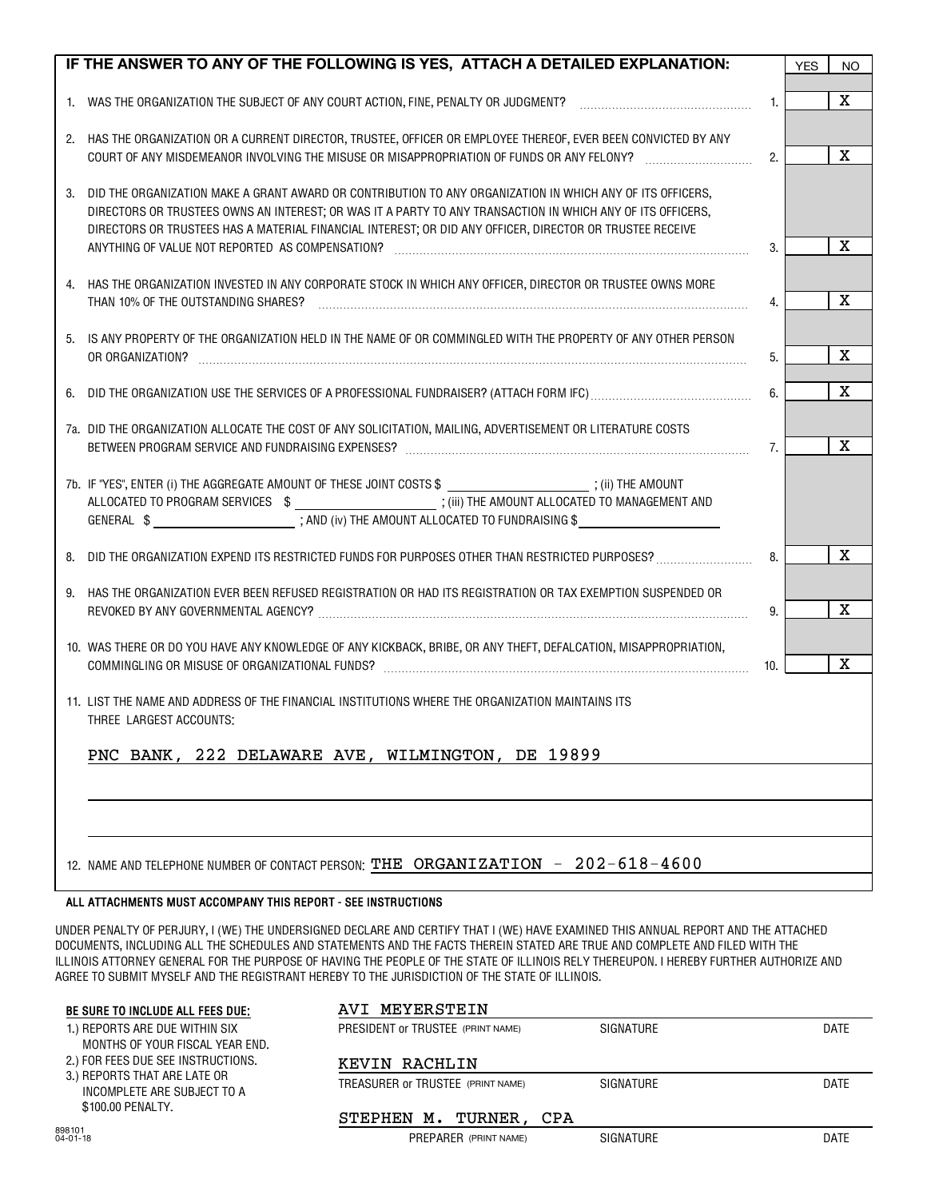| IF THE ANSWER TO ANY OF THE FOLLOWING IS YES, ATTACH A DETAILED EXPLANATION: | | YES | NO |
| --- | --- | --- | --- |
| 1. WAS THE ORGANIZATION THE SUBJECT OF ANY COURT ACTION, FINE, PENALTY OR JUDGMENT? | 1. | | X |
| 2. HAS THE ORGANIZATION OR A CURRENT DIRECTOR, TRUSTEE, OFFICER OR EMPLOYEE THEREOF, EVER BEEN CONVICTED BY ANY COURT OF ANY MISDEMEANOR INVOLVING THE MISUSE OR MISAPPROPRIATION OF FUNDS OR ANY FELONY? | 2. | | X |
| 3. DID THE ORGANIZATION MAKE A GRANT AWARD OR CONTRIBUTION TO ANY ORGANIZATION IN WHICH ANY OF ITS OFFICERS, DIRECTORS OR TRUSTEES OWNS AN INTEREST; OR WAS IT A PARTY TO ANY TRANSACTION IN WHICH ANY OF ITS OFFICERS, DIRECTORS OR TRUSTEES HAS A MATERIAL FINANCIAL INTEREST; OR DID ANY OFFICER, DIRECTOR OR TRUSTEE RECEIVE ANYTHING OF VALUE NOT REPORTED AS COMPENSATION? | 3. | | X |
| 4. HAS THE ORGANIZATION INVESTED IN ANY CORPORATE STOCK IN WHICH ANY OFFICER, DIRECTOR OR TRUSTEE OWNS MORE THAN 10% OF THE OUTSTANDING SHARES? | 4. | | X |
| 5. IS ANY PROPERTY OF THE ORGANIZATION HELD IN THE NAME OF OR COMMINGLED WITH THE PROPERTY OF ANY OTHER PERSON OR ORGANIZATION? | 5. | | X |
| 6. DID THE ORGANIZATION USE THE SERVICES OF A PROFESSIONAL FUNDRAISER? (ATTACH FORM IFC) | 6. | | X |
| 7a. DID THE ORGANIZATION ALLOCATE THE COST OF ANY SOLICITATION, MAILING, ADVERTISEMENT OR LITERATURE COSTS BETWEEN PROGRAM SERVICE AND FUNDRAISING EXPENSES? | 7. | | X |
| 7b. IF "YES", ENTER (i) THE AGGREGATE AMOUNT OF THESE JOINT COSTS $ ______ ; (ii) THE AMOUNT ALLOCATED TO PROGRAM SERVICES $ ______ ; (iii) THE AMOUNT ALLOCATED TO MANAGEMENT AND GENERAL $ ______ ; AND (iv) THE AMOUNT ALLOCATED TO FUNDRAISING $ ______ | | | |
| 8. DID THE ORGANIZATION EXPEND ITS RESTRICTED FUNDS FOR PURPOSES OTHER THAN RESTRICTED PURPOSES? | 8. | | X |
| 9. HAS THE ORGANIZATION EVER BEEN REFUSED REGISTRATION OR HAD ITS REGISTRATION OR TAX EXEMPTION SUSPENDED OR REVOKED BY ANY GOVERNMENTAL AGENCY? | 9. | | X |
| 10. WAS THERE OR DO YOU HAVE ANY KNOWLEDGE OF ANY KICKBACK, BRIBE, OR ANY THEFT, DEFALCATION, MISAPPROPRIATION, COMMINGLING OR MISUSE OF ORGANIZATIONAL FUNDS? | 10. | | X |

11. LIST THE NAME AND ADDRESS OF THE FINANCIAL INSTITUTIONS WHERE THE ORGANIZATION MAINTAINS ITS THREE LARGEST ACCOUNTS:

PNC BANK, 222 DELAWARE AVE, WILMINGTON, DE 19899

12. NAME AND TELEPHONE NUMBER OF CONTACT PERSON: THE ORGANIZATION - 202-618-4600

**ALL ATTACHMENTS MUST ACCOMPANY THIS REPORT - SEE INSTRUCTIONS**

UNDER PENALTY OF PERJURY, I (WE) THE UNDERSIGNED DECLARE AND CERTIFY THAT I (WE) HAVE EXAMINED THIS ANNUAL REPORT AND THE ATTACHED DOCUMENTS, INCLUDING ALL THE SCHEDULES AND STATEMENTS AND THE FACTS THEREIN STATED ARE TRUE AND COMPLETE AND FILED WITH THE ILLINOIS ATTORNEY GENERAL FOR THE PURPOSE OF HAVING THE PEOPLE OF THE STATE OF ILLINOIS RELY THEREUPON. I HEREBY FURTHER AUTHORIZE AND AGREE TO SUBMIT MYSELF AND THE REGISTRANT HEREBY TO THE JURISDICTION OF THE STATE OF ILLINOIS.

**BE SURE TO INCLUDE ALL FEES DUE:**

1.) REPORTS ARE DUE WITHIN SIX MONTHS OF YOUR FISCAL YEAR END.
2.) FOR FEES DUE SEE INSTRUCTIONS.
3.) REPORTS THAT ARE LATE OR INCOMPLETE ARE SUBJECT TO A $100.00 PENALTY.

AVI MEYERSTEIN
PRESIDENT or TRUSTEE (PRINT NAME) SIGNATURE DATE

KEVIN RACHLIN
TREASURER or TRUSTEE (PRINT NAME) SIGNATURE DATE

STEPHEN M. TURNER, CPA
PREPARER (PRINT NAME) SIGNATURE DATE

898101
04-01-18